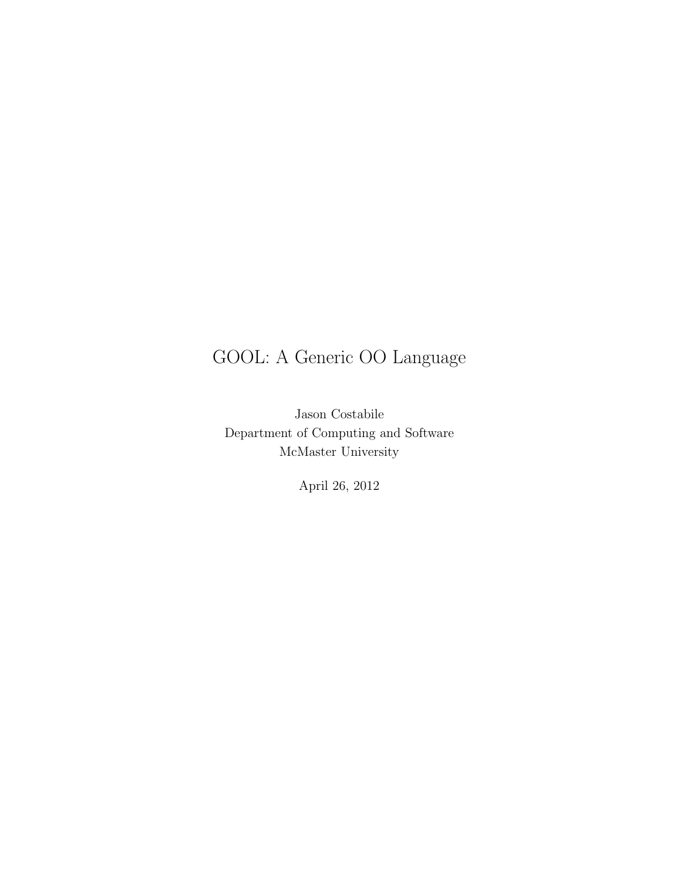# GOOL: A Generic OO Language

Jason Costabile
Department of Computing and Software
McMaster University

April 26, 2012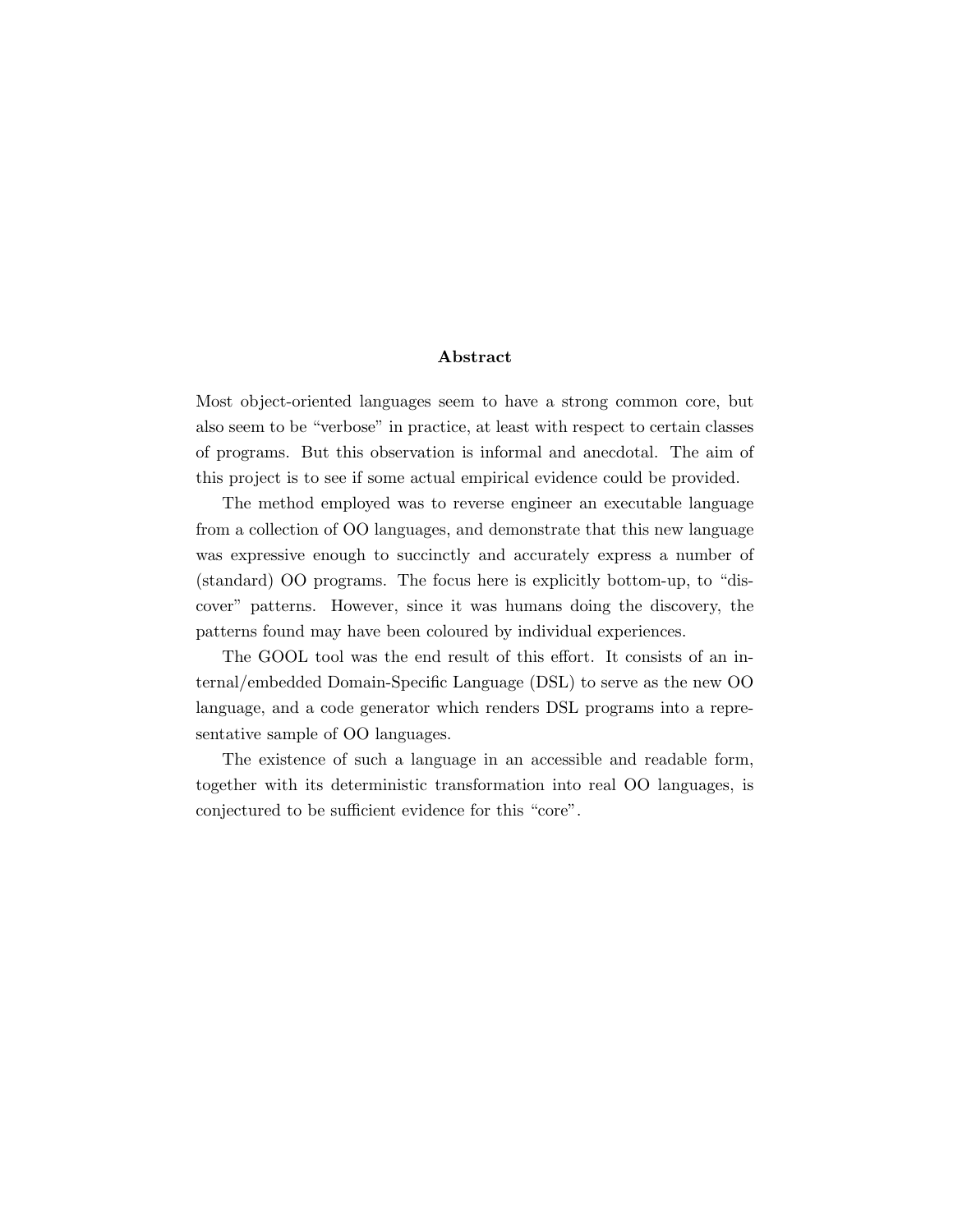## Abstract

Most object-oriented languages seem to have a strong common core, but also seem to be "verbose" in practice, at least with respect to certain classes of programs. But this observation is informal and anecdotal. The aim of this project is to see if some actual empirical evidence could be provided.

The method employed was to reverse engineer an executable language from a collection of OO languages, and demonstrate that this new language was expressive enough to succinctly and accurately express a number of (standard) OO programs. The focus here is explicitly bottom-up, to "discover" patterns. However, since it was humans doing the discovery, the patterns found may have been coloured by individual experiences.

The GOOL tool was the end result of this effort. It consists of an internal/embedded Domain-Specific Language (DSL) to serve as the new OO language, and a code generator which renders DSL programs into a representative sample of OO languages.

The existence of such a language in an accessible and readable form, together with its deterministic transformation into real OO languages, is conjectured to be sufficient evidence for this "core".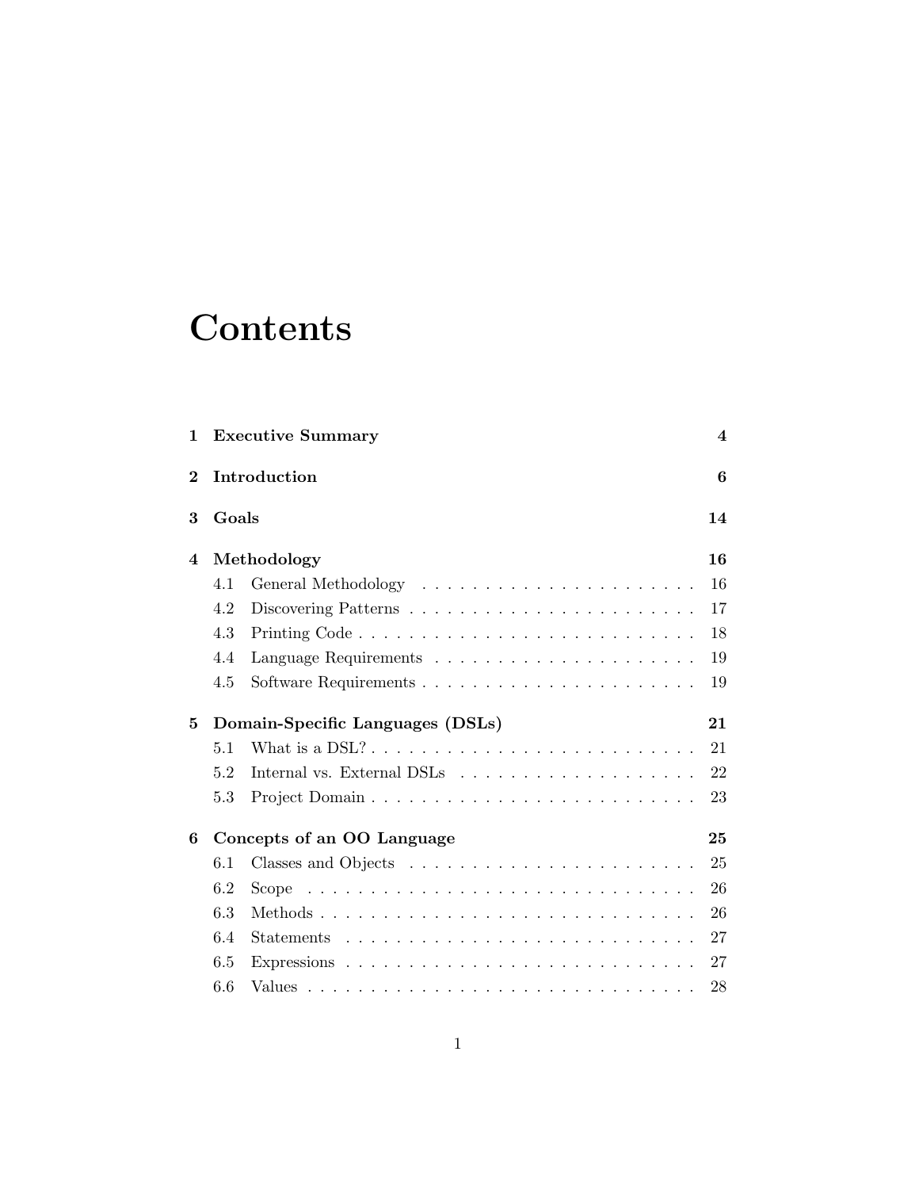# Contents

| | | |
|---|---|---|
| **1** | **Executive Summary** | **4** |
| **2** | **Introduction** | **6** |
| **3** | **Goals** | **14** |
| **4** | **Methodology** | **16** |
| 4.1 | General Methodology | 16 |
| 4.2 | Discovering Patterns | 17 |
| 4.3 | Printing Code | 18 |
| 4.4 | Language Requirements | 19 |
| 4.5 | Software Requirements | 19 |
| **5** | **Domain-Specific Languages (DSLs)** | **21** |
| 5.1 | What is a DSL? | 21 |
| 5.2 | Internal vs. External DSLs | 22 |
| 5.3 | Project Domain | 23 |
| **6** | **Concepts of an OO Language** | **25** |
| 6.1 | Classes and Objects | 25 |
| 6.2 | Scope | 26 |
| 6.3 | Methods | 26 |
| 6.4 | Statements | 27 |
| 6.5 | Expressions | 27 |
| 6.6 | Values | 28 |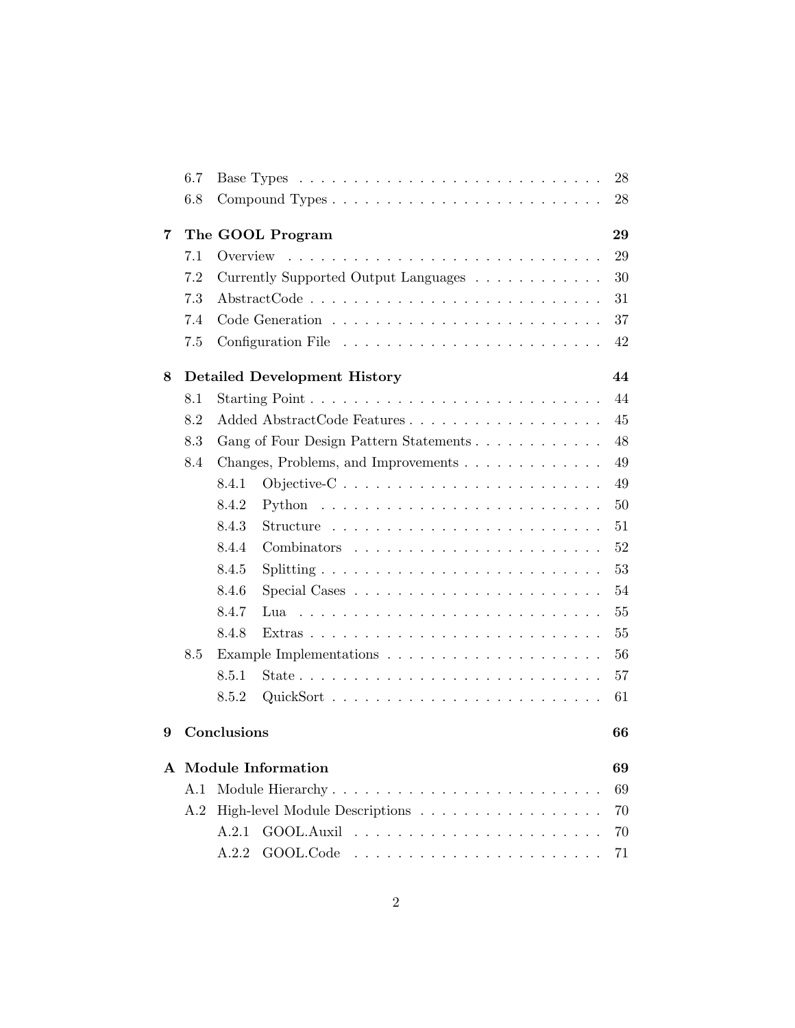6.7 Base Types . . . . . . . . . . . . . . . . . . . . . . . . . . . . 28
6.8 Compound Types . . . . . . . . . . . . . . . . . . . . . . . . . 28

**7 The GOOL Program 29**

7.1 Overview . . . . . . . . . . . . . . . . . . . . . . . . . . . . . 29
7.2 Currently Supported Output Languages . . . . . . . . . . . . 30
7.3 AbstractCode . . . . . . . . . . . . . . . . . . . . . . . . . . 31
7.4 Code Generation . . . . . . . . . . . . . . . . . . . . . . . . . 37
7.5 Configuration File . . . . . . . . . . . . . . . . . . . . . . . . 42

**8 Detailed Development History 44**

8.1 Starting Point . . . . . . . . . . . . . . . . . . . . . . . . . . . 44
8.2 Added AbstractCode Features . . . . . . . . . . . . . . . . . . 45
8.3 Gang of Four Design Pattern Statements . . . . . . . . . . . . 48
8.4 Changes, Problems, and Improvements . . . . . . . . . . . . . 49
8.4.1 Objective-C . . . . . . . . . . . . . . . . . . . . . . . . 49
8.4.2 Python . . . . . . . . . . . . . . . . . . . . . . . . . . 50
8.4.3 Structure . . . . . . . . . . . . . . . . . . . . . . . . . 51
8.4.4 Combinators . . . . . . . . . . . . . . . . . . . . . . . 52
8.4.5 Splitting . . . . . . . . . . . . . . . . . . . . . . . . . . 53
8.4.6 Special Cases . . . . . . . . . . . . . . . . . . . . . . . 54
8.4.7 Lua . . . . . . . . . . . . . . . . . . . . . . . . . . . . 55
8.4.8 Extras . . . . . . . . . . . . . . . . . . . . . . . . . . . 55
8.5 Example Implementations . . . . . . . . . . . . . . . . . . . . 56
8.5.1 State . . . . . . . . . . . . . . . . . . . . . . . . . . . . 57
8.5.2 QuickSort . . . . . . . . . . . . . . . . . . . . . . . . . 61

**9 Conclusions 66**

**A Module Information 69**

A.1 Module Hierarchy . . . . . . . . . . . . . . . . . . . . . . . . . 69
A.2 High-level Module Descriptions . . . . . . . . . . . . . . . . . 70
A.2.1 GOOL.Auxil . . . . . . . . . . . . . . . . . . . . . . . 70
A.2.2 GOOL.Code . . . . . . . . . . . . . . . . . . . . . . . 71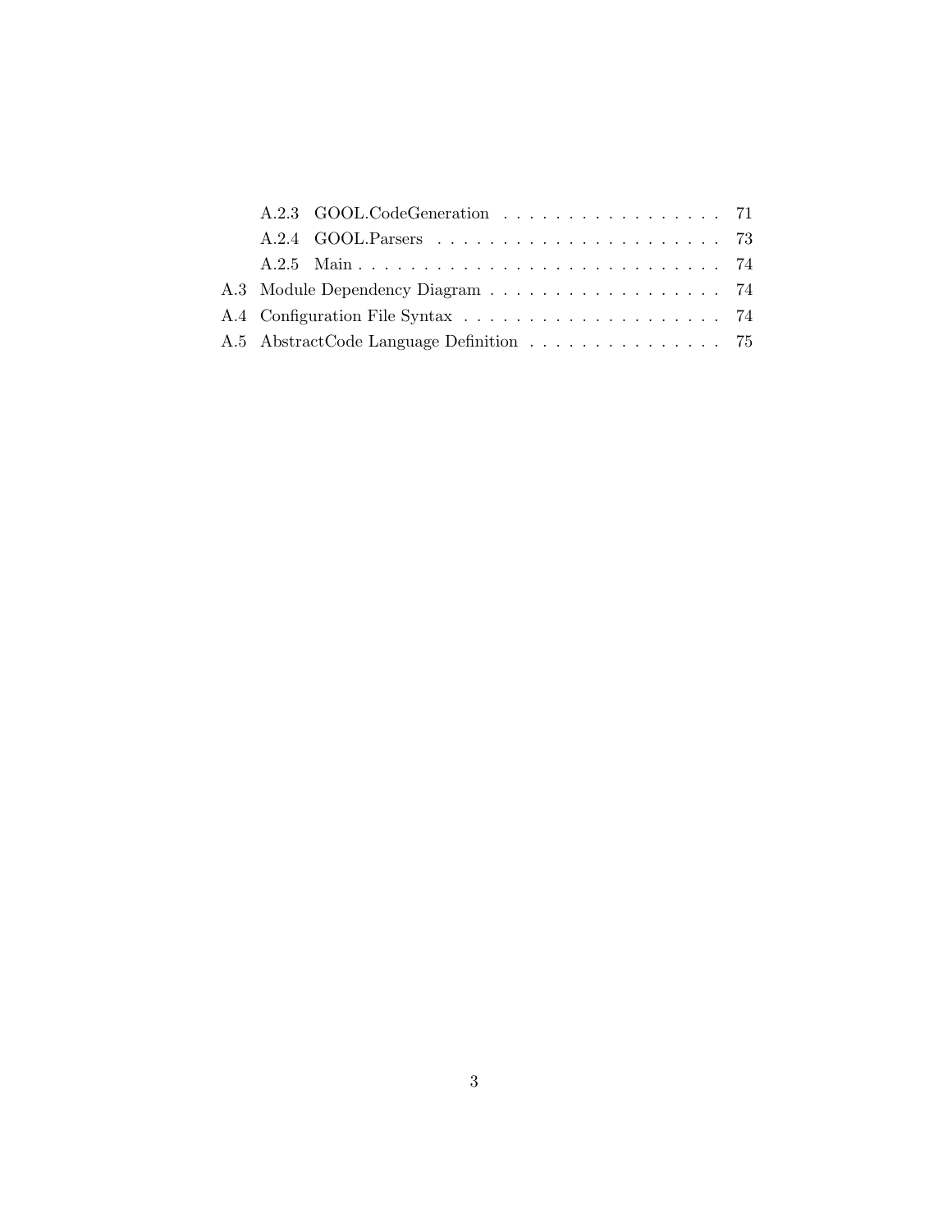- A.2.3 GOOL.CodeGeneration . . . . . . . . . . . . . . . . . . 71
- A.2.4 GOOL.Parsers . . . . . . . . . . . . . . . . . . . . . . 73
- A.2.5 Main . . . . . . . . . . . . . . . . . . . . . . . . . . . 74

A.3 Module Dependency Diagram . . . . . . . . . . . . . . . . . . 74

A.4 Configuration File Syntax . . . . . . . . . . . . . . . . . . . . 74

A.5 AbstractCode Language Definition . . . . . . . . . . . . . . . 75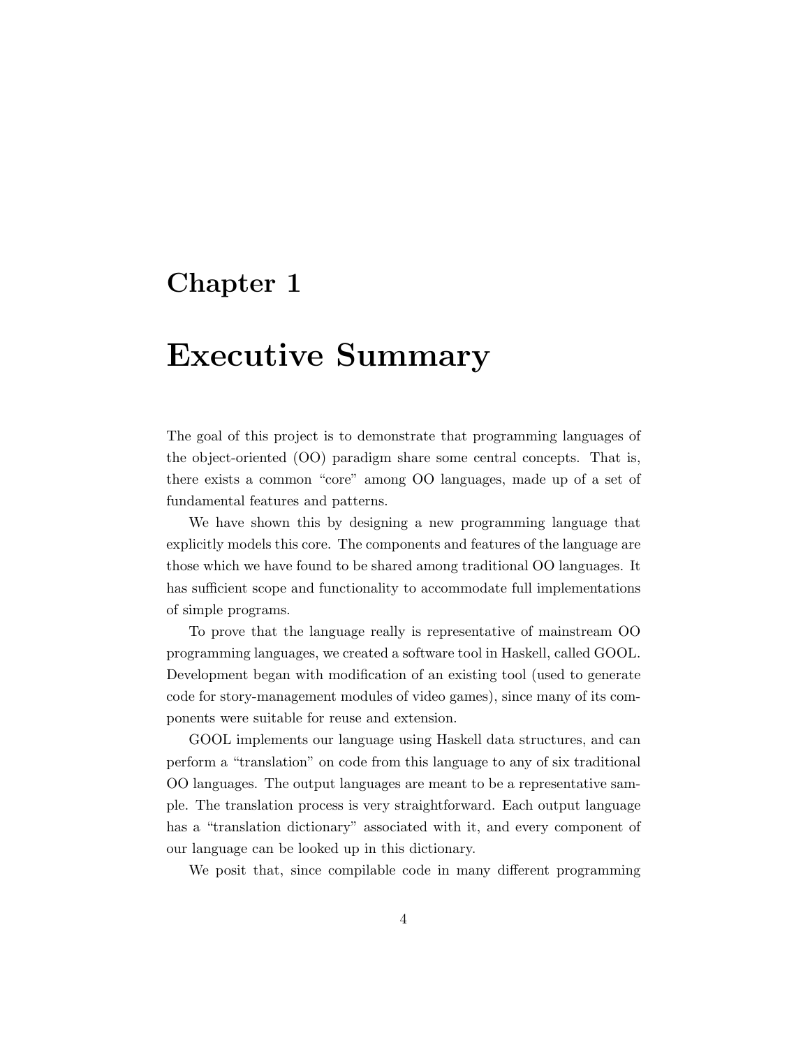# Chapter 1

# Executive Summary

The goal of this project is to demonstrate that programming languages of the object-oriented (OO) paradigm share some central concepts. That is, there exists a common "core" among OO languages, made up of a set of fundamental features and patterns.

We have shown this by designing a new programming language that explicitly models this core. The components and features of the language are those which we have found to be shared among traditional OO languages. It has sufficient scope and functionality to accommodate full implementations of simple programs.

To prove that the language really is representative of mainstream OO programming languages, we created a software tool in Haskell, called GOOL. Development began with modification of an existing tool (used to generate code for story-management modules of video games), since many of its components were suitable for reuse and extension.

GOOL implements our language using Haskell data structures, and can perform a "translation" on code from this language to any of six traditional OO languages. The output languages are meant to be a representative sample. The translation process is very straightforward. Each output language has a "translation dictionary" associated with it, and every component of our language can be looked up in this dictionary.

We posit that, since compilable code in many different programming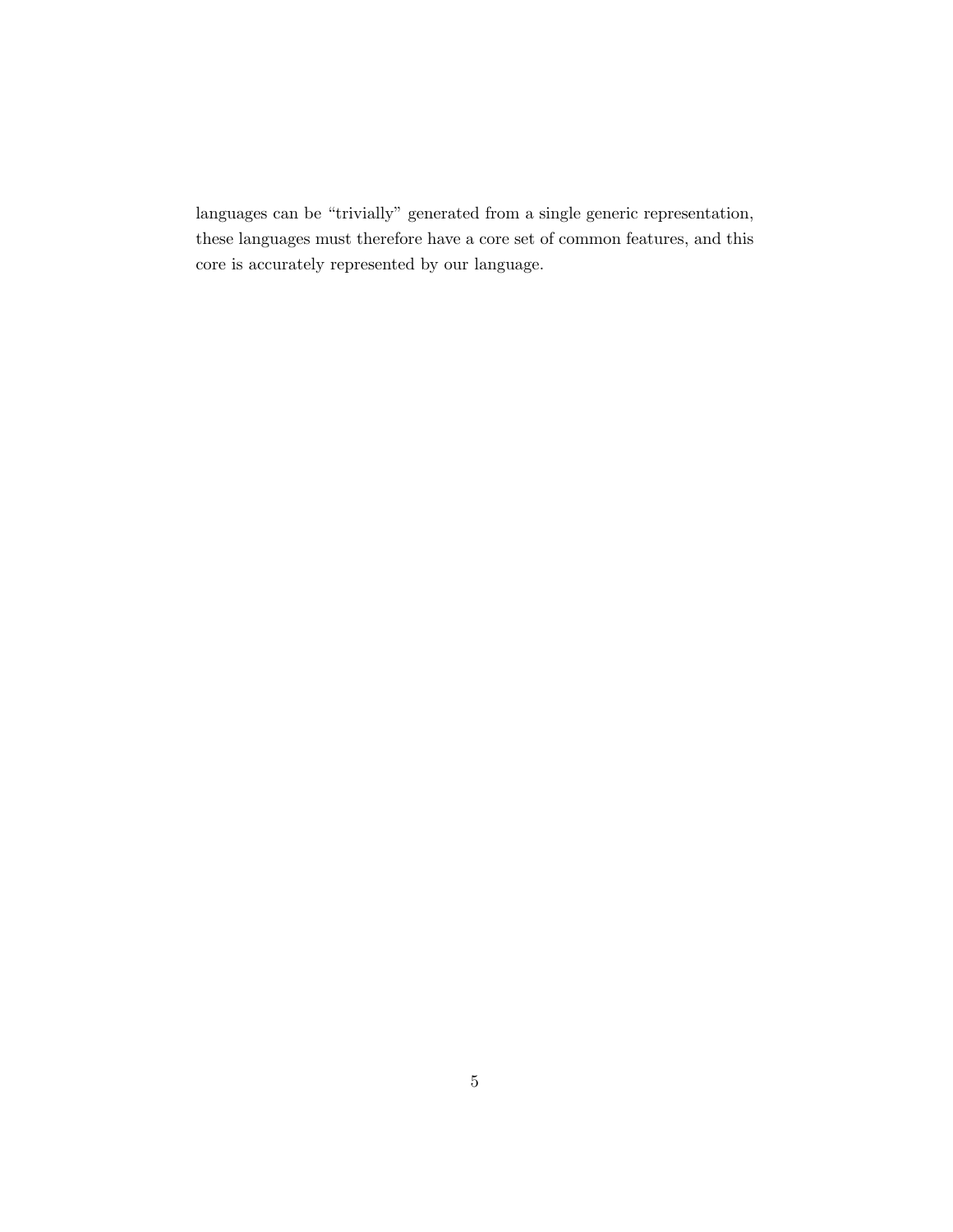languages can be “trivially” generated from a single generic representation, these languages must therefore have a core set of common features, and this core is accurately represented by our language.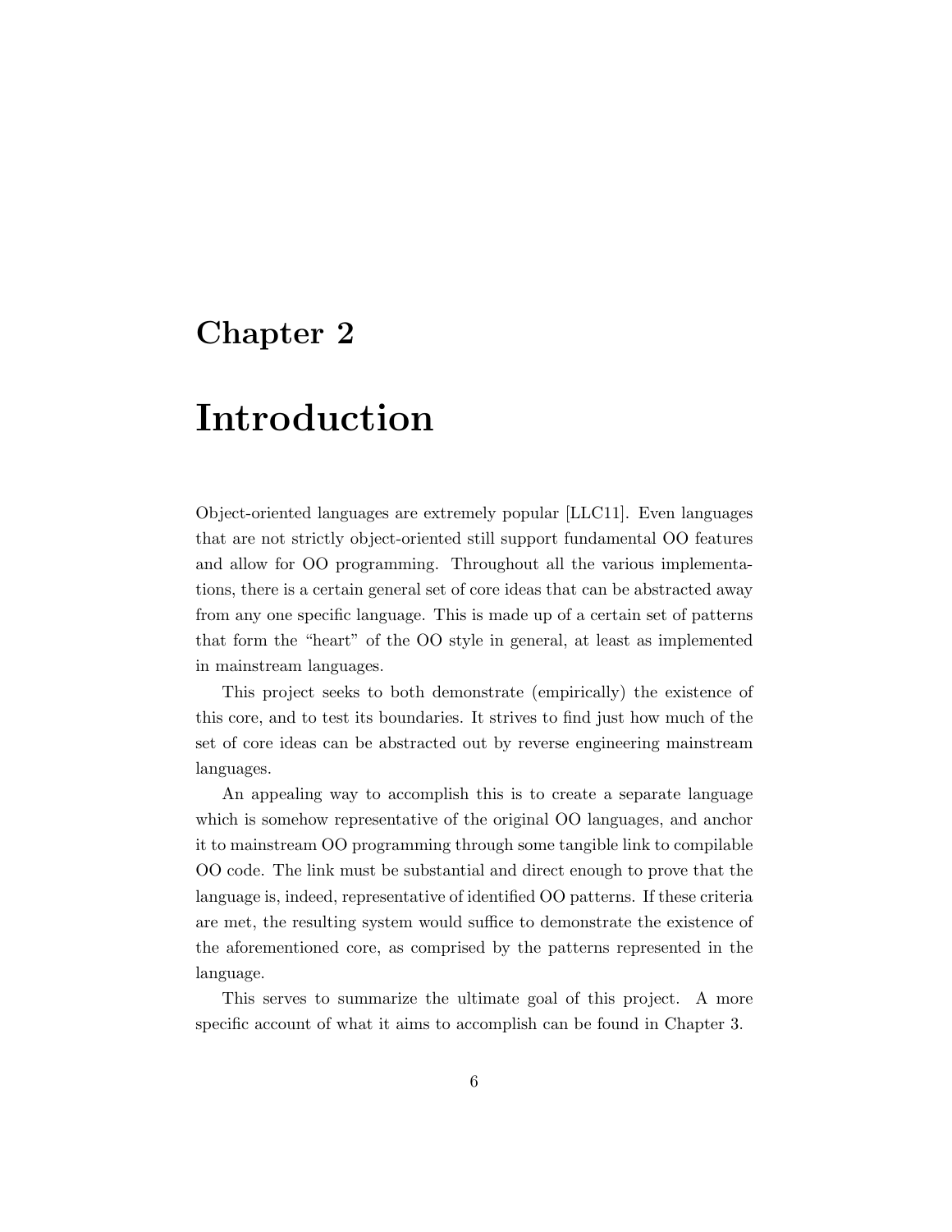# Chapter 2

# Introduction

Object-oriented languages are extremely popular [LLC11]. Even languages that are not strictly object-oriented still support fundamental OO features and allow for OO programming. Throughout all the various implementations, there is a certain general set of core ideas that can be abstracted away from any one specific language. This is made up of a certain set of patterns that form the "heart" of the OO style in general, at least as implemented in mainstream languages.

This project seeks to both demonstrate (empirically) the existence of this core, and to test its boundaries. It strives to find just how much of the set of core ideas can be abstracted out by reverse engineering mainstream languages.

An appealing way to accomplish this is to create a separate language which is somehow representative of the original OO languages, and anchor it to mainstream OO programming through some tangible link to compilable OO code. The link must be substantial and direct enough to prove that the language is, indeed, representative of identified OO patterns. If these criteria are met, the resulting system would suffice to demonstrate the existence of the aforementioned core, as comprised by the patterns represented in the language.

This serves to summarize the ultimate goal of this project. A more specific account of what it aims to accomplish can be found in Chapter 3.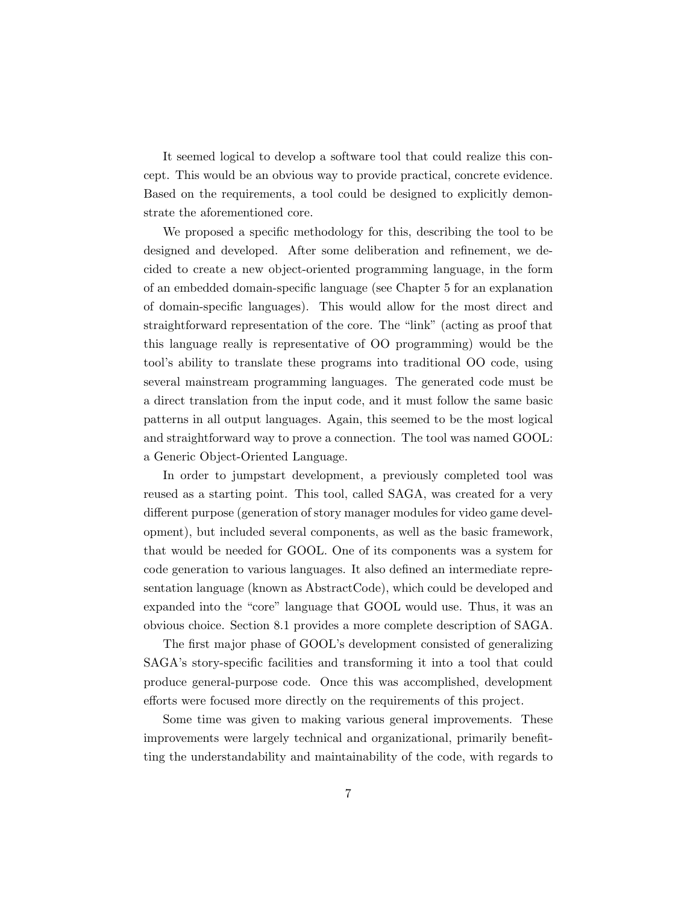It seemed logical to develop a software tool that could realize this concept. This would be an obvious way to provide practical, concrete evidence. Based on the requirements, a tool could be designed to explicitly demonstrate the aforementioned core.

We proposed a specific methodology for this, describing the tool to be designed and developed. After some deliberation and refinement, we decided to create a new object-oriented programming language, in the form of an embedded domain-specific language (see Chapter 5 for an explanation of domain-specific languages). This would allow for the most direct and straightforward representation of the core. The "link" (acting as proof that this language really is representative of OO programming) would be the tool's ability to translate these programs into traditional OO code, using several mainstream programming languages. The generated code must be a direct translation from the input code, and it must follow the same basic patterns in all output languages. Again, this seemed to be the most logical and straightforward way to prove a connection. The tool was named GOOL: a Generic Object-Oriented Language.

In order to jumpstart development, a previously completed tool was reused as a starting point. This tool, called SAGA, was created for a very different purpose (generation of story manager modules for video game development), but included several components, as well as the basic framework, that would be needed for GOOL. One of its components was a system for code generation to various languages. It also defined an intermediate representation language (known as AbstractCode), which could be developed and expanded into the "core" language that GOOL would use. Thus, it was an obvious choice. Section 8.1 provides a more complete description of SAGA.

The first major phase of GOOL's development consisted of generalizing SAGA's story-specific facilities and transforming it into a tool that could produce general-purpose code. Once this was accomplished, development efforts were focused more directly on the requirements of this project.

Some time was given to making various general improvements. These improvements were largely technical and organizational, primarily benefitting the understandability and maintainability of the code, with regards to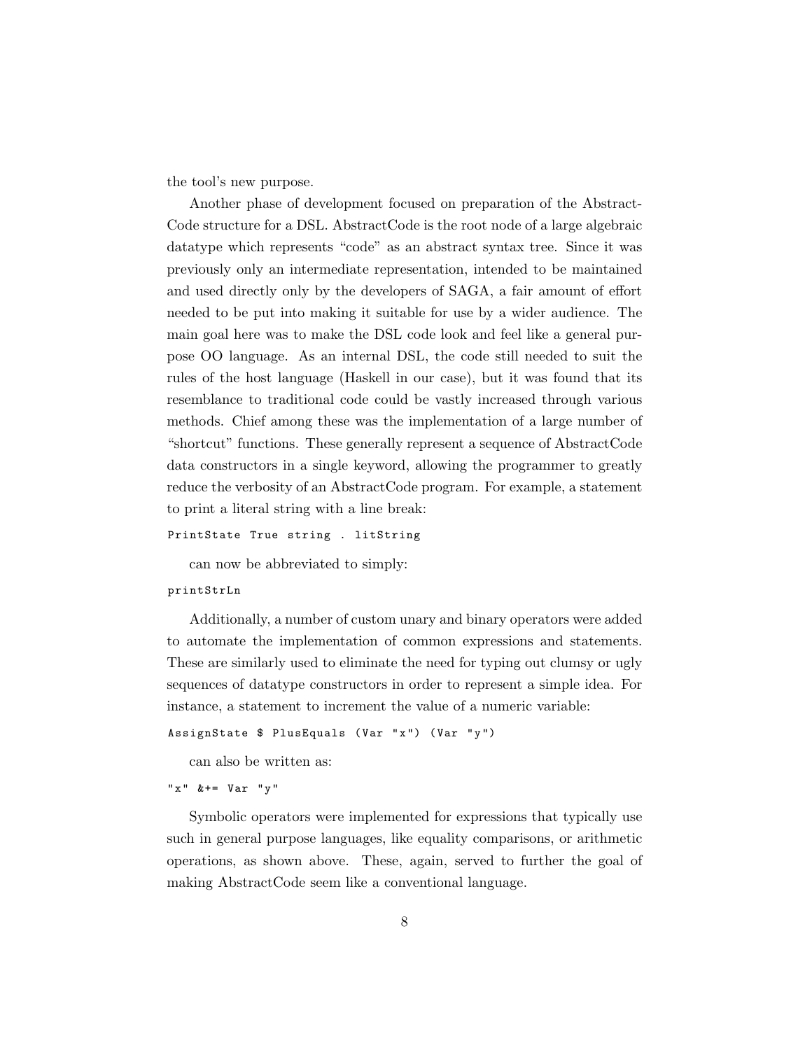the tool's new purpose.

Another phase of development focused on preparation of the AbstractCode structure for a DSL. AbstractCode is the root node of a large algebraic datatype which represents "code" as an abstract syntax tree. Since it was previously only an intermediate representation, intended to be maintained and used directly only by the developers of SAGA, a fair amount of effort needed to be put into making it suitable for use by a wider audience. The main goal here was to make the DSL code look and feel like a general purpose OO language. As an internal DSL, the code still needed to suit the rules of the host language (Haskell in our case), but it was found that its resemblance to traditional code could be vastly increased through various methods. Chief among these was the implementation of a large number of "shortcut" functions. These generally represent a sequence of AbstractCode data constructors in a single keyword, allowing the programmer to greatly reduce the verbosity of an AbstractCode program. For example, a statement to print a literal string with a line break:

```
PrintState True string . litString
```

can now be abbreviated to simply:

```
printStrLn
```

Additionally, a number of custom unary and binary operators were added to automate the implementation of common expressions and statements. These are similarly used to eliminate the need for typing out clumsy or ugly sequences of datatype constructors in order to represent a simple idea. For instance, a statement to increment the value of a numeric variable:

```
AssignState $ PlusEquals (Var "x") (Var "y")
```

can also be written as:

```
"x" &+= Var "y"
```

Symbolic operators were implemented for expressions that typically use such in general purpose languages, like equality comparisons, or arithmetic operations, as shown above. These, again, served to further the goal of making AbstractCode seem like a conventional language.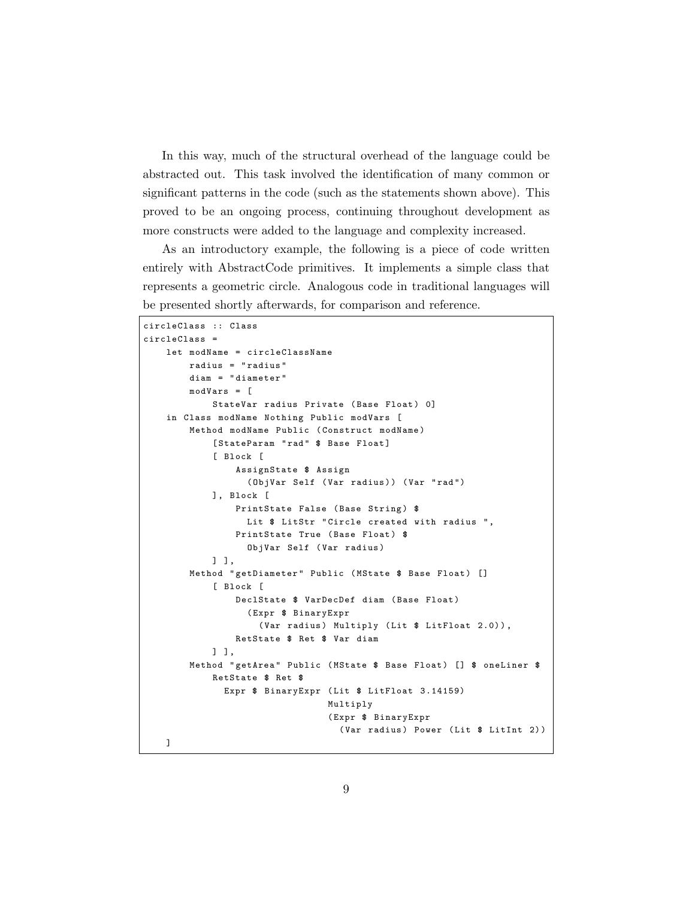In this way, much of the structural overhead of the language could be abstracted out. This task involved the identification of many common or significant patterns in the code (such as the statements shown above). This proved to be an ongoing process, continuing throughout development as more constructs were added to the language and complexity increased.

As an introductory example, the following is a piece of code written entirely with AbstractCode primitives. It implements a simple class that represents a geometric circle. Analogous code in traditional languages will be presented shortly afterwards, for comparison and reference.

```
circleClass :: Class
circleClass =
    let modName = circleClassName
        radius = "radius"
        diam = "diameter"
        modVars = [
            StateVar radius Private (Base Float) 0]
    in Class modName Nothing Public modVars [
        Method modName Public (Construct modName)
            [StateParam "rad" $ Base Float]
            [ Block [
                AssignState $ Assign
                  (ObjVar Self (Var radius)) (Var "rad")
            ], Block [
                PrintState False (Base String) $
                  Lit $ LitStr "Circle created with radius ",
                PrintState True (Base Float) $
                  ObjVar Self (Var radius)
            ] ],
        Method "getDiameter" Public (MState $ Base Float) []
            [ Block [
                DeclState $ VarDecDef diam (Base Float)
                  (Expr $ BinaryExpr
                    (Var radius) Multiply (Lit $ LitFloat 2.0)),
                RetState $ Ret $ Var diam
            ] ],
        Method "getArea" Public (MState $ Base Float) [] $ oneLiner $
            RetState $ Ret $
              Expr $ BinaryExpr (Lit $ LitFloat 3.14159)
                                Multiply
                                (Expr $ BinaryExpr
                                  (Var radius) Power (Lit $ LitInt 2))
    ]
```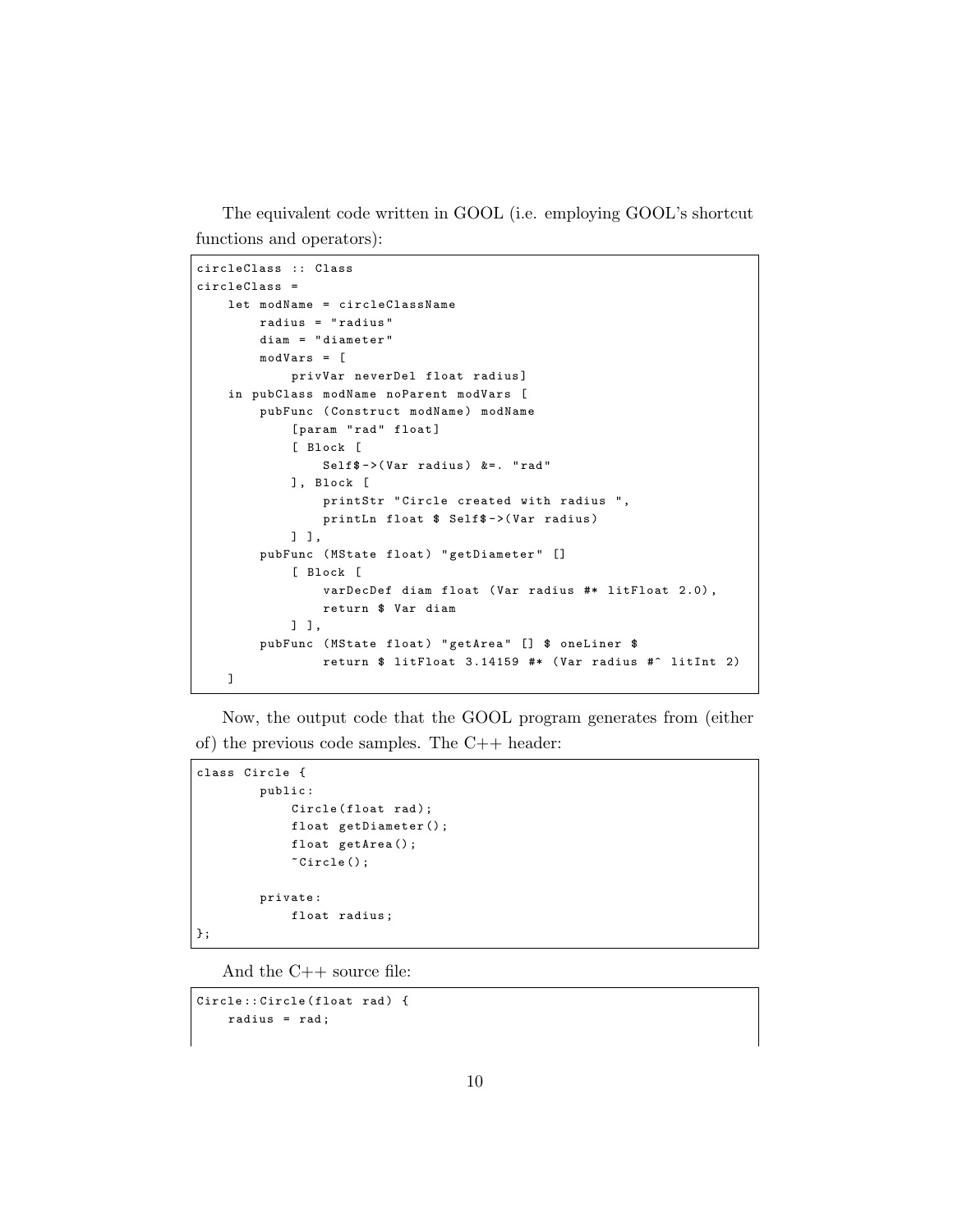The equivalent code written in GOOL (i.e. employing GOOL's shortcut functions and operators):

```
circleClass :: Class
circleClass =
    let modName = circleClassName
        radius = "radius"
        diam = "diameter"
        modVars = [
            privVar neverDel float radius]
    in pubClass modName noParent modVars [
        pubFunc (Construct modName) modName
            [param "rad" float]
            [ Block [
                Self$->(Var radius) &=. "rad"
            ], Block [
                printStr "Circle created with radius ",
                printLn float $ Self$->(Var radius)
            ] ],
        pubFunc (MState float) "getDiameter" []
            [ Block [
                varDecDef diam float (Var radius #* litFloat 2.0),
                return $ Var diam
            ] ],
        pubFunc (MState float) "getArea" [] $ oneLiner $
                return $ litFloat 3.14159 #* (Var radius #^ litInt 2)
    ]
```

Now, the output code that the GOOL program generates from (either of) the previous code samples. The C++ header:

```
class Circle {
        public:
            Circle(float rad);
            float getDiameter();
            float getArea();
            ~Circle();

        private:
            float radius;
};
```

And the C++ source file:

```
Circle::Circle(float rad) {
    radius = rad;
```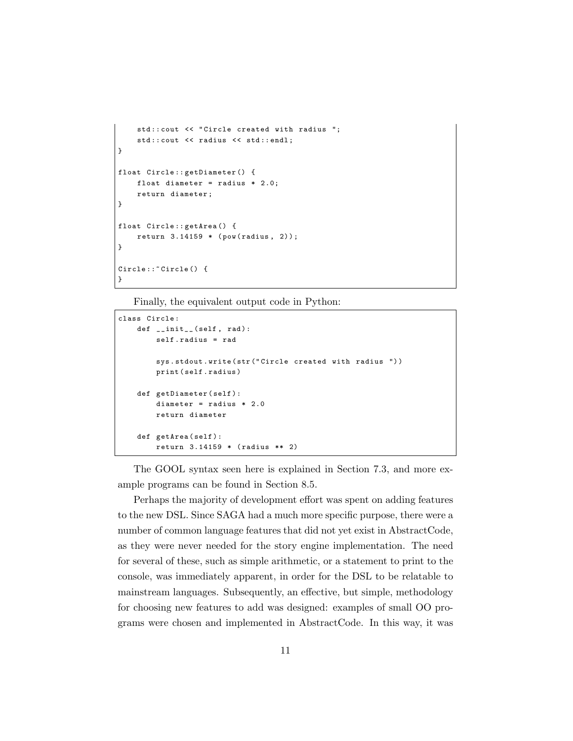```
    std::cout << "Circle created with radius ";
    std::cout << radius << std::endl;
}

float Circle::getDiameter() {
    float diameter = radius * 2.0;
    return diameter;
}

float Circle::getArea() {
    return 3.14159 * (pow(radius, 2));
}

Circle::~Circle() {
}
```

Finally, the equivalent output code in Python:

```
class Circle:
    def __init__(self, rad):
        self.radius = rad

        sys.stdout.write(str("Circle created with radius "))
        print(self.radius)

    def getDiameter(self):
        diameter = radius * 2.0
        return diameter

    def getArea(self):
        return 3.14159 * (radius ** 2)
```

The GOOL syntax seen here is explained in Section 7.3, and more example programs can be found in Section 8.5.

Perhaps the majority of development effort was spent on adding features to the new DSL. Since SAGA had a much more specific purpose, there were a number of common language features that did not yet exist in AbstractCode, as they were never needed for the story engine implementation. The need for several of these, such as simple arithmetic, or a statement to print to the console, was immediately apparent, in order for the DSL to be relatable to mainstream languages. Subsequently, an effective, but simple, methodology for choosing new features to add was designed: examples of small OO programs were chosen and implemented in AbstractCode. In this way, it was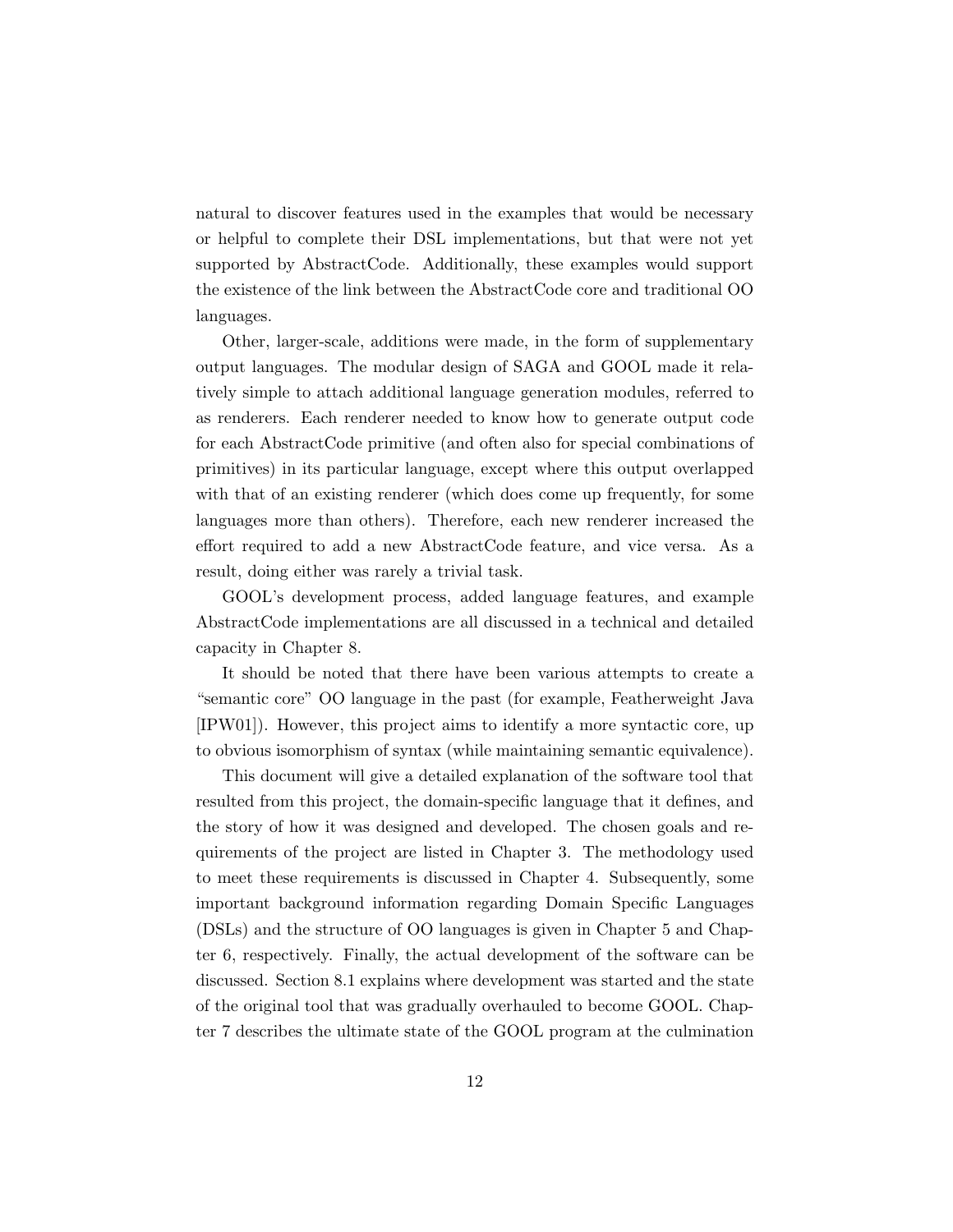natural to discover features used in the examples that would be necessary or helpful to complete their DSL implementations, but that were not yet supported by AbstractCode. Additionally, these examples would support the existence of the link between the AbstractCode core and traditional OO languages.

Other, larger-scale, additions were made, in the form of supplementary output languages. The modular design of SAGA and GOOL made it relatively simple to attach additional language generation modules, referred to as renderers. Each renderer needed to know how to generate output code for each AbstractCode primitive (and often also for special combinations of primitives) in its particular language, except where this output overlapped with that of an existing renderer (which does come up frequently, for some languages more than others). Therefore, each new renderer increased the effort required to add a new AbstractCode feature, and vice versa. As a result, doing either was rarely a trivial task.

GOOL's development process, added language features, and example AbstractCode implementations are all discussed in a technical and detailed capacity in Chapter 8.

It should be noted that there have been various attempts to create a "semantic core" OO language in the past (for example, Featherweight Java [IPW01]). However, this project aims to identify a more syntactic core, up to obvious isomorphism of syntax (while maintaining semantic equivalence).

This document will give a detailed explanation of the software tool that resulted from this project, the domain-specific language that it defines, and the story of how it was designed and developed. The chosen goals and requirements of the project are listed in Chapter 3. The methodology used to meet these requirements is discussed in Chapter 4. Subsequently, some important background information regarding Domain Specific Languages (DSLs) and the structure of OO languages is given in Chapter 5 and Chapter 6, respectively. Finally, the actual development of the software can be discussed. Section 8.1 explains where development was started and the state of the original tool that was gradually overhauled to become GOOL. Chapter 7 describes the ultimate state of the GOOL program at the culmination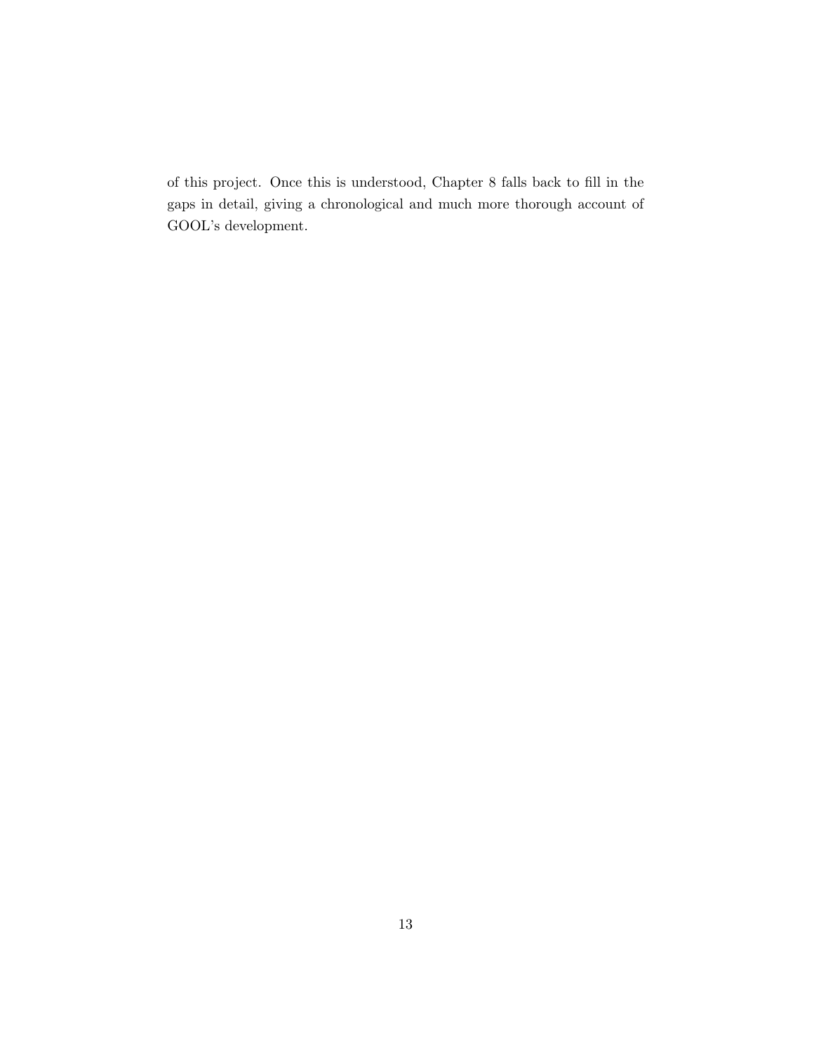of this project. Once this is understood, Chapter 8 falls back to fill in the gaps in detail, giving a chronological and much more thorough account of GOOL's development.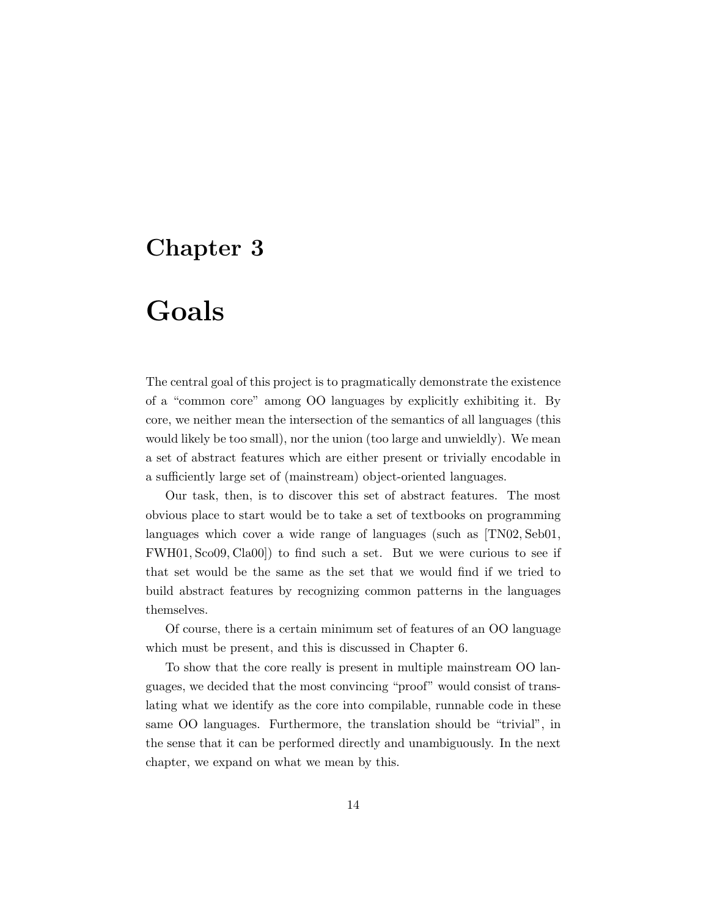# Chapter 3

# Goals

The central goal of this project is to pragmatically demonstrate the existence of a "common core" among OO languages by explicitly exhibiting it. By core, we neither mean the intersection of the semantics of all languages (this would likely be too small), nor the union (too large and unwieldly). We mean a set of abstract features which are either present or trivially encodable in a sufficiently large set of (mainstream) object-oriented languages.

Our task, then, is to discover this set of abstract features. The most obvious place to start would be to take a set of textbooks on programming languages which cover a wide range of languages (such as [TN02, Seb01, FWH01, Sco09, Cla00]) to find such a set. But we were curious to see if that set would be the same as the set that we would find if we tried to build abstract features by recognizing common patterns in the languages themselves.

Of course, there is a certain minimum set of features of an OO language which must be present, and this is discussed in Chapter 6.

To show that the core really is present in multiple mainstream OO languages, we decided that the most convincing "proof" would consist of translating what we identify as the core into compilable, runnable code in these same OO languages. Furthermore, the translation should be "trivial", in the sense that it can be performed directly and unambiguously. In the next chapter, we expand on what we mean by this.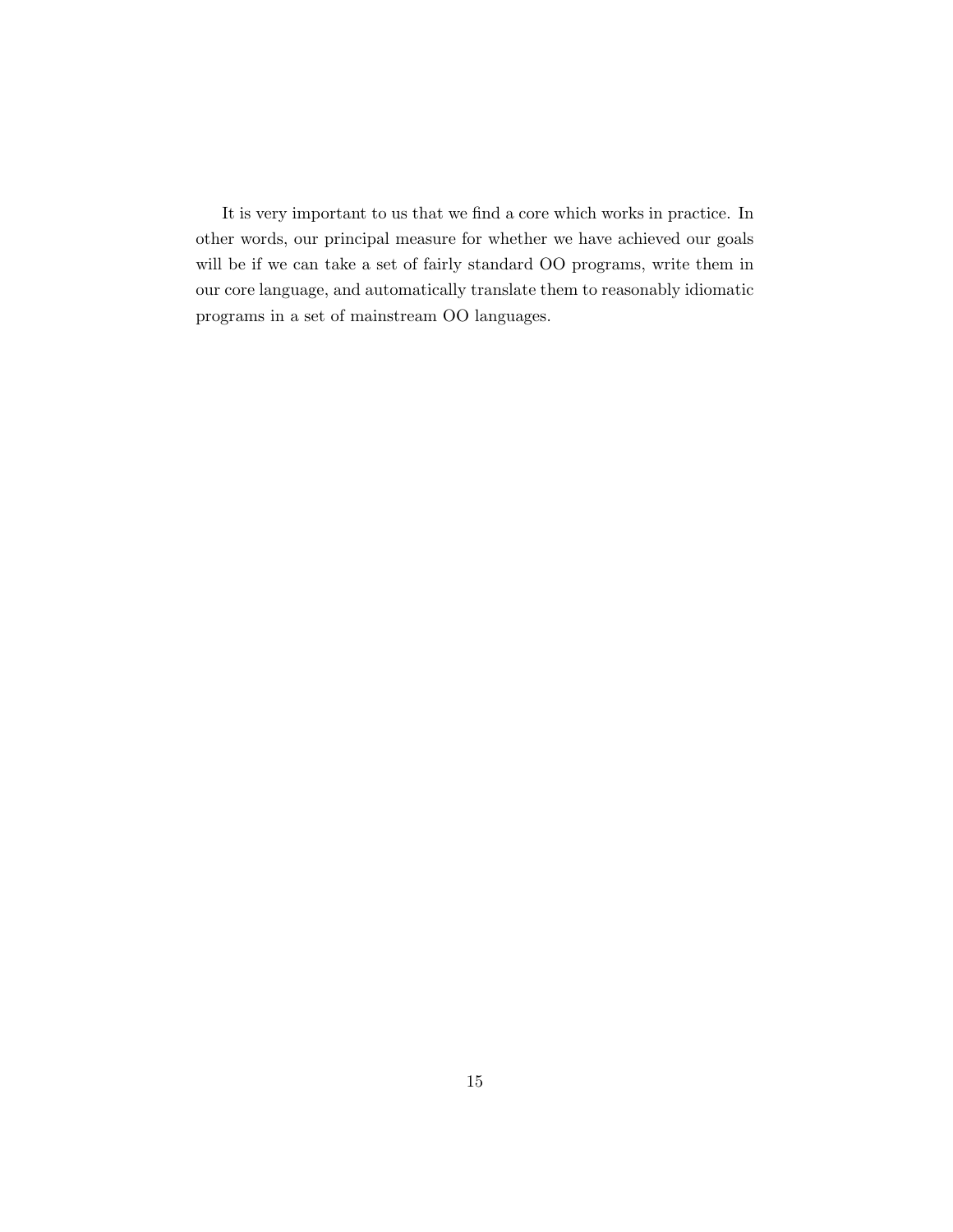It is very important to us that we find a core which works in practice. In other words, our principal measure for whether we have achieved our goals will be if we can take a set of fairly standard OO programs, write them in our core language, and automatically translate them to reasonably idiomatic programs in a set of mainstream OO languages.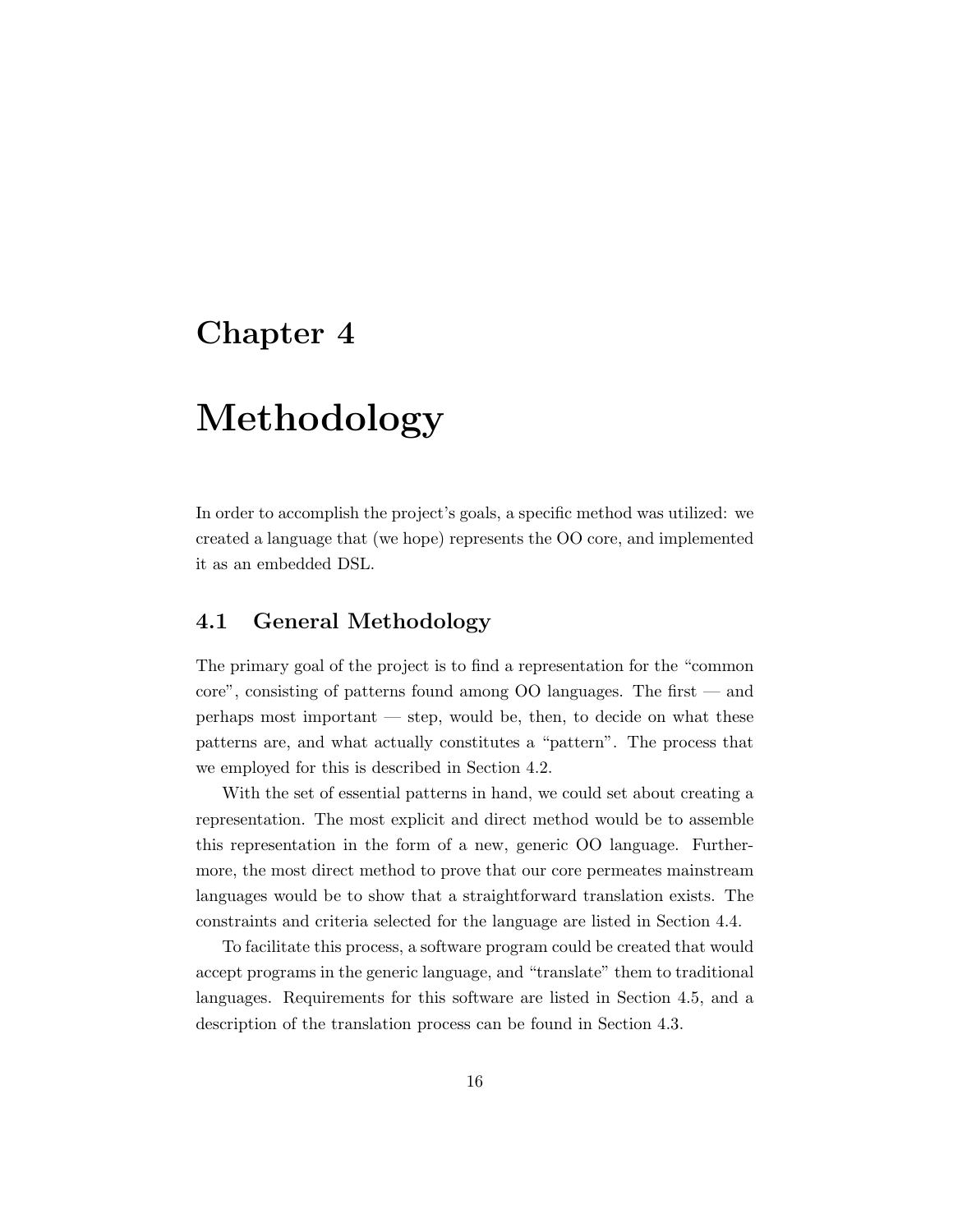# Chapter 4

# Methodology

In order to accomplish the project's goals, a specific method was utilized: we created a language that (we hope) represents the OO core, and implemented it as an embedded DSL.

## 4.1 General Methodology

The primary goal of the project is to find a representation for the "common core", consisting of patterns found among OO languages. The first — and perhaps most important — step, would be, then, to decide on what these patterns are, and what actually constitutes a "pattern". The process that we employed for this is described in Section 4.2.

With the set of essential patterns in hand, we could set about creating a representation. The most explicit and direct method would be to assemble this representation in the form of a new, generic OO language. Furthermore, the most direct method to prove that our core permeates mainstream languages would be to show that a straightforward translation exists. The constraints and criteria selected for the language are listed in Section 4.4.

To facilitate this process, a software program could be created that would accept programs in the generic language, and "translate" them to traditional languages. Requirements for this software are listed in Section 4.5, and a description of the translation process can be found in Section 4.3.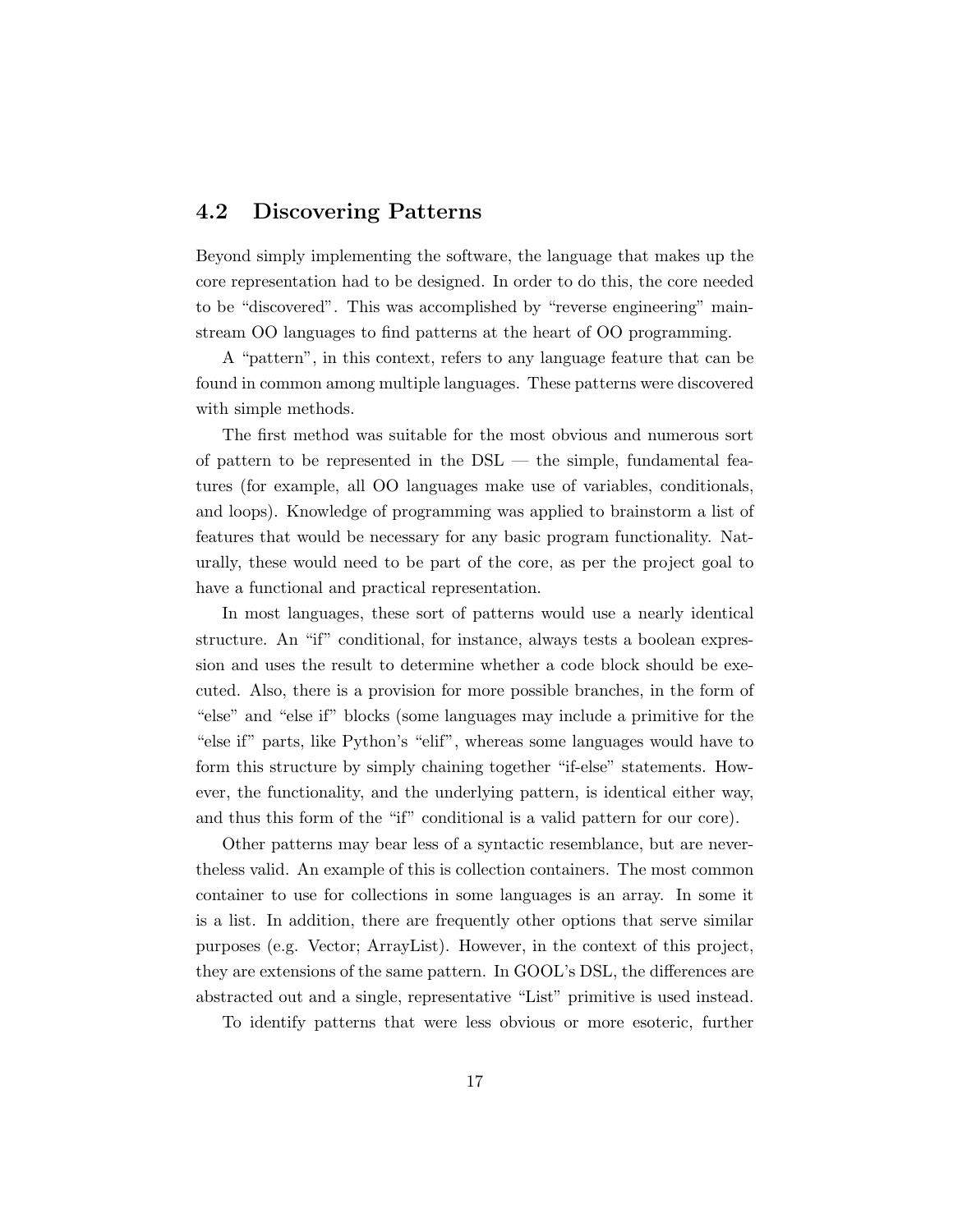## 4.2 Discovering Patterns

Beyond simply implementing the software, the language that makes up the core representation had to be designed. In order to do this, the core needed to be "discovered". This was accomplished by "reverse engineering" mainstream OO languages to find patterns at the heart of OO programming.

A "pattern", in this context, refers to any language feature that can be found in common among multiple languages. These patterns were discovered with simple methods.

The first method was suitable for the most obvious and numerous sort of pattern to be represented in the DSL — the simple, fundamental features (for example, all OO languages make use of variables, conditionals, and loops). Knowledge of programming was applied to brainstorm a list of features that would be necessary for any basic program functionality. Naturally, these would need to be part of the core, as per the project goal to have a functional and practical representation.

In most languages, these sort of patterns would use a nearly identical structure. An "if" conditional, for instance, always tests a boolean expression and uses the result to determine whether a code block should be executed. Also, there is a provision for more possible branches, in the form of "else" and "else if" blocks (some languages may include a primitive for the "else if" parts, like Python's "elif", whereas some languages would have to form this structure by simply chaining together "if-else" statements. However, the functionality, and the underlying pattern, is identical either way, and thus this form of the "if" conditional is a valid pattern for our core).

Other patterns may bear less of a syntactic resemblance, but are nevertheless valid. An example of this is collection containers. The most common container to use for collections in some languages is an array. In some it is a list. In addition, there are frequently other options that serve similar purposes (e.g. Vector; ArrayList). However, in the context of this project, they are extensions of the same pattern. In GOOL's DSL, the differences are abstracted out and a single, representative "List" primitive is used instead.

To identify patterns that were less obvious or more esoteric, further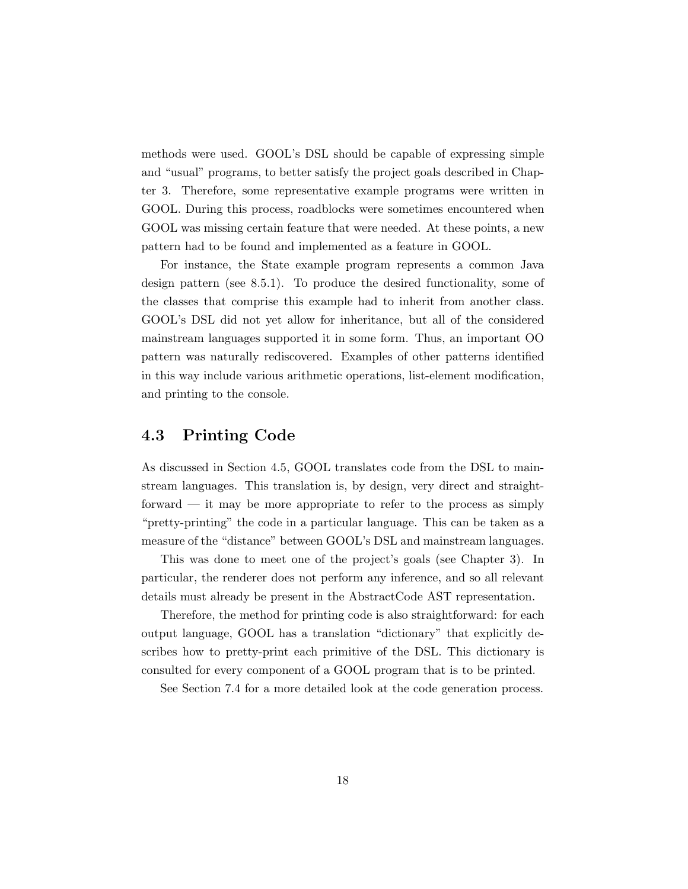methods were used. GOOL's DSL should be capable of expressing simple and "usual" programs, to better satisfy the project goals described in Chapter 3. Therefore, some representative example programs were written in GOOL. During this process, roadblocks were sometimes encountered when GOOL was missing certain feature that were needed. At these points, a new pattern had to be found and implemented as a feature in GOOL.

For instance, the State example program represents a common Java design pattern (see 8.5.1). To produce the desired functionality, some of the classes that comprise this example had to inherit from another class. GOOL's DSL did not yet allow for inheritance, but all of the considered mainstream languages supported it in some form. Thus, an important OO pattern was naturally rediscovered. Examples of other patterns identified in this way include various arithmetic operations, list-element modification, and printing to the console.

## 4.3 Printing Code

As discussed in Section 4.5, GOOL translates code from the DSL to mainstream languages. This translation is, by design, very direct and straightforward — it may be more appropriate to refer to the process as simply "pretty-printing" the code in a particular language. This can be taken as a measure of the "distance" between GOOL's DSL and mainstream languages.

This was done to meet one of the project's goals (see Chapter 3). In particular, the renderer does not perform any inference, and so all relevant details must already be present in the AbstractCode AST representation.

Therefore, the method for printing code is also straightforward: for each output language, GOOL has a translation "dictionary" that explicitly describes how to pretty-print each primitive of the DSL. This dictionary is consulted for every component of a GOOL program that is to be printed.

See Section 7.4 for a more detailed look at the code generation process.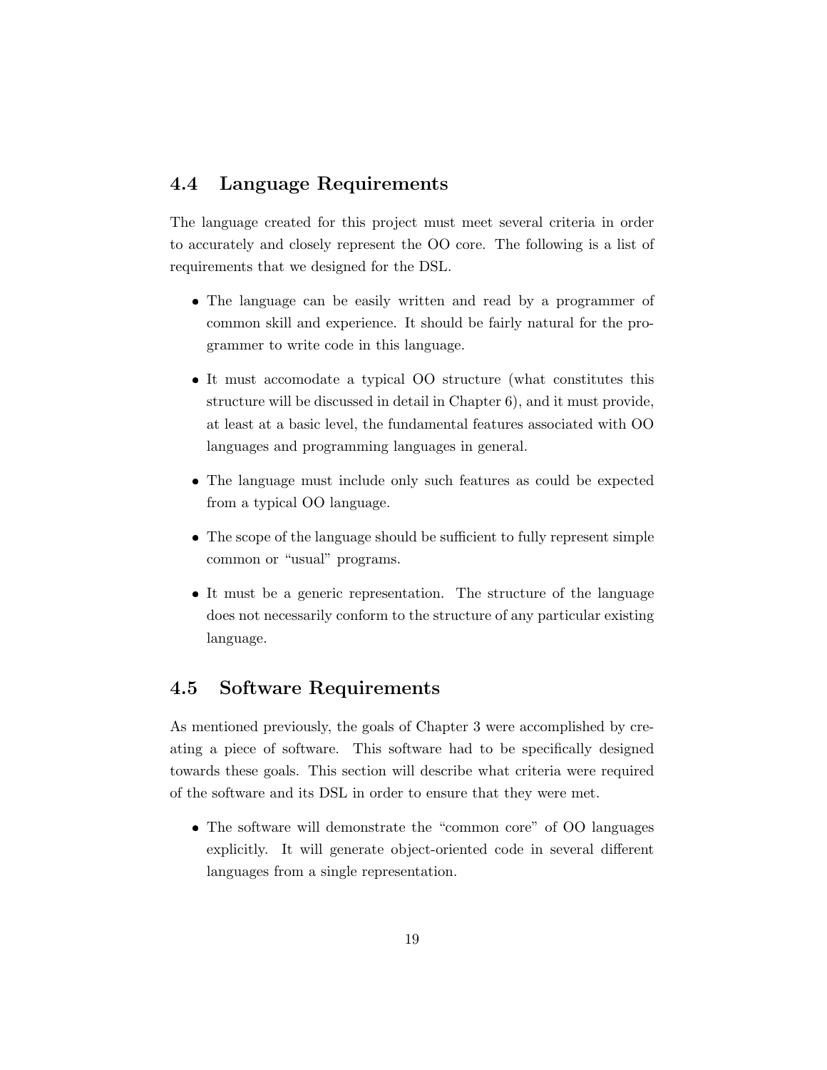## 4.4 Language Requirements

The language created for this project must meet several criteria in order to accurately and closely represent the OO core. The following is a list of requirements that we designed for the DSL.

- The language can be easily written and read by a programmer of common skill and experience. It should be fairly natural for the programmer to write code in this language.
- It must accomodate a typical OO structure (what constitutes this structure will be discussed in detail in Chapter 6), and it must provide, at least at a basic level, the fundamental features associated with OO languages and programming languages in general.
- The language must include only such features as could be expected from a typical OO language.
- The scope of the language should be sufficient to fully represent simple common or "usual" programs.
- It must be a generic representation. The structure of the language does not necessarily conform to the structure of any particular existing language.

## 4.5 Software Requirements

As mentioned previously, the goals of Chapter 3 were accomplished by creating a piece of software. This software had to be specifically designed towards these goals. This section will describe what criteria were required of the software and its DSL in order to ensure that they were met.

- The software will demonstrate the "common core" of OO languages explicitly. It will generate object-oriented code in several different languages from a single representation.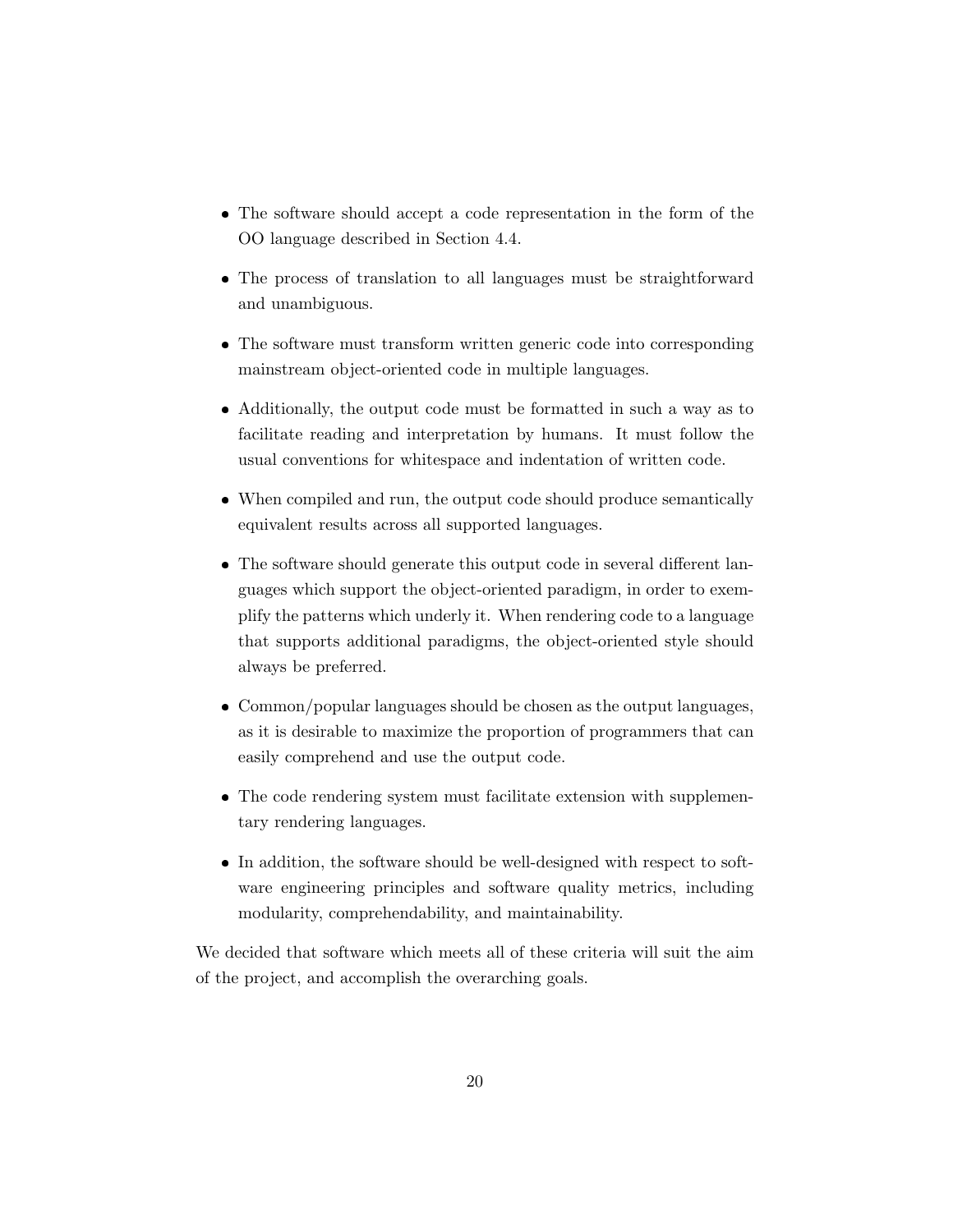- The software should accept a code representation in the form of the OO language described in Section 4.4.
- The process of translation to all languages must be straightforward and unambiguous.
- The software must transform written generic code into corresponding mainstream object-oriented code in multiple languages.
- Additionally, the output code must be formatted in such a way as to facilitate reading and interpretation by humans. It must follow the usual conventions for whitespace and indentation of written code.
- When compiled and run, the output code should produce semantically equivalent results across all supported languages.
- The software should generate this output code in several different languages which support the object-oriented paradigm, in order to exemplify the patterns which underly it. When rendering code to a language that supports additional paradigms, the object-oriented style should always be preferred.
- Common/popular languages should be chosen as the output languages, as it is desirable to maximize the proportion of programmers that can easily comprehend and use the output code.
- The code rendering system must facilitate extension with supplementary rendering languages.
- In addition, the software should be well-designed with respect to software engineering principles and software quality metrics, including modularity, comprehendability, and maintainability.

We decided that software which meets all of these criteria will suit the aim of the project, and accomplish the overarching goals.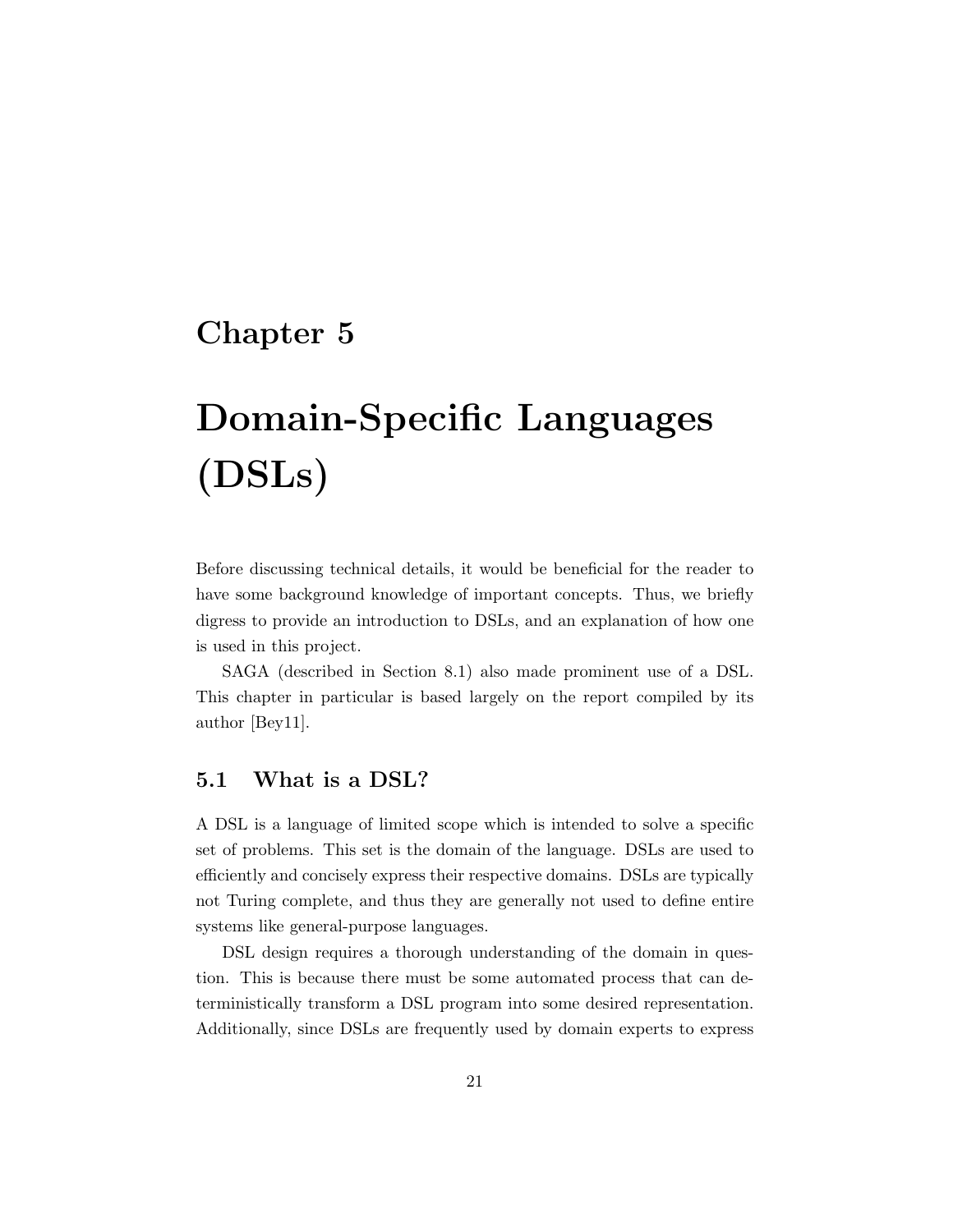# Chapter 5

# Domain-Specific Languages (DSLs)

Before discussing technical details, it would be beneficial for the reader to have some background knowledge of important concepts. Thus, we briefly digress to provide an introduction to DSLs, and an explanation of how one is used in this project.

SAGA (described in Section 8.1) also made prominent use of a DSL. This chapter in particular is based largely on the report compiled by its author [Bey11].

## 5.1 What is a DSL?

A DSL is a language of limited scope which is intended to solve a specific set of problems. This set is the domain of the language. DSLs are used to efficiently and concisely express their respective domains. DSLs are typically not Turing complete, and thus they are generally not used to define entire systems like general-purpose languages.

DSL design requires a thorough understanding of the domain in question. This is because there must be some automated process that can deterministically transform a DSL program into some desired representation. Additionally, since DSLs are frequently used by domain experts to express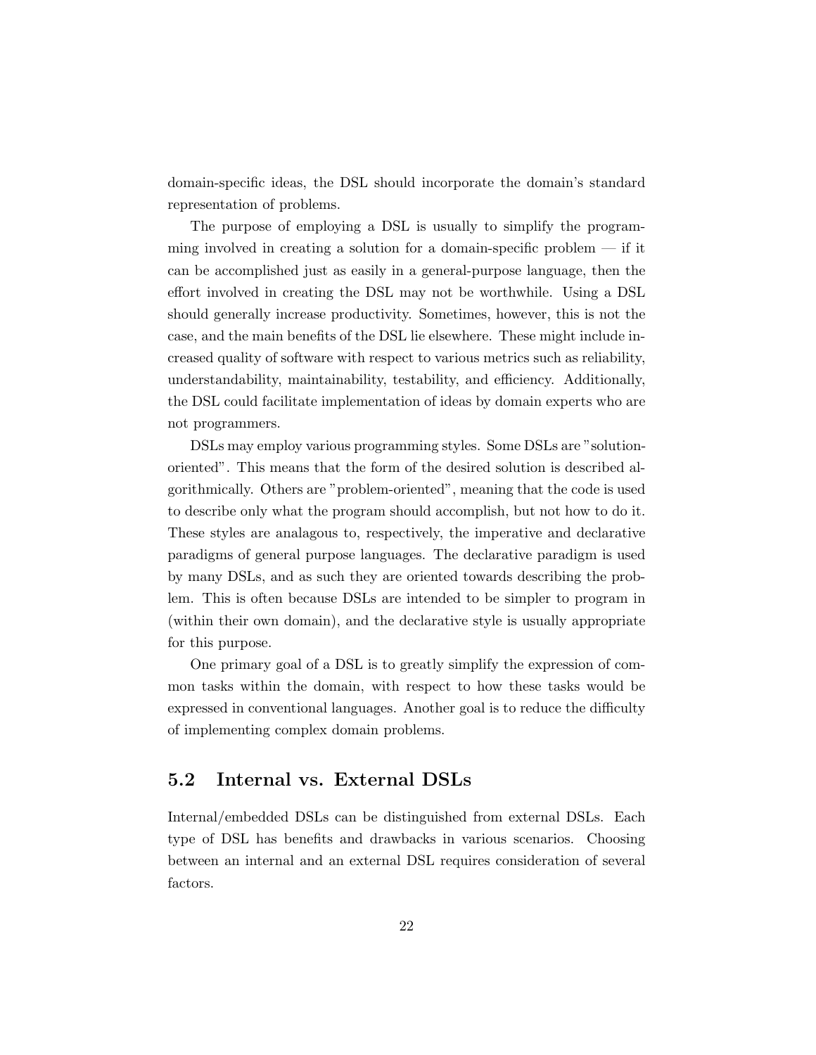domain-specific ideas, the DSL should incorporate the domain's standard representation of problems.

The purpose of employing a DSL is usually to simplify the programming involved in creating a solution for a domain-specific problem — if it can be accomplished just as easily in a general-purpose language, then the effort involved in creating the DSL may not be worthwhile. Using a DSL should generally increase productivity. Sometimes, however, this is not the case, and the main benefits of the DSL lie elsewhere. These might include increased quality of software with respect to various metrics such as reliability, understandability, maintainability, testability, and efficiency. Additionally, the DSL could facilitate implementation of ideas by domain experts who are not programmers.

DSLs may employ various programming styles. Some DSLs are "solution-oriented". This means that the form of the desired solution is described algorithmically. Others are "problem-oriented", meaning that the code is used to describe only what the program should accomplish, but not how to do it. These styles are analagous to, respectively, the imperative and declarative paradigms of general purpose languages. The declarative paradigm is used by many DSLs, and as such they are oriented towards describing the problem. This is often because DSLs are intended to be simpler to program in (within their own domain), and the declarative style is usually appropriate for this purpose.

One primary goal of a DSL is to greatly simplify the expression of common tasks within the domain, with respect to how these tasks would be expressed in conventional languages. Another goal is to reduce the difficulty of implementing complex domain problems.

## 5.2 Internal vs. External DSLs

Internal/embedded DSLs can be distinguished from external DSLs. Each type of DSL has benefits and drawbacks in various scenarios. Choosing between an internal and an external DSL requires consideration of several factors.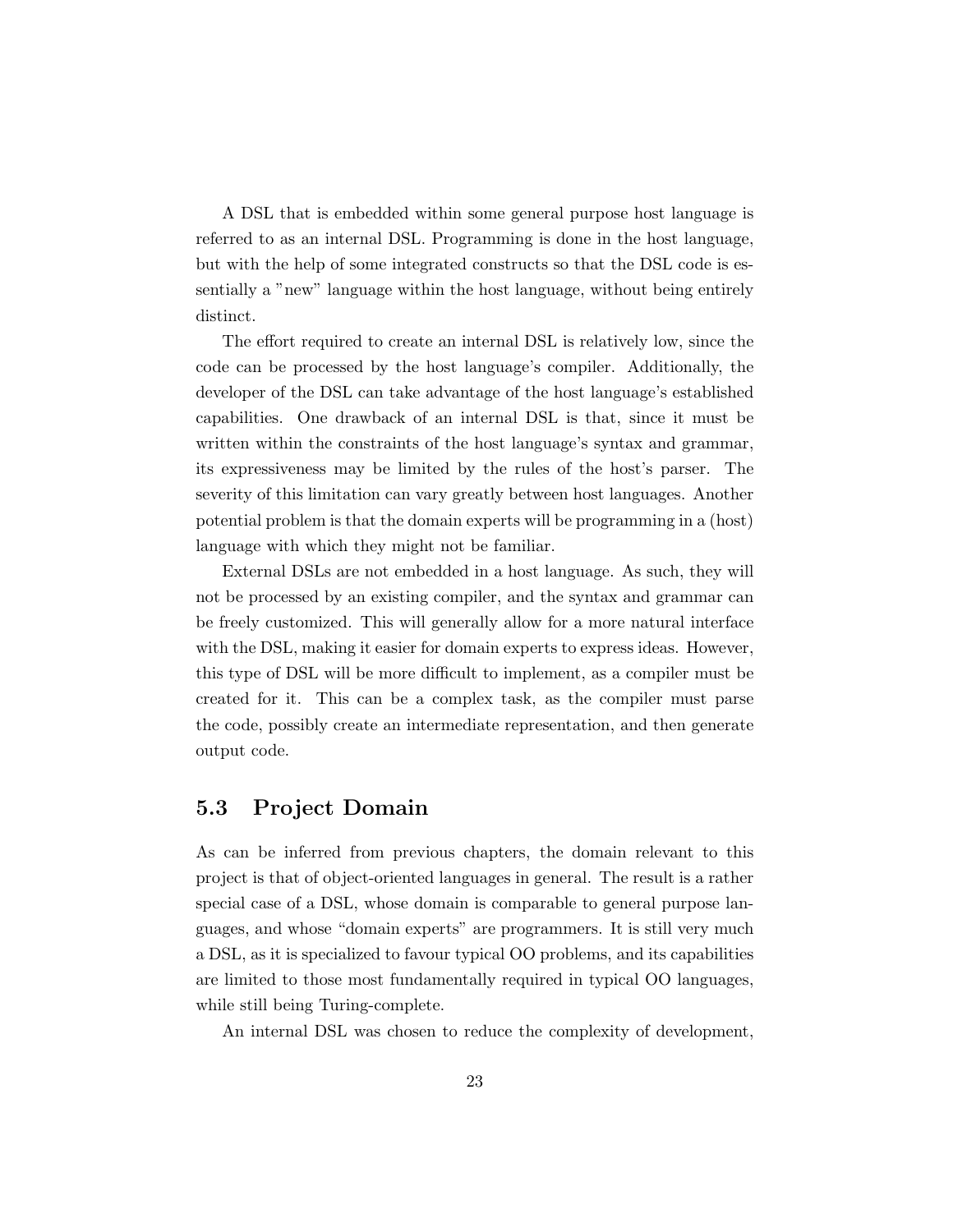A DSL that is embedded within some general purpose host language is referred to as an internal DSL. Programming is done in the host language, but with the help of some integrated constructs so that the DSL code is essentially a "new" language within the host language, without being entirely distinct.

The effort required to create an internal DSL is relatively low, since the code can be processed by the host language's compiler. Additionally, the developer of the DSL can take advantage of the host language's established capabilities. One drawback of an internal DSL is that, since it must be written within the constraints of the host language's syntax and grammar, its expressiveness may be limited by the rules of the host's parser. The severity of this limitation can vary greatly between host languages. Another potential problem is that the domain experts will be programming in a (host) language with which they might not be familiar.

External DSLs are not embedded in a host language. As such, they will not be processed by an existing compiler, and the syntax and grammar can be freely customized. This will generally allow for a more natural interface with the DSL, making it easier for domain experts to express ideas. However, this type of DSL will be more difficult to implement, as a compiler must be created for it. This can be a complex task, as the compiler must parse the code, possibly create an intermediate representation, and then generate output code.

## 5.3 Project Domain

As can be inferred from previous chapters, the domain relevant to this project is that of object-oriented languages in general. The result is a rather special case of a DSL, whose domain is comparable to general purpose languages, and whose "domain experts" are programmers. It is still very much a DSL, as it is specialized to favour typical OO problems, and its capabilities are limited to those most fundamentally required in typical OO languages, while still being Turing-complete.

An internal DSL was chosen to reduce the complexity of development,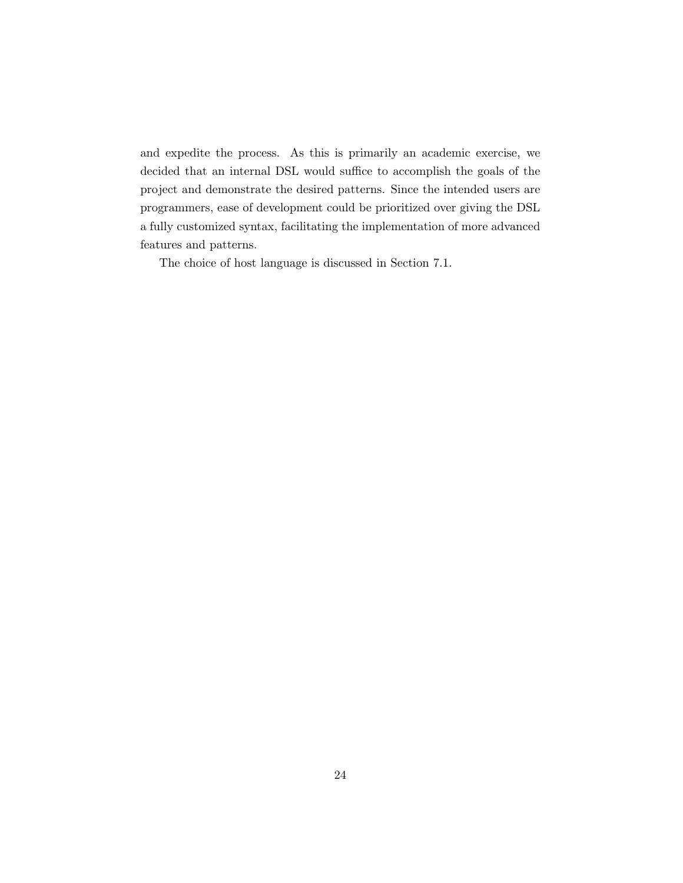and expedite the process. As this is primarily an academic exercise, we decided that an internal DSL would suffice to accomplish the goals of the project and demonstrate the desired patterns. Since the intended users are programmers, ease of development could be prioritized over giving the DSL a fully customized syntax, facilitating the implementation of more advanced features and patterns.

The choice of host language is discussed in Section 7.1.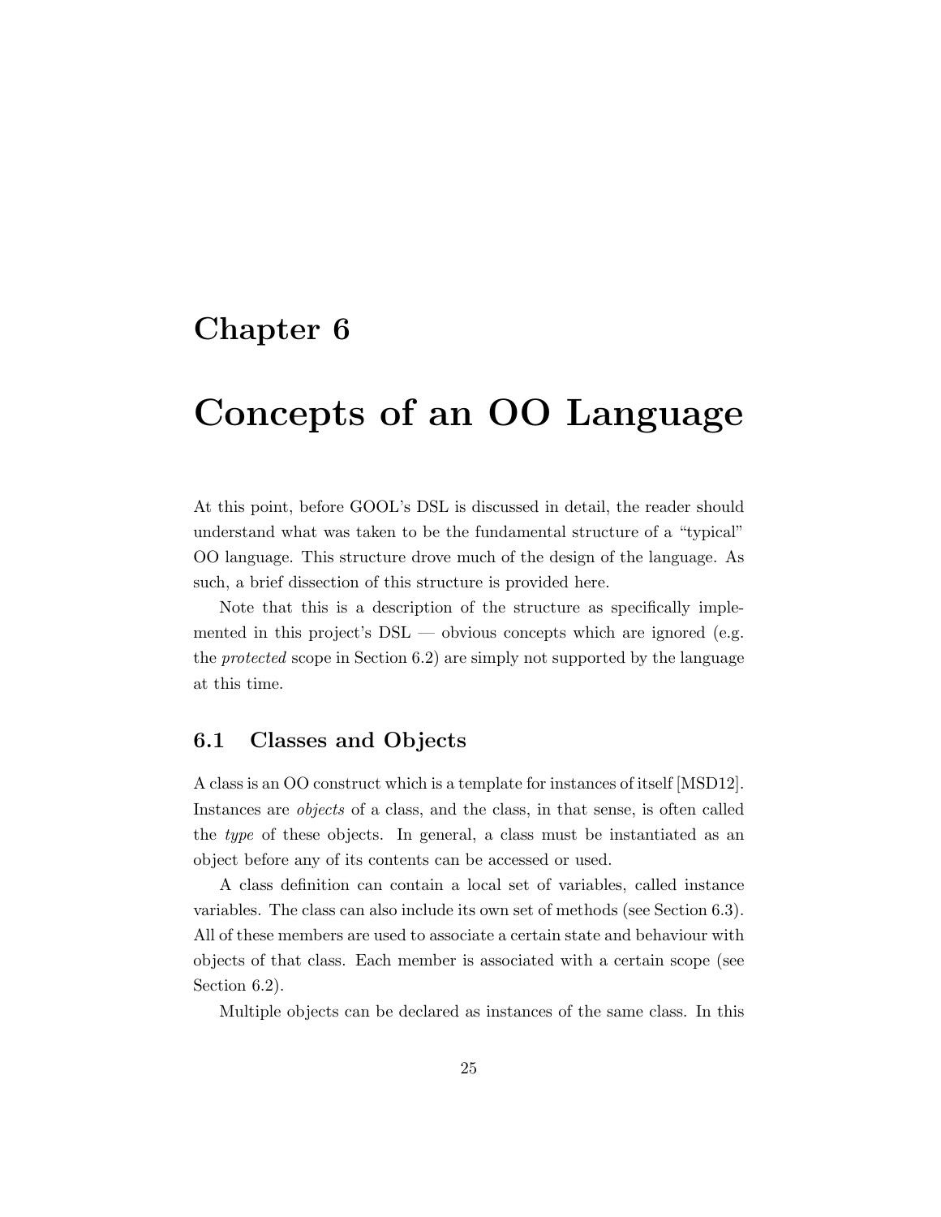# Chapter 6

# Concepts of an OO Language

At this point, before GOOL's DSL is discussed in detail, the reader should understand what was taken to be the fundamental structure of a "typical" OO language. This structure drove much of the design of the language. As such, a brief dissection of this structure is provided here.

Note that this is a description of the structure as specifically implemented in this project's DSL — obvious concepts which are ignored (e.g. the *protected* scope in Section 6.2) are simply not supported by the language at this time.

## 6.1 Classes and Objects

A class is an OO construct which is a template for instances of itself [MSD12]. Instances are *objects* of a class, and the class, in that sense, is often called the *type* of these objects. In general, a class must be instantiated as an object before any of its contents can be accessed or used.

A class definition can contain a local set of variables, called instance variables. The class can also include its own set of methods (see Section 6.3). All of these members are used to associate a certain state and behaviour with objects of that class. Each member is associated with a certain scope (see Section 6.2).

Multiple objects can be declared as instances of the same class. In this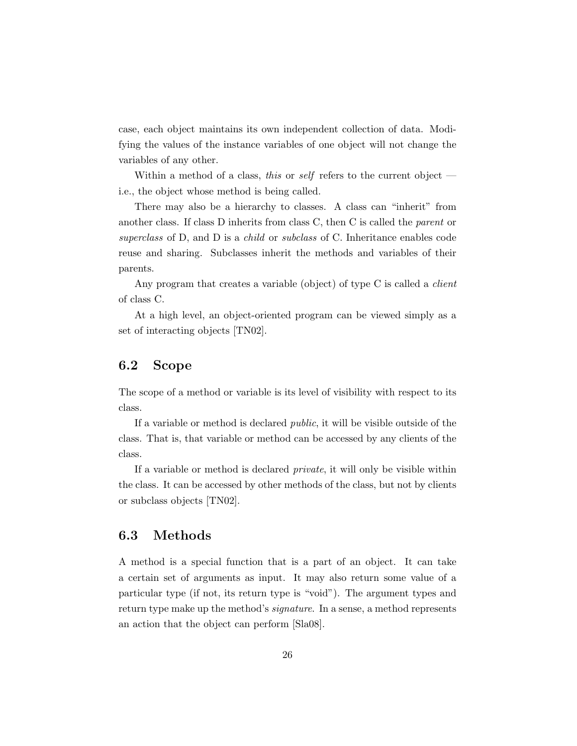case, each object maintains its own independent collection of data. Modifying the values of the instance variables of one object will not change the variables of any other.

Within a method of a class, *this* or *self* refers to the current object — i.e., the object whose method is being called.

There may also be a hierarchy to classes. A class can "inherit" from another class. If class D inherits from class C, then C is called the *parent* or *superclass* of D, and D is a *child* or *subclass* of C. Inheritance enables code reuse and sharing. Subclasses inherit the methods and variables of their parents.

Any program that creates a variable (object) of type C is called a *client* of class C.

At a high level, an object-oriented program can be viewed simply as a set of interacting objects [TN02].

## 6.2 Scope

The scope of a method or variable is its level of visibility with respect to its class.

If a variable or method is declared *public*, it will be visible outside of the class. That is, that variable or method can be accessed by any clients of the class.

If a variable or method is declared *private*, it will only be visible within the class. It can be accessed by other methods of the class, but not by clients or subclass objects [TN02].

## 6.3 Methods

A method is a special function that is a part of an object. It can take a certain set of arguments as input. It may also return some value of a particular type (if not, its return type is "void"). The argument types and return type make up the method's *signature*. In a sense, a method represents an action that the object can perform [Sla08].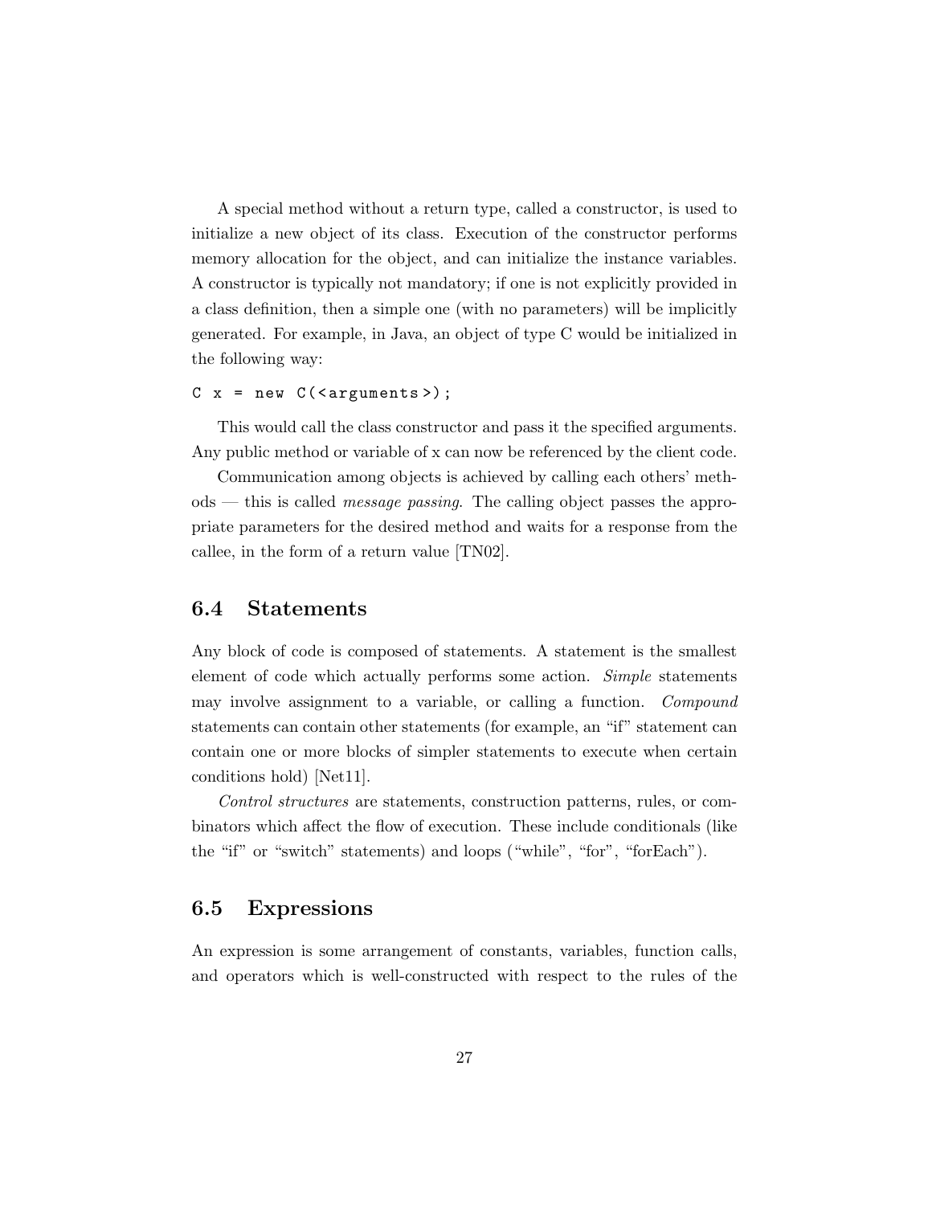A special method without a return type, called a constructor, is used to initialize a new object of its class. Execution of the constructor performs memory allocation for the object, and can initialize the instance variables. A constructor is typically not mandatory; if one is not explicitly provided in a class definition, then a simple one (with no parameters) will be implicitly generated. For example, in Java, an object of type C would be initialized in the following way:

```
C x = new C(<arguments>);
```

This would call the class constructor and pass it the specified arguments. Any public method or variable of x can now be referenced by the client code.

Communication among objects is achieved by calling each others' methods — this is called *message passing*. The calling object passes the appropriate parameters for the desired method and waits for a response from the callee, in the form of a return value [TN02].

## 6.4 Statements

Any block of code is composed of statements. A statement is the smallest element of code which actually performs some action. *Simple* statements may involve assignment to a variable, or calling a function. *Compound* statements can contain other statements (for example, an "if" statement can contain one or more blocks of simpler statements to execute when certain conditions hold) [Net11].

*Control structures* are statements, construction patterns, rules, or combinators which affect the flow of execution. These include conditionals (like the "if" or "switch" statements) and loops ("while", "for", "forEach").

## 6.5 Expressions

An expression is some arrangement of constants, variables, function calls, and operators which is well-constructed with respect to the rules of the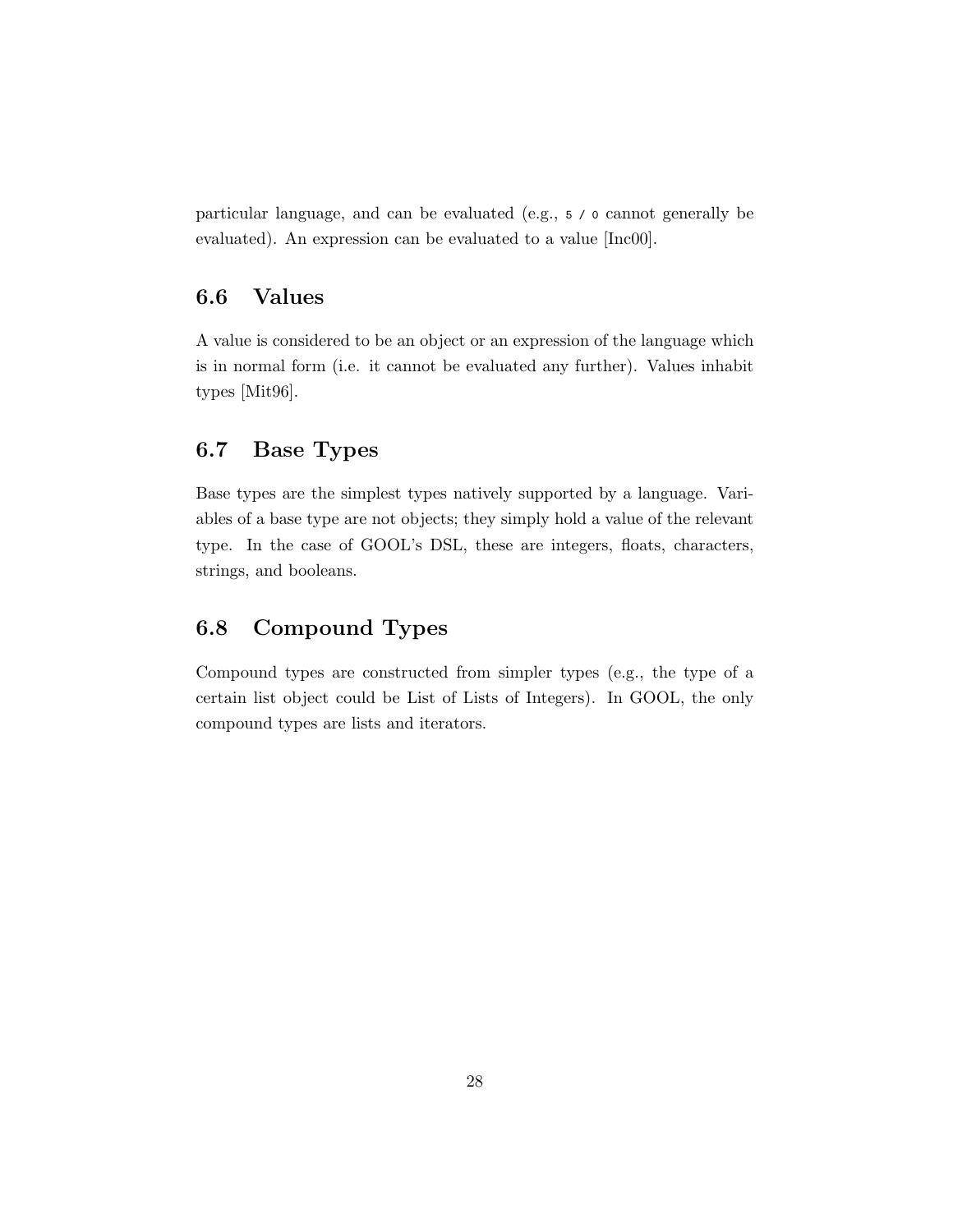particular language, and can be evaluated (e.g., `5 / 0` cannot generally be evaluated). An expression can be evaluated to a value [Inc00].

## 6.6 Values

A value is considered to be an object or an expression of the language which is in normal form (i.e. it cannot be evaluated any further). Values inhabit types [Mit96].

## 6.7 Base Types

Base types are the simplest types natively supported by a language. Variables of a base type are not objects; they simply hold a value of the relevant type. In the case of GOOL's DSL, these are integers, floats, characters, strings, and booleans.

## 6.8 Compound Types

Compound types are constructed from simpler types (e.g., the type of a certain list object could be List of Lists of Integers). In GOOL, the only compound types are lists and iterators.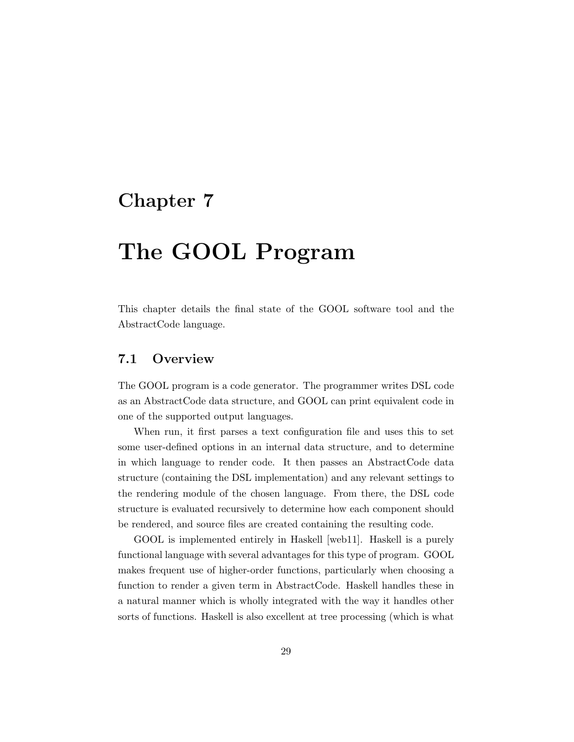# Chapter 7

# The GOOL Program

This chapter details the final state of the GOOL software tool and the AbstractCode language.

## 7.1 Overview

The GOOL program is a code generator. The programmer writes DSL code as an AbstractCode data structure, and GOOL can print equivalent code in one of the supported output languages.

When run, it first parses a text configuration file and uses this to set some user-defined options in an internal data structure, and to determine in which language to render code. It then passes an AbstractCode data structure (containing the DSL implementation) and any relevant settings to the rendering module of the chosen language. From there, the DSL code structure is evaluated recursively to determine how each component should be rendered, and source files are created containing the resulting code.

GOOL is implemented entirely in Haskell [web11]. Haskell is a purely functional language with several advantages for this type of program. GOOL makes frequent use of higher-order functions, particularly when choosing a function to render a given term in AbstractCode. Haskell handles these in a natural manner which is wholly integrated with the way it handles other sorts of functions. Haskell is also excellent at tree processing (which is what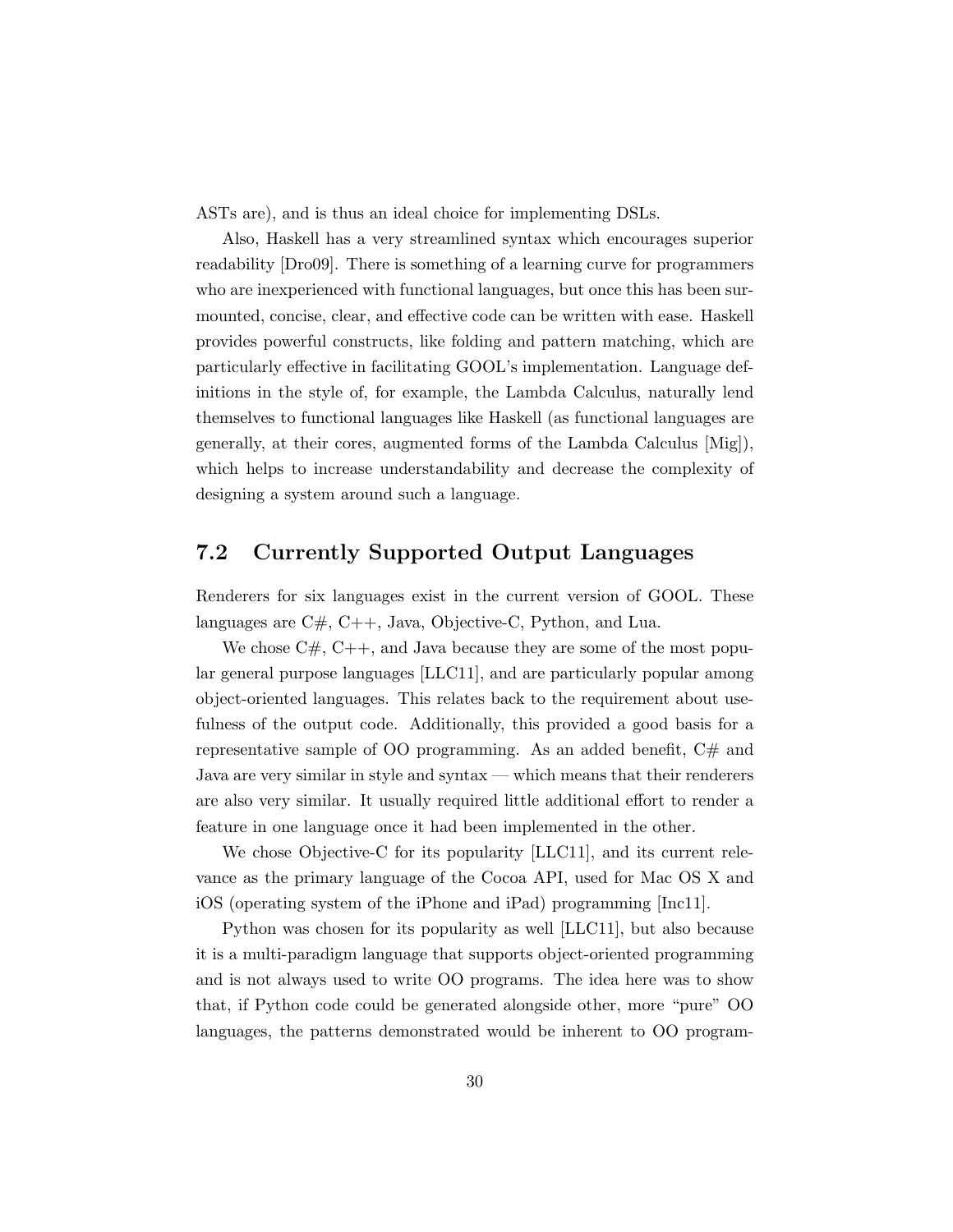ASTs are), and is thus an ideal choice for implementing DSLs.

Also, Haskell has a very streamlined syntax which encourages superior readability [Dro09]. There is something of a learning curve for programmers who are inexperienced with functional languages, but once this has been surmounted, concise, clear, and effective code can be written with ease. Haskell provides powerful constructs, like folding and pattern matching, which are particularly effective in facilitating GOOL's implementation. Language definitions in the style of, for example, the Lambda Calculus, naturally lend themselves to functional languages like Haskell (as functional languages are generally, at their cores, augmented forms of the Lambda Calculus [Mig]), which helps to increase understandability and decrease the complexity of designing a system around such a language.

## 7.2 Currently Supported Output Languages

Renderers for six languages exist in the current version of GOOL. These languages are C#, C++, Java, Objective-C, Python, and Lua.

We chose C#, C++, and Java because they are some of the most popular general purpose languages [LLC11], and are particularly popular among object-oriented languages. This relates back to the requirement about usefulness of the output code. Additionally, this provided a good basis for a representative sample of OO programming. As an added benefit, C# and Java are very similar in style and syntax — which means that their renderers are also very similar. It usually required little additional effort to render a feature in one language once it had been implemented in the other.

We chose Objective-C for its popularity [LLC11], and its current relevance as the primary language of the Cocoa API, used for Mac OS X and iOS (operating system of the iPhone and iPad) programming [Inc11].

Python was chosen for its popularity as well [LLC11], but also because it is a multi-paradigm language that supports object-oriented programming and is not always used to write OO programs. The idea here was to show that, if Python code could be generated alongside other, more "pure" OO languages, the patterns demonstrated would be inherent to OO program-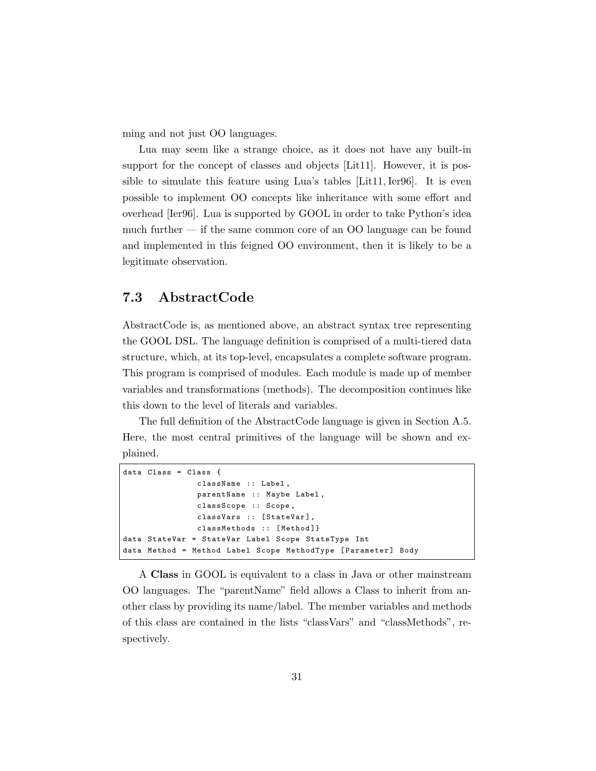ming and not just OO languages.

Lua may seem like a strange choice, as it does not have any built-in support for the concept of classes and objects [Lit11]. However, it is possible to simulate this feature using Lua's tables [Lit11, Ier96]. It is even possible to implement OO concepts like inheritance with some effort and overhead [Ier96]. Lua is supported by GOOL in order to take Python's idea much further — if the same common core of an OO language can be found and implemented in this feigned OO environment, then it is likely to be a legitimate observation.

## 7.3 AbstractCode

AbstractCode is, as mentioned above, an abstract syntax tree representing the GOOL DSL. The language definition is comprised of a multi-tiered data structure, which, at its top-level, encapsulates a complete software program. This program is comprised of modules. Each module is made up of member variables and transformations (methods). The decomposition continues like this down to the level of literals and variables.

The full definition of the AbstractCode language is given in Section A.5. Here, the most central primitives of the language will be shown and explained.

```
data Class = Class {
                className :: Label,
                parentName :: Maybe Label,
                classScope :: Scope,
                classVars :: [StateVar],
                classMethods :: [Method]}
data StateVar = StateVar Label Scope StateType Int
data Method = Method Label Scope MethodType [Parameter] Body
```

A **Class** in GOOL is equivalent to a class in Java or other mainstream OO languages. The "parentName" field allows a Class to inherit from another class by providing its name/label. The member variables and methods of this class are contained in the lists "classVars" and "classMethods", respectively.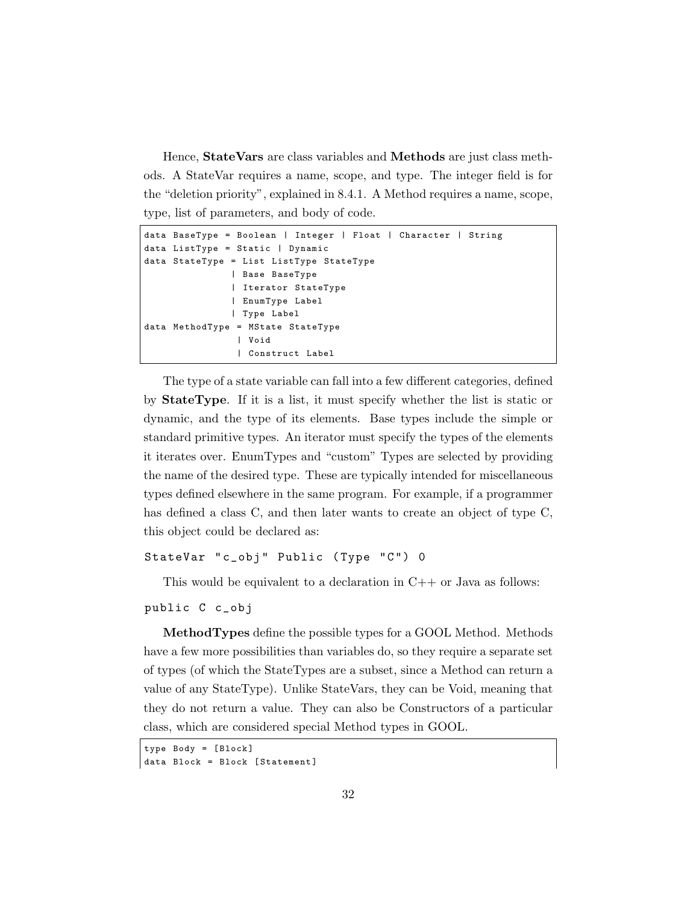Hence, **StateVars** are class variables and **Methods** are just class methods. A StateVar requires a name, scope, and type. The integer field is for the "deletion priority", explained in 8.4.1. A Method requires a name, scope, type, list of parameters, and body of code.

```
data BaseType = Boolean | Integer | Float | Character | String
data ListType = Static | Dynamic
data StateType = List ListType StateType
               | Base BaseType
               | Iterator StateType
               | EnumType Label
               | Type Label
data MethodType = MState StateType
                | Void
                | Construct Label
```

The type of a state variable can fall into a few different categories, defined by **StateType**. If it is a list, it must specify whether the list is static or dynamic, and the type of its elements. Base types include the simple or standard primitive types. An iterator must specify the types of the elements it iterates over. EnumTypes and "custom" Types are selected by providing the name of the desired type. These are typically intended for miscellaneous types defined elsewhere in the same program. For example, if a programmer has defined a class C, and then later wants to create an object of type C, this object could be declared as:

```
StateVar "c_obj" Public (Type "C") 0
```

This would be equivalent to a declaration in C++ or Java as follows:

```
public C c_obj
```

**MethodTypes** define the possible types for a GOOL Method. Methods have a few more possibilities than variables do, so they require a separate set of types (of which the StateTypes are a subset, since a Method can return a value of any StateType). Unlike StateVars, they can be Void, meaning that they do not return a value. They can also be Constructors of a particular class, which are considered special Method types in GOOL.

```
type Body = [Block]
data Block = Block [Statement]
```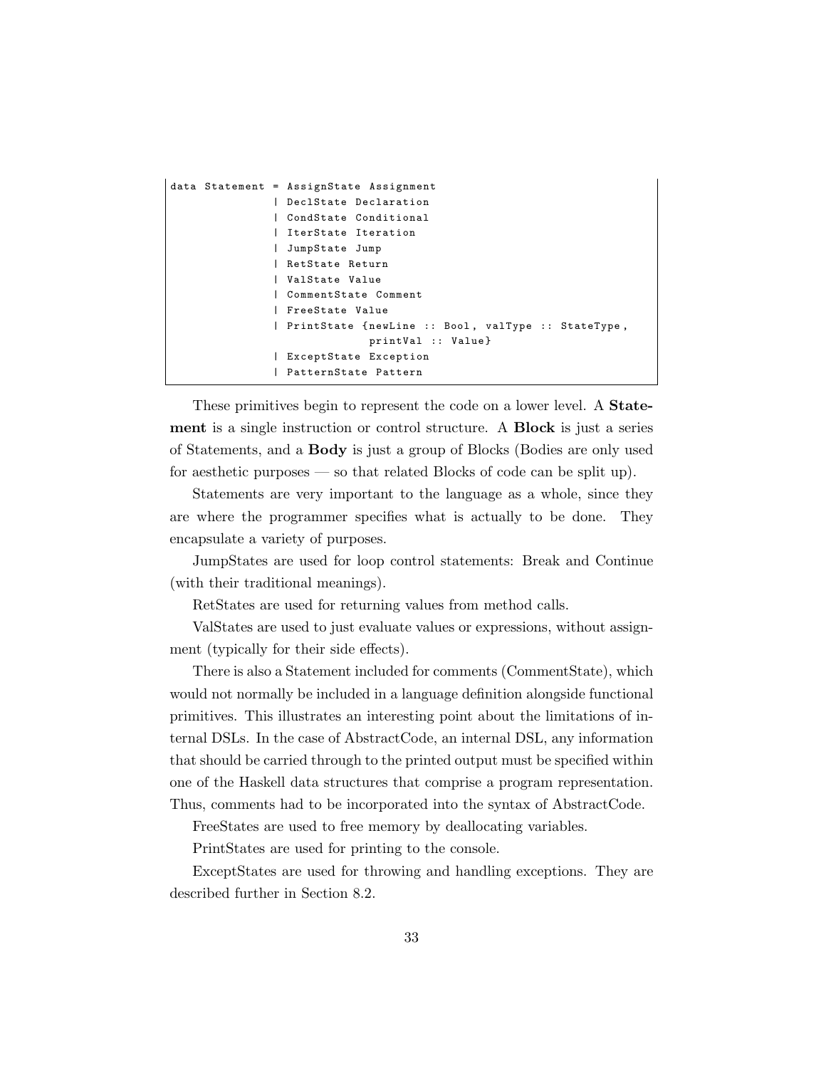```
data Statement = AssignState Assignment
               | DeclState Declaration
               | CondState Conditional
               | IterState Iteration
               | JumpState Jump
               | RetState Return
               | ValState Value
               | CommentState Comment
               | FreeState Value
               | PrintState {newLine :: Bool, valType :: StateType,
                             printVal :: Value}
               | ExceptState Exception
               | PatternState Pattern
```

These primitives begin to represent the code on a lower level. A **Statement** is a single instruction or control structure. A **Block** is just a series of Statements, and a **Body** is just a group of Blocks (Bodies are only used for aesthetic purposes — so that related Blocks of code can be split up).

Statements are very important to the language as a whole, since they are where the programmer specifies what is actually to be done. They encapsulate a variety of purposes.

JumpStates are used for loop control statements: Break and Continue (with their traditional meanings).

RetStates are used for returning values from method calls.

ValStates are used to just evaluate values or expressions, without assignment (typically for their side effects).

There is also a Statement included for comments (CommentState), which would not normally be included in a language definition alongside functional primitives. This illustrates an interesting point about the limitations of internal DSLs. In the case of AbstractCode, an internal DSL, any information that should be carried through to the printed output must be specified within one of the Haskell data structures that comprise a program representation. Thus, comments had to be incorporated into the syntax of AbstractCode.

FreeStates are used to free memory by deallocating variables.

PrintStates are used for printing to the console.

ExceptStates are used for throwing and handling exceptions. They are described further in Section 8.2.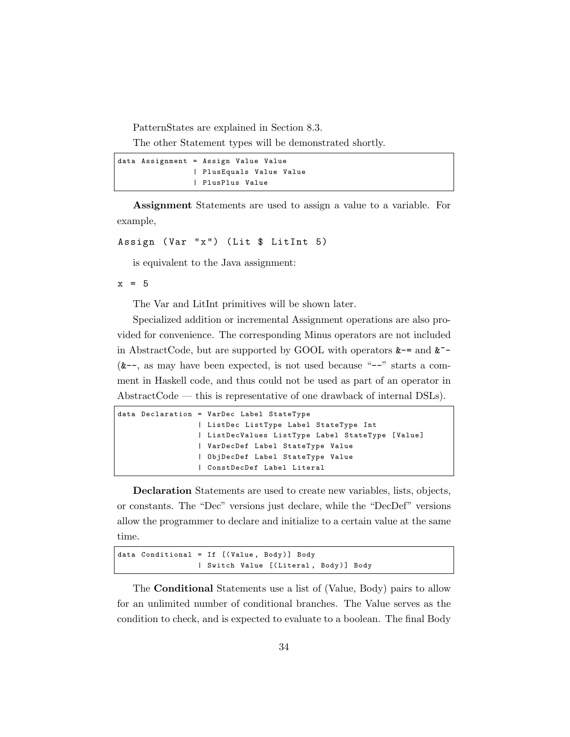PatternStates are explained in Section 8.3.

The other Statement types will be demonstrated shortly.

```
data Assignment = Assign Value Value
                | PlusEquals Value Value
                | PlusPlus Value
```

**Assignment** Statements are used to assign a value to a variable. For example,

```
Assign (Var "x") (Lit $ LitInt 5)
```

is equivalent to the Java assignment:

```
x = 5
```

The Var and LitInt primitives will be shown later.

Specialized addition or incremental Assignment operations are also provided for convenience. The corresponding Minus operators are not included in AbstractCode, but are supported by GOOL with operators `&-=` and `&~-` (`&--`, as may have been expected, is not used because "`--`" starts a comment in Haskell code, and thus could not be used as part of an operator in AbstractCode — this is representative of one drawback of internal DSLs).

```
data Declaration = VarDec Label StateType
                 | ListDec ListType Label StateType Int
                 | ListDecValues ListType Label StateType [Value]
                 | VarDecDef Label StateType Value
                 | ObjDecDef Label StateType Value
                 | ConstDecDef Label Literal
```

**Declaration** Statements are used to create new variables, lists, objects, or constants. The "Dec" versions just declare, while the "DecDef" versions allow the programmer to declare and initialize to a certain value at the same time.

```
data Conditional = If [(Value, Body)] Body
                 | Switch Value [(Literal, Body)] Body
```

The **Conditional** Statements use a list of (Value, Body) pairs to allow for an unlimited number of conditional branches. The Value serves as the condition to check, and is expected to evaluate to a boolean. The final Body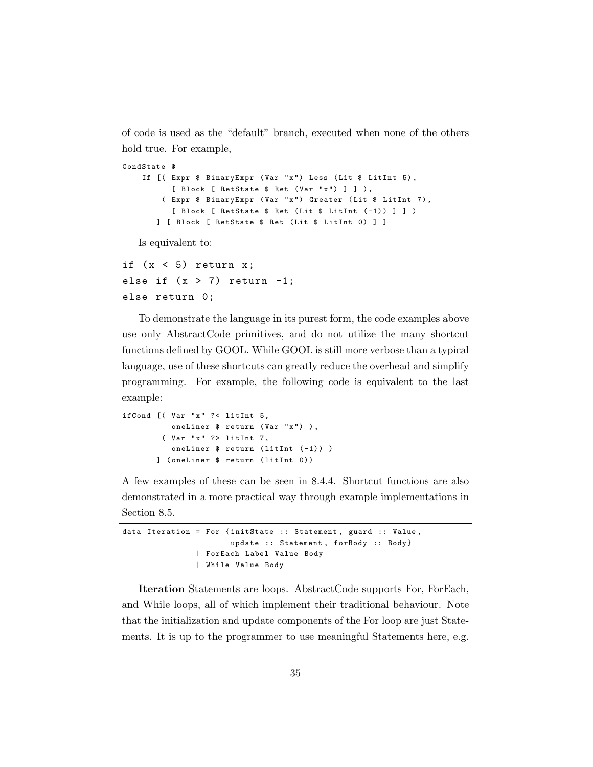of code is used as the "default" branch, executed when none of the others hold true. For example,

```
CondState $
    If [( Expr $ BinaryExpr (Var "x") Less (Lit $ LitInt 5),
          [ Block [ RetState $ Ret (Var "x") ] ] ),
        ( Expr $ BinaryExpr (Var "x") Greater (Lit $ LitInt 7),
          [ Block [ RetState $ Ret (Lit $ LitInt (-1)) ] ] )
       ] [ Block [ RetState $ Ret (Lit $ LitInt 0) ] ]
```

Is equivalent to:

```
if (x < 5) return x;
else if (x > 7) return -1;
else return 0;
```

To demonstrate the language in its purest form, the code examples above use only AbstractCode primitives, and do not utilize the many shortcut functions defined by GOOL. While GOOL is still more verbose than a typical language, use of these shortcuts can greatly reduce the overhead and simplify programming. For example, the following code is equivalent to the last example:

```
ifCond [( Var "x" ?< litInt 5,
          oneLiner $ return (Var "x") ),
        ( Var "x" ?> litInt 7,
          oneLiner $ return (litInt (-1)) )
       ] (oneLiner $ return (litInt 0))
```

A few examples of these can be seen in 8.4.4. Shortcut functions are also demonstrated in a more practical way through example implementations in Section 8.5.

```
data Iteration = For {initState :: Statement, guard :: Value,
                      update :: Statement, forBody :: Body}
               | ForEach Label Value Body
               | While Value Body
```

**Iteration** Statements are loops. AbstractCode supports For, ForEach, and While loops, all of which implement their traditional behaviour. Note that the initialization and update components of the For loop are just Statements. It is up to the programmer to use meaningful Statements here, e.g.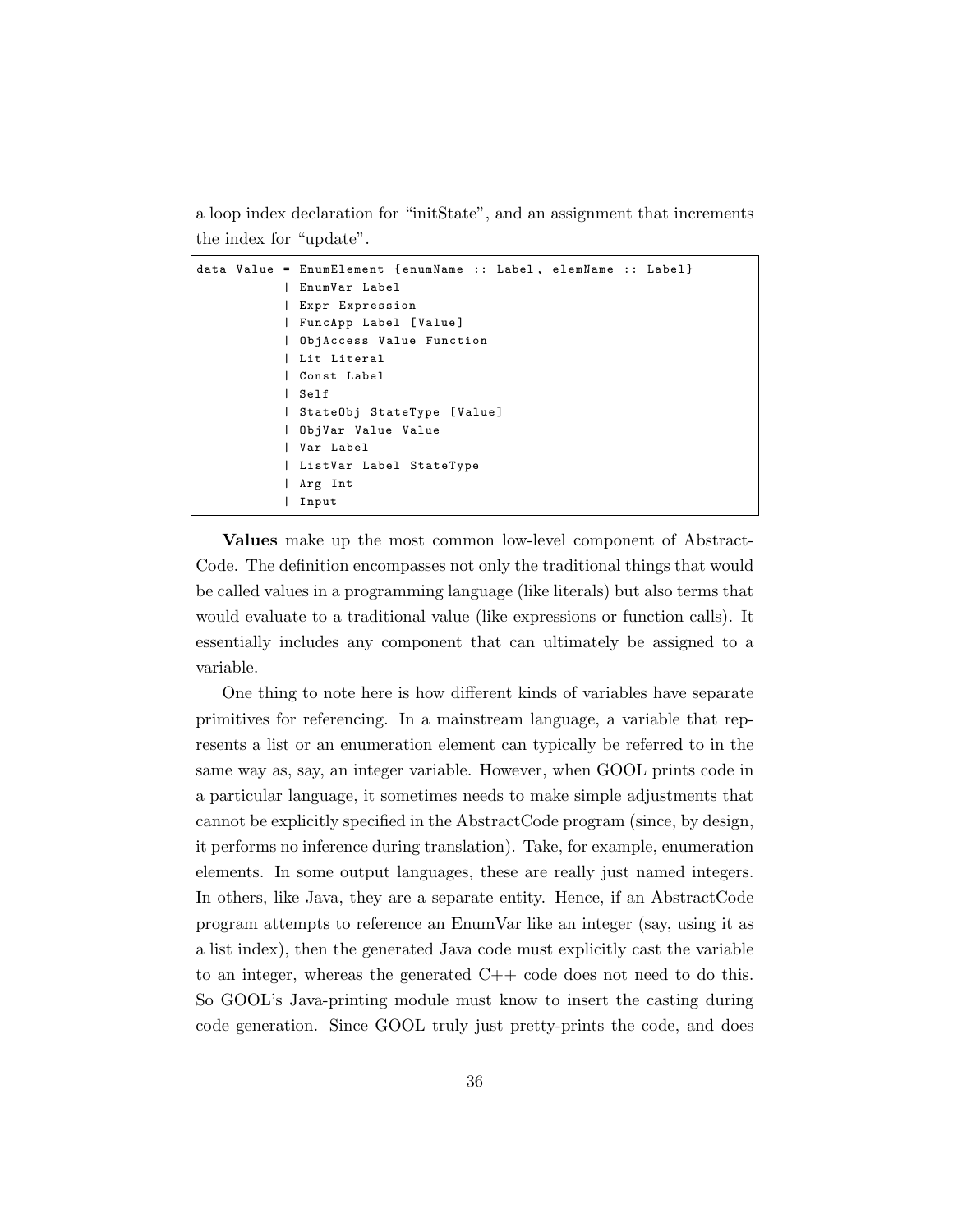a loop index declaration for "initState", and an assignment that increments the index for "update".

```
data Value = EnumElement {enumName :: Label, elemName :: Label}
           | EnumVar Label
           | Expr Expression
           | FuncApp Label [Value]
           | ObjAccess Value Function
           | Lit Literal
           | Const Label
           | Self
           | StateObj StateType [Value]
           | ObjVar Value Value
           | Var Label
           | ListVar Label StateType
           | Arg Int
           | Input
```

**Values** make up the most common low-level component of AbstractCode. The definition encompasses not only the traditional things that would be called values in a programming language (like literals) but also terms that would evaluate to a traditional value (like expressions or function calls). It essentially includes any component that can ultimately be assigned to a variable.

One thing to note here is how different kinds of variables have separate primitives for referencing. In a mainstream language, a variable that represents a list or an enumeration element can typically be referred to in the same way as, say, an integer variable. However, when GOOL prints code in a particular language, it sometimes needs to make simple adjustments that cannot be explicitly specified in the AbstractCode program (since, by design, it performs no inference during translation). Take, for example, enumeration elements. In some output languages, these are really just named integers. In others, like Java, they are a separate entity. Hence, if an AbstractCode program attempts to reference an EnumVar like an integer (say, using it as a list index), then the generated Java code must explicitly cast the variable to an integer, whereas the generated C++ code does not need to do this. So GOOL's Java-printing module must know to insert the casting during code generation. Since GOOL truly just pretty-prints the code, and does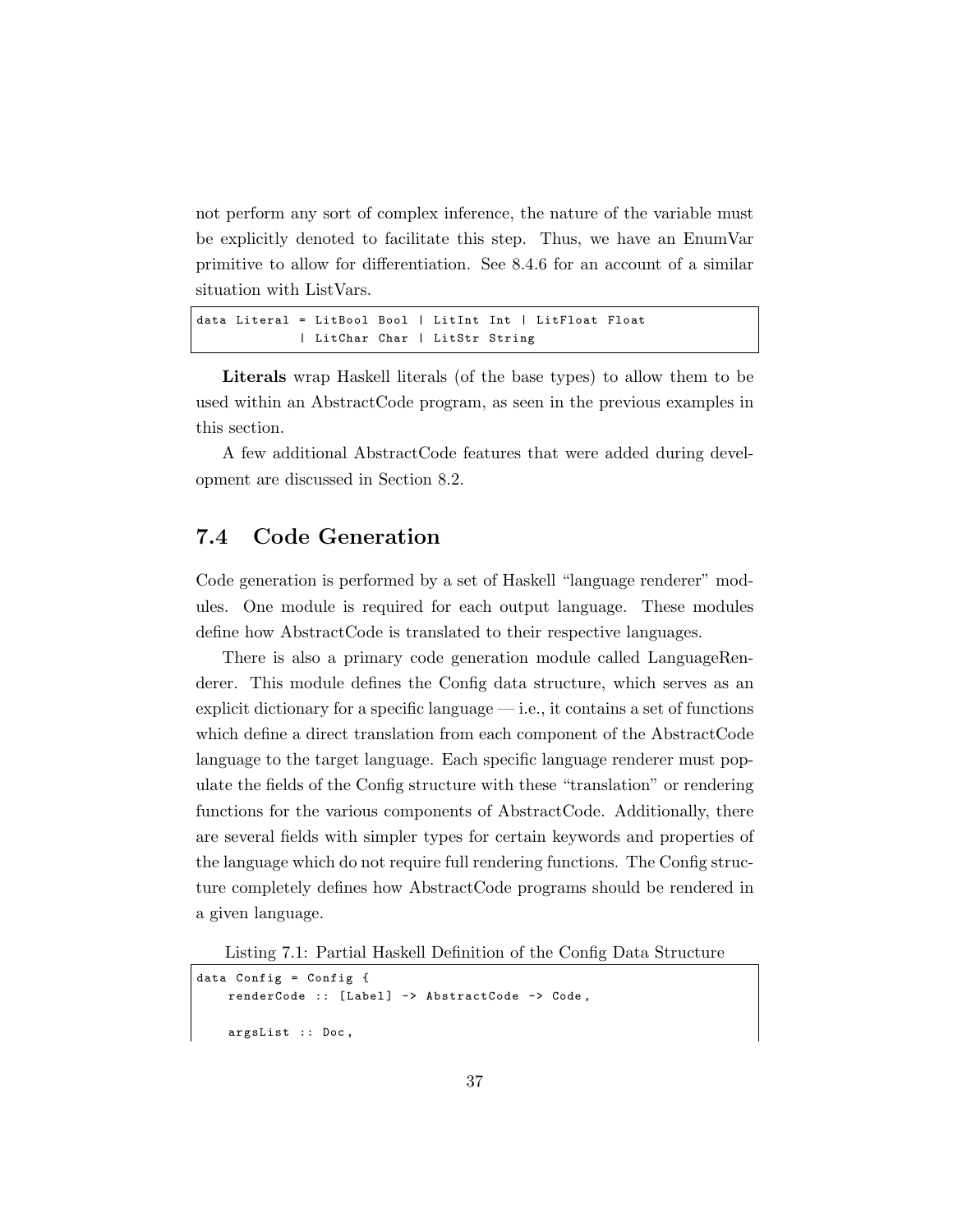not perform any sort of complex inference, the nature of the variable must be explicitly denoted to facilitate this step. Thus, we have an EnumVar primitive to allow for differentiation. See 8.4.6 for an account of a similar situation with ListVars.

```
data Literal = LitBool Bool | LitInt Int | LitFloat Float
             | LitChar Char | LitStr String
```

**Literals** wrap Haskell literals (of the base types) to allow them to be used within an AbstractCode program, as seen in the previous examples in this section.

A few additional AbstractCode features that were added during development are discussed in Section 8.2.

## 7.4 Code Generation

Code generation is performed by a set of Haskell "language renderer" modules. One module is required for each output language. These modules define how AbstractCode is translated to their respective languages.

There is also a primary code generation module called LanguageRenderer. This module defines the Config data structure, which serves as an explicit dictionary for a specific language — i.e., it contains a set of functions which define a direct translation from each component of the AbstractCode language to the target language. Each specific language renderer must populate the fields of the Config structure with these "translation" or rendering functions for the various components of AbstractCode. Additionally, there are several fields with simpler types for certain keywords and properties of the language which do not require full rendering functions. The Config structure completely defines how AbstractCode programs should be rendered in a given language.

Listing 7.1: Partial Haskell Definition of the Config Data Structure

```
data Config = Config {
    renderCode :: [Label] -> AbstractCode -> Code,

    argsList :: Doc,
```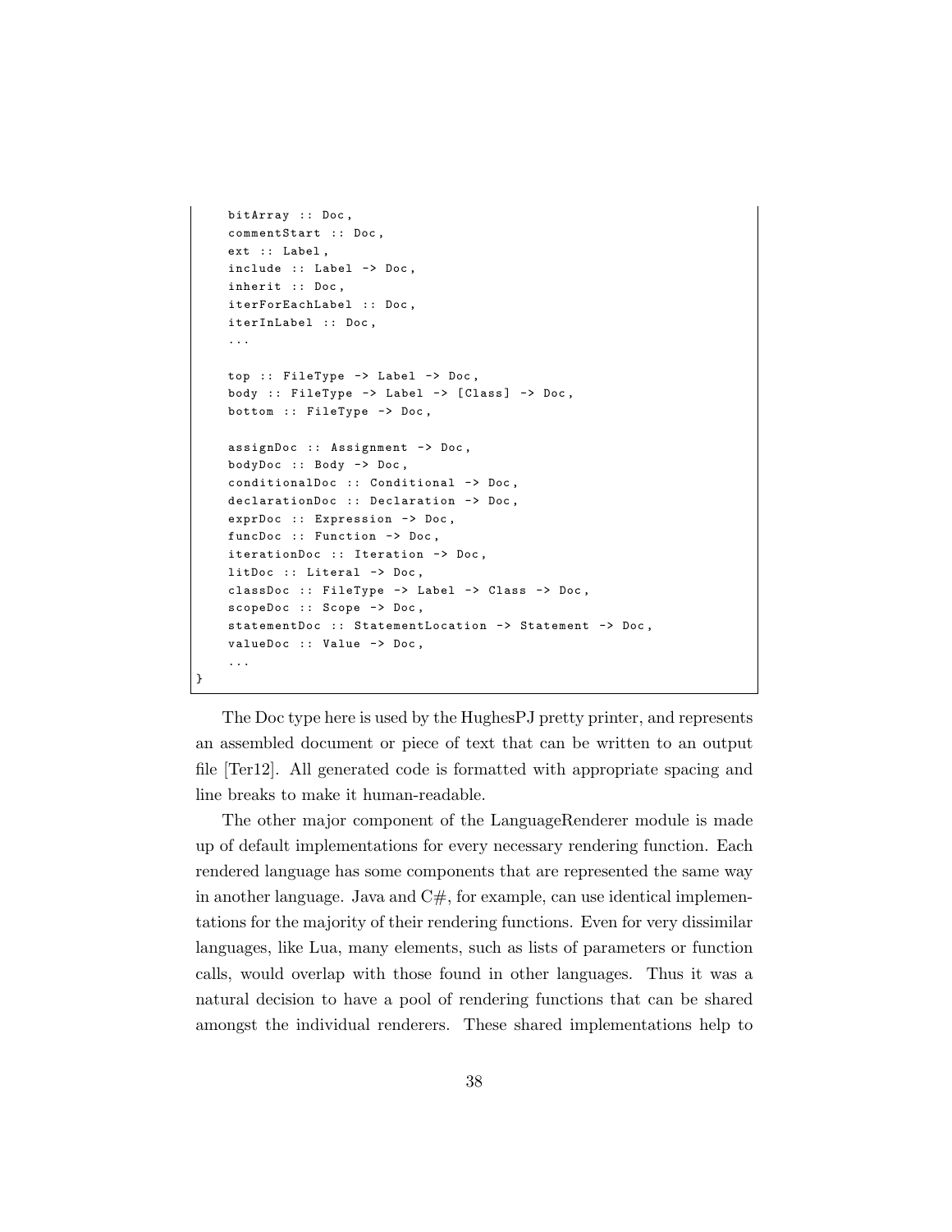```
    bitArray :: Doc,
    commentStart :: Doc,
    ext :: Label,
    include :: Label -> Doc,
    inherit :: Doc,
    iterForEachLabel :: Doc,
    iterInLabel :: Doc,
    ...

    top :: FileType -> Label -> Doc,
    body :: FileType -> Label -> [Class] -> Doc,
    bottom :: FileType -> Doc,

    assignDoc :: Assignment -> Doc,
    bodyDoc :: Body -> Doc,
    conditionalDoc :: Conditional -> Doc,
    declarationDoc :: Declaration -> Doc,
    exprDoc :: Expression -> Doc,
    funcDoc :: Function -> Doc,
    iterationDoc :: Iteration -> Doc,
    litDoc :: Literal -> Doc,
    classDoc :: FileType -> Label -> Class -> Doc,
    scopeDoc :: Scope -> Doc,
    statementDoc :: StatementLocation -> Statement -> Doc,
    valueDoc :: Value -> Doc,
    ...
}
```

The Doc type here is used by the HughesPJ pretty printer, and represents an assembled document or piece of text that can be written to an output file [Ter12]. All generated code is formatted with appropriate spacing and line breaks to make it human-readable.

The other major component of the LanguageRenderer module is made up of default implementations for every necessary rendering function. Each rendered language has some components that are represented the same way in another language. Java and C#, for example, can use identical implementations for the majority of their rendering functions. Even for very dissimilar languages, like Lua, many elements, such as lists of parameters or function calls, would overlap with those found in other languages. Thus it was a natural decision to have a pool of rendering functions that can be shared amongst the individual renderers. These shared implementations help to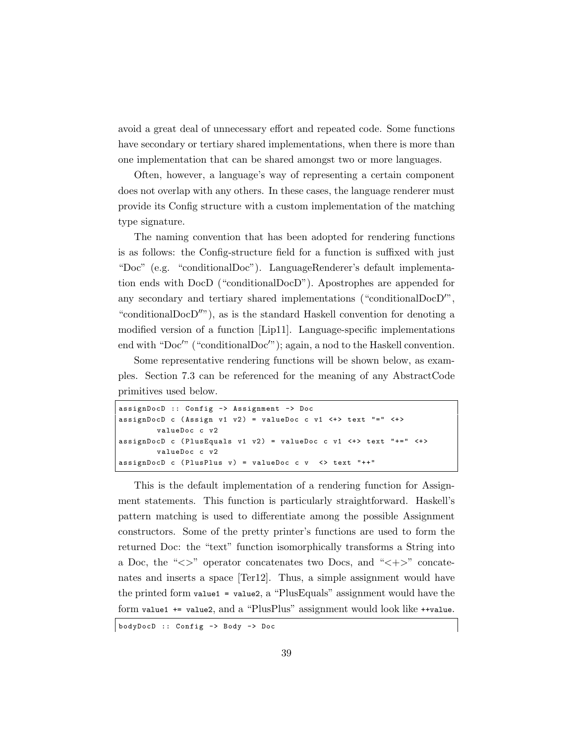avoid a great deal of unnecessary effort and repeated code. Some functions have secondary or tertiary shared implementations, when there is more than one implementation that can be shared amongst two or more languages.

Often, however, a language's way of representing a certain component does not overlap with any others. In these cases, the language renderer must provide its Config structure with a custom implementation of the matching type signature.

The naming convention that has been adopted for rendering functions is as follows: the Config-structure field for a function is suffixed with just "Doc" (e.g. "conditionalDoc"). LanguageRenderer's default implementation ends with DocD ("conditionalDocD"). Apostrophes are appended for any secondary and tertiary shared implementations ("conditionalDocD′", "conditionalDocD′′"), as is the standard Haskell convention for denoting a modified version of a function [Lip11]. Language-specific implementations end with "Doc′" ("conditionalDoc′"); again, a nod to the Haskell convention.

Some representative rendering functions will be shown below, as examples. Section 7.3 can be referenced for the meaning of any AbstractCode primitives used below.

```
assignDocD :: Config -> Assignment -> Doc
assignDocD c (Assign v1 v2) = valueDoc c v1 <+> text "=" <+>
        valueDoc c v2
assignDocD c (PlusEquals v1 v2) = valueDoc c v1 <+> text "+=" <+>
        valueDoc c v2
assignDocD c (PlusPlus v) = valueDoc c v  <> text "++"
```

This is the default implementation of a rendering function for Assignment statements. This function is particularly straightforward. Haskell's pattern matching is used to differentiate among the possible Assignment constructors. Some of the pretty printer's functions are used to form the returned Doc: the "text" function isomorphically transforms a String into a Doc, the "<>" operator concatenates two Docs, and "<+>" concatenates and inserts a space [Ter12]. Thus, a simple assignment would have the printed form `value1 = value2`, a "PlusEquals" assignment would have the form `value1 += value2`, and a "PlusPlus" assignment would look like `++value`.

```
bodyDocD :: Config -> Body -> Doc
```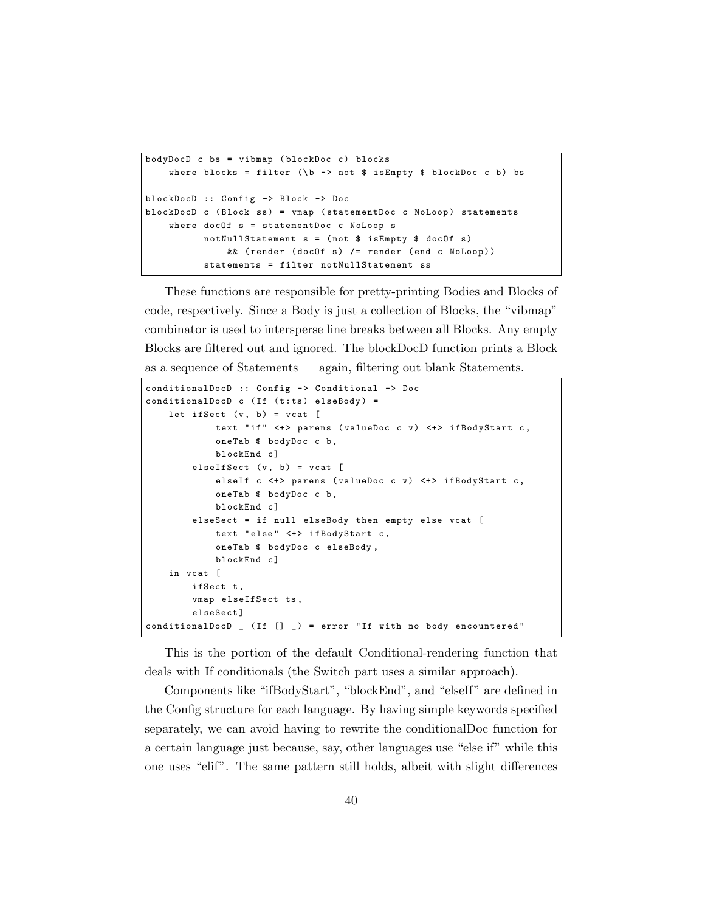```
bodyDocD c bs = vibmap (blockDoc c) blocks
    where blocks = filter (\b -> not $ isEmpty $ blockDoc c b) bs

blockDocD :: Config -> Block -> Doc
blockDocD c (Block ss) = vmap (statementDoc c NoLoop) statements
    where docOf s = statementDoc c NoLoop s
          notNullStatement s = (not $ isEmpty $ docOf s)
              && (render (docOf s) /= render (end c NoLoop))
          statements = filter notNullStatement ss
```

These functions are responsible for pretty-printing Bodies and Blocks of code, respectively. Since a Body is just a collection of Blocks, the "vibmap" combinator is used to intersperse line breaks between all Blocks. Any empty Blocks are filtered out and ignored. The blockDocD function prints a Block as a sequence of Statements — again, filtering out blank Statements.

```
conditionalDocD :: Config -> Conditional -> Doc
conditionalDocD c (If (t:ts) elseBody) =
    let ifSect (v, b) = vcat [
            text "if" <+> parens (valueDoc c v) <+> ifBodyStart c,
            oneTab $ bodyDoc c b,
            blockEnd c]
        elseIfSect (v, b) = vcat [
            elseIf c <+> parens (valueDoc c v) <+> ifBodyStart c,
            oneTab $ bodyDoc c b,
            blockEnd c]
        elseSect = if null elseBody then empty else vcat [
            text "else" <+> ifBodyStart c,
            oneTab $ bodyDoc c elseBody,
            blockEnd c]
    in vcat [
        ifSect t,
        vmap elseIfSect ts,
        elseSect]
conditionalDocD _ (If [] _) = error "If with no body encountered"
```

This is the portion of the default Conditional-rendering function that deals with If conditionals (the Switch part uses a similar approach).

Components like "ifBodyStart", "blockEnd", and "elseIf" are defined in the Config structure for each language. By having simple keywords specified separately, we can avoid having to rewrite the conditionalDoc function for a certain language just because, say, other languages use "else if" while this one uses "elif". The same pattern still holds, albeit with slight differences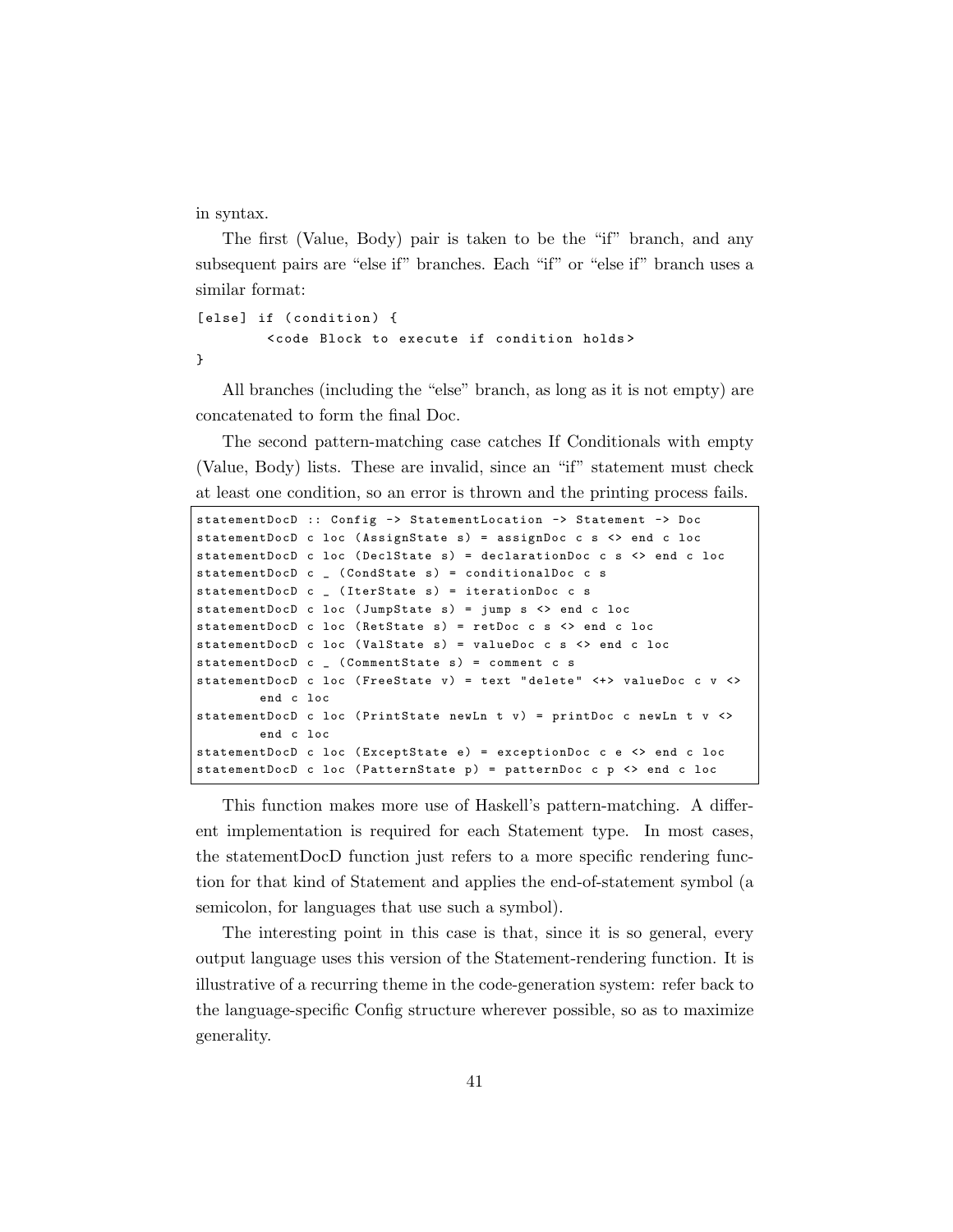in syntax.

The first (Value, Body) pair is taken to be the "if" branch, and any subsequent pairs are "else if" branches. Each "if" or "else if" branch uses a similar format:

```
[else] if (condition) {
        <code Block to execute if condition holds>
}
```

All branches (including the "else" branch, as long as it is not empty) are concatenated to form the final Doc.

The second pattern-matching case catches If Conditionals with empty (Value, Body) lists. These are invalid, since an "if" statement must check at least one condition, so an error is thrown and the printing process fails.

```
statementDocD :: Config -> StatementLocation -> Statement -> Doc
statementDocD c loc (AssignState s) = assignDoc c s <> end c loc
statementDocD c loc (DeclState s) = declarationDoc c s <> end c loc
statementDocD c _ (CondState s) = conditionalDoc c s
statementDocD c _ (IterState s) = iterationDoc c s
statementDocD c loc (JumpState s) = jump s <> end c loc
statementDocD c loc (RetState s) = retDoc c s <> end c loc
statementDocD c loc (ValState s) = valueDoc c s <> end c loc
statementDocD c _ (CommentState s) = comment c s
statementDocD c loc (FreeState v) = text "delete" <+> valueDoc c v <>
        end c loc
statementDocD c loc (PrintState newLn t v) = printDoc c newLn t v <>
        end c loc
statementDocD c loc (ExceptState e) = exceptionDoc c e <> end c loc
statementDocD c loc (PatternState p) = patternDoc c p <> end c loc
```

This function makes more use of Haskell's pattern-matching. A different implementation is required for each Statement type. In most cases, the statementDocD function just refers to a more specific rendering function for that kind of Statement and applies the end-of-statement symbol (a semicolon, for languages that use such a symbol).

The interesting point in this case is that, since it is so general, every output language uses this version of the Statement-rendering function. It is illustrative of a recurring theme in the code-generation system: refer back to the language-specific Config structure wherever possible, so as to maximize generality.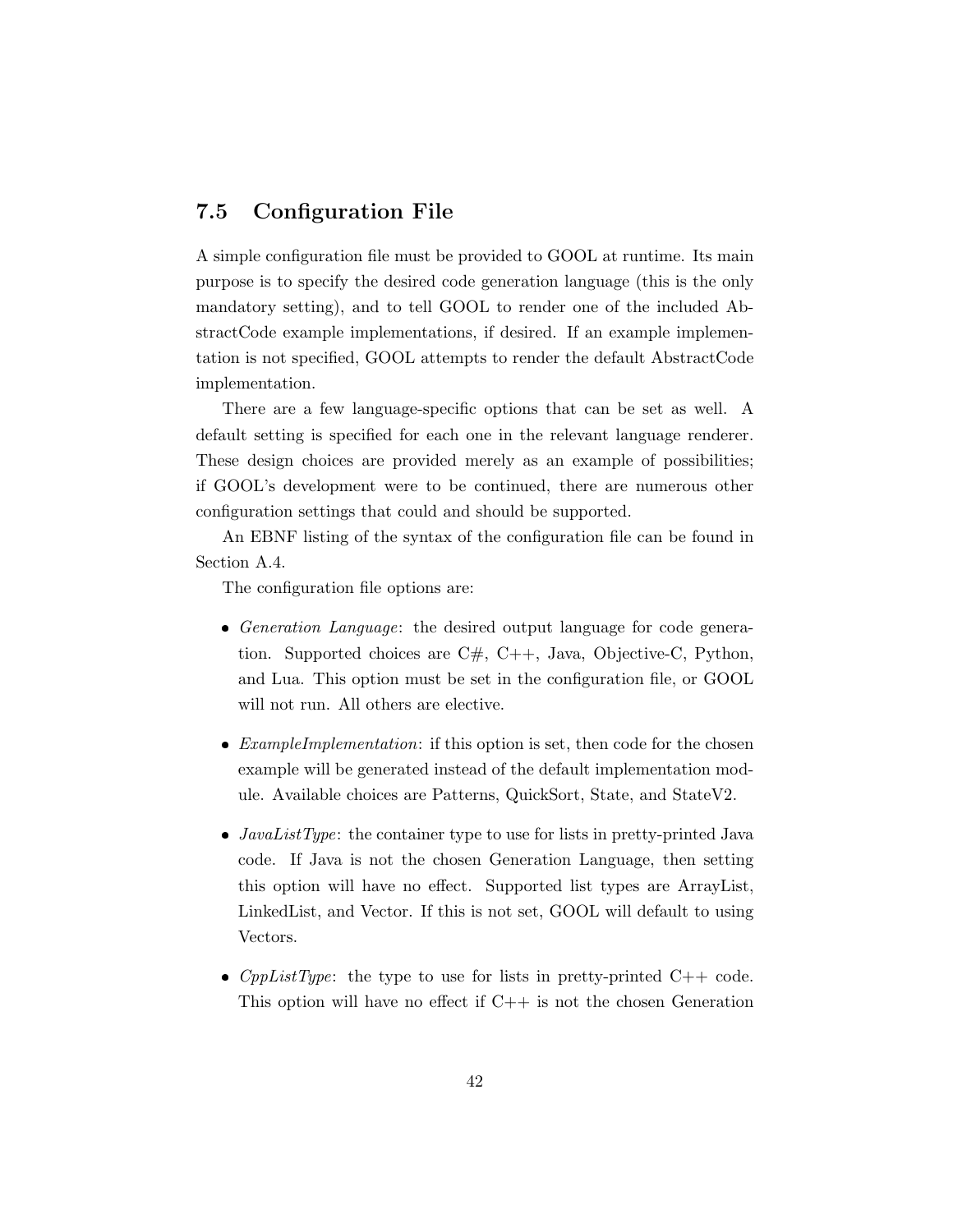## 7.5 Configuration File

A simple configuration file must be provided to GOOL at runtime. Its main purpose is to specify the desired code generation language (this is the only mandatory setting), and to tell GOOL to render one of the included AbstractCode example implementations, if desired. If an example implementation is not specified, GOOL attempts to render the default AbstractCode implementation.

There are a few language-specific options that can be set as well. A default setting is specified for each one in the relevant language renderer. These design choices are provided merely as an example of possibilities; if GOOL's development were to be continued, there are numerous other configuration settings that could and should be supported.

An EBNF listing of the syntax of the configuration file can be found in Section A.4.

The configuration file options are:

- *Generation Language*: the desired output language for code generation. Supported choices are C#, C++, Java, Objective-C, Python, and Lua. This option must be set in the configuration file, or GOOL will not run. All others are elective.
- *ExampleImplementation*: if this option is set, then code for the chosen example will be generated instead of the default implementation module. Available choices are Patterns, QuickSort, State, and StateV2.
- *JavaListType*: the container type to use for lists in pretty-printed Java code. If Java is not the chosen Generation Language, then setting this option will have no effect. Supported list types are ArrayList, LinkedList, and Vector. If this is not set, GOOL will default to using Vectors.
- *CppListType*: the type to use for lists in pretty-printed C++ code. This option will have no effect if C++ is not the chosen Generation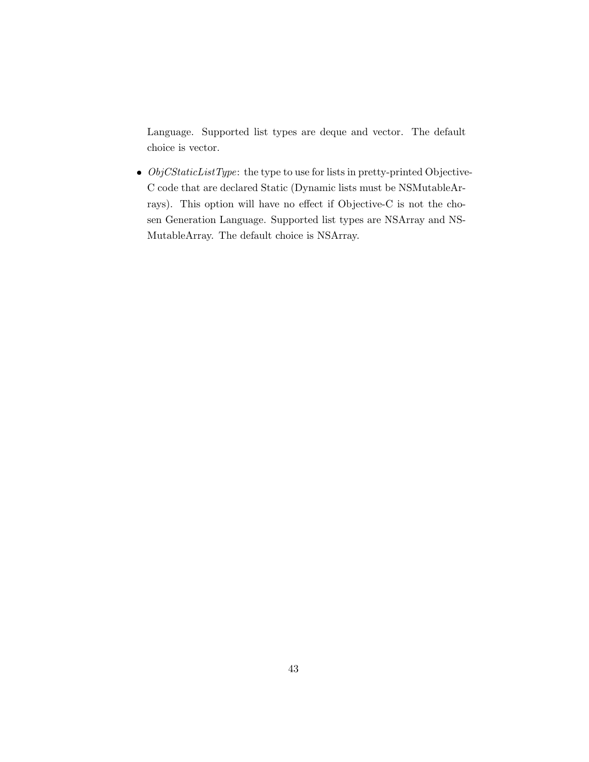Language. Supported list types are deque and vector. The default choice is vector.

- *ObjCStaticListType*: the type to use for lists in pretty-printed Objective-C code that are declared Static (Dynamic lists must be NSMutableArrays). This option will have no effect if Objective-C is not the chosen Generation Language. Supported list types are NSArray and NSMutableArray. The default choice is NSArray.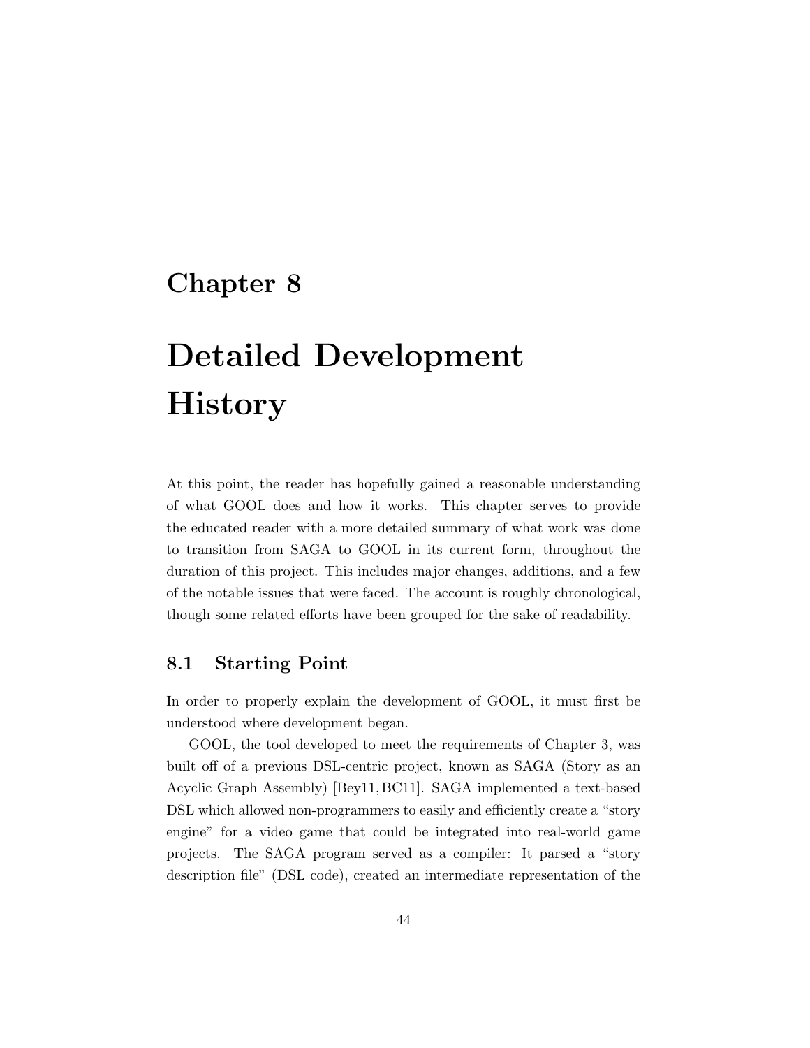# Chapter 8

# Detailed Development History

At this point, the reader has hopefully gained a reasonable understanding of what GOOL does and how it works. This chapter serves to provide the educated reader with a more detailed summary of what work was done to transition from SAGA to GOOL in its current form, throughout the duration of this project. This includes major changes, additions, and a few of the notable issues that were faced. The account is roughly chronological, though some related efforts have been grouped for the sake of readability.

## 8.1 Starting Point

In order to properly explain the development of GOOL, it must first be understood where development began.

GOOL, the tool developed to meet the requirements of Chapter 3, was built off of a previous DSL-centric project, known as SAGA (Story as an Acyclic Graph Assembly) [Bey11, BC11]. SAGA implemented a text-based DSL which allowed non-programmers to easily and efficiently create a "story engine" for a video game that could be integrated into real-world game projects. The SAGA program served as a compiler: It parsed a "story description file" (DSL code), created an intermediate representation of the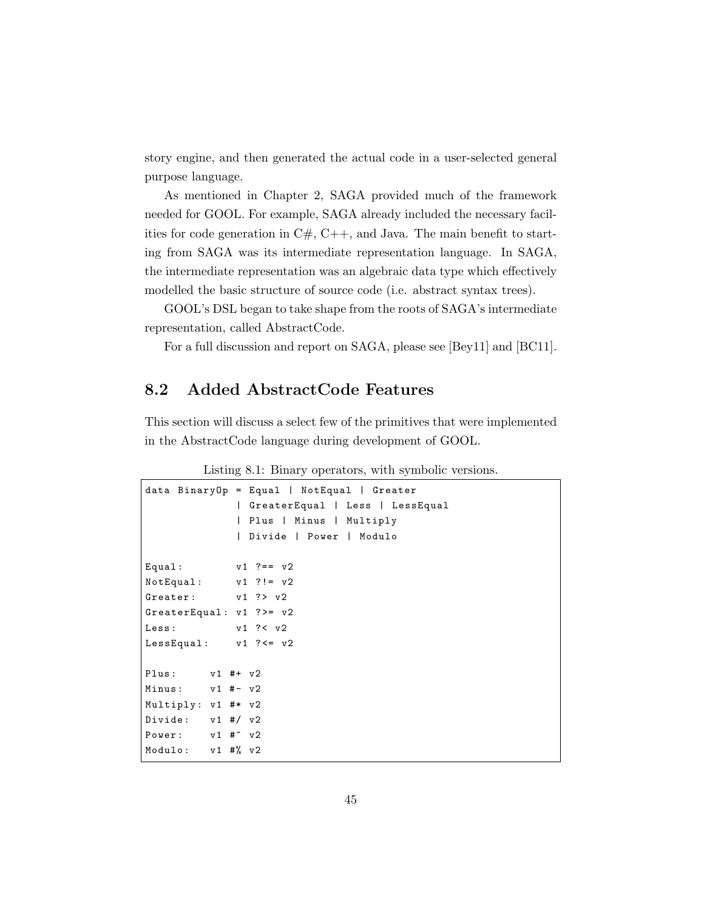story engine, and then generated the actual code in a user-selected general purpose language.

As mentioned in Chapter 2, SAGA provided much of the framework needed for GOOL. For example, SAGA already included the necessary facilities for code generation in C#, C++, and Java. The main benefit to starting from SAGA was its intermediate representation language. In SAGA, the intermediate representation was an algebraic data type which effectively modelled the basic structure of source code (i.e. abstract syntax trees).

GOOL's DSL began to take shape from the roots of SAGA's intermediate representation, called AbstractCode.

For a full discussion and report on SAGA, please see [Bey11] and [BC11].

## 8.2 Added AbstractCode Features

This section will discuss a select few of the primitives that were implemented in the AbstractCode language during development of GOOL.

Listing 8.1: Binary operators, with symbolic versions.

```
data BinaryOp = Equal | NotEqual | Greater
              | GreaterEqual | Less | LessEqual
              | Plus | Minus | Multiply
              | Divide | Power | Modulo

Equal:        v1 ?== v2
NotEqual:     v1 ?!= v2
Greater:      v1 ?> v2
GreaterEqual: v1 ?>= v2
Less:         v1 ?< v2
LessEqual:    v1 ?<= v2

Plus:     v1 #+ v2
Minus:    v1 #- v2
Multiply: v1 #* v2
Divide:   v1 #/ v2
Power:    v1 #^ v2
Modulo:   v1 #% v2
```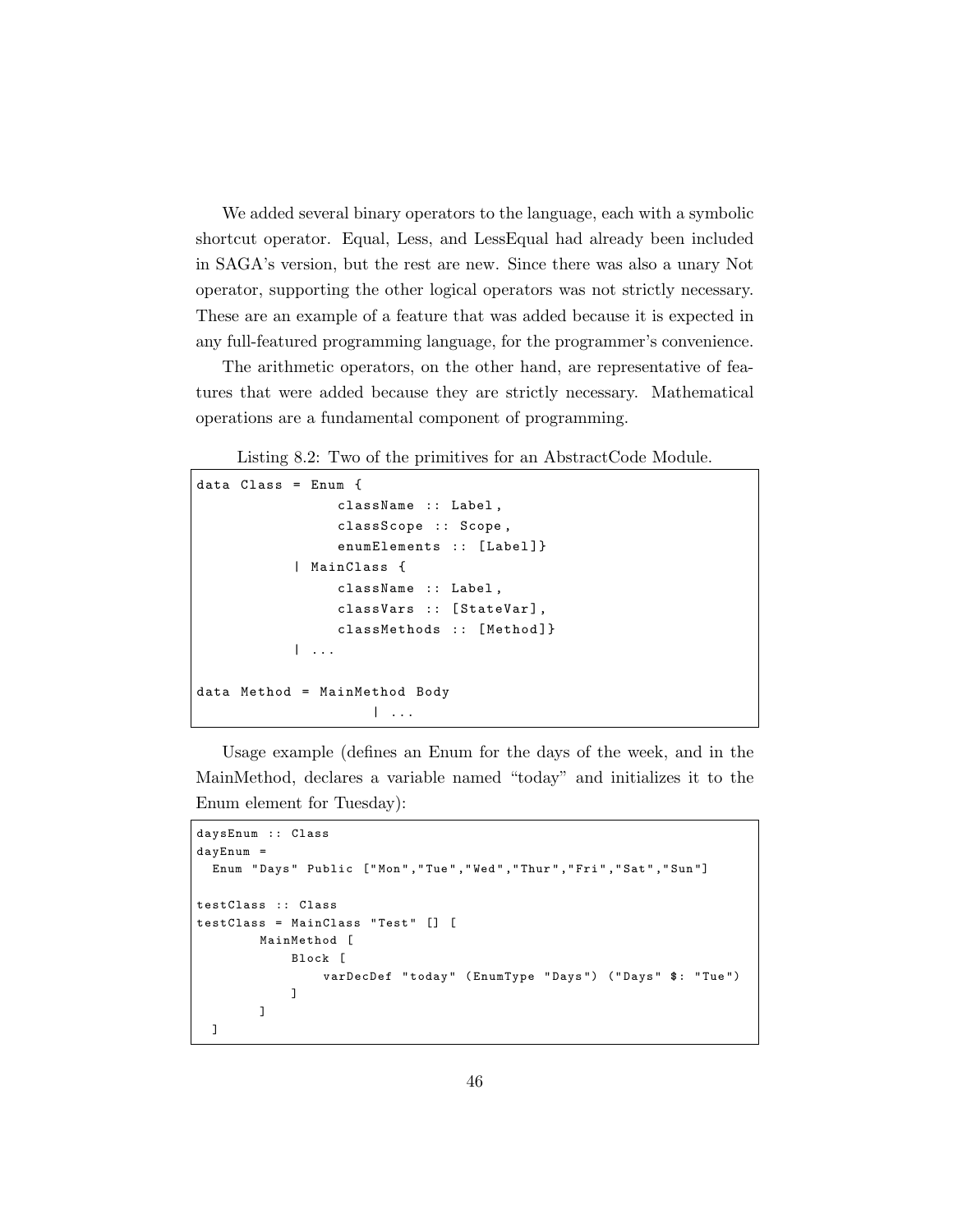We added several binary operators to the language, each with a symbolic shortcut operator. Equal, Less, and LessEqual had already been included in SAGA's version, but the rest are new. Since there was also a unary Not operator, supporting the other logical operators was not strictly necessary. These are an example of a feature that was added because it is expected in any full-featured programming language, for the programmer's convenience.

The arithmetic operators, on the other hand, are representative of features that were added because they are strictly necessary. Mathematical operations are a fundamental component of programming.

Listing 8.2: Two of the primitives for an AbstractCode Module.

```
data Class = Enum {
                 className :: Label,
                 classScope :: Scope,
                 enumElements :: [Label]}
            | MainClass {
                 className :: Label,
                 classVars :: [StateVar],
                 classMethods :: [Method]}
            | ...

data Method = MainMethod Body
                      | ...
```

Usage example (defines an Enum for the days of the week, and in the MainMethod, declares a variable named "today" and initializes it to the Enum element for Tuesday):

```
daysEnum :: Class
dayEnum =
  Enum "Days" Public ["Mon","Tue","Wed","Thur","Fri","Sat","Sun"]

testClass :: Class
testClass = MainClass "Test" [] [
        MainMethod [
            Block [
                varDecDef "today" (EnumType "Days") ("Days" $: "Tue")
            ]
        ]
  ]
```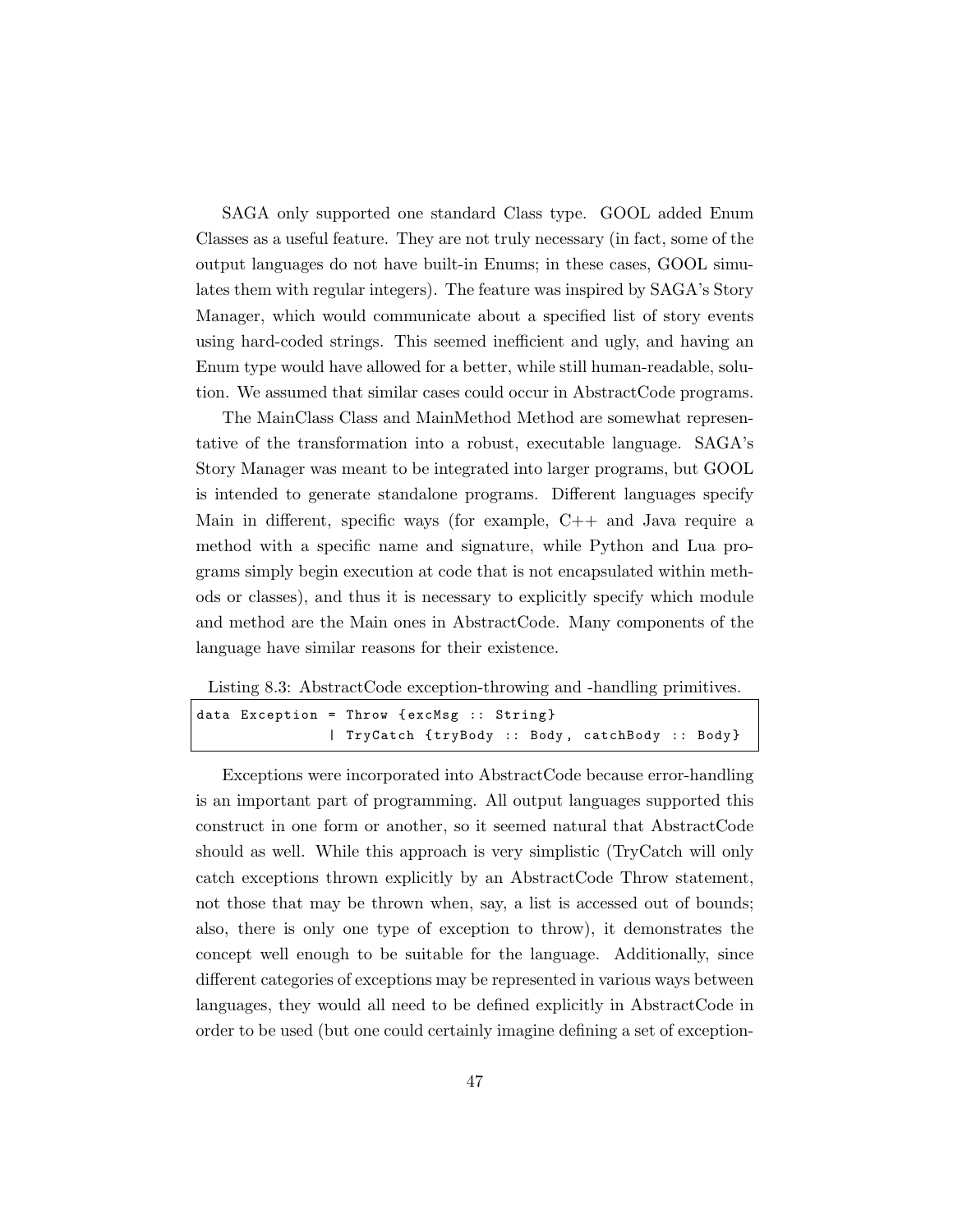SAGA only supported one standard Class type. GOOL added Enum Classes as a useful feature. They are not truly necessary (in fact, some of the output languages do not have built-in Enums; in these cases, GOOL simulates them with regular integers). The feature was inspired by SAGA's Story Manager, which would communicate about a specified list of story events using hard-coded strings. This seemed inefficient and ugly, and having an Enum type would have allowed for a better, while still human-readable, solution. We assumed that similar cases could occur in AbstractCode programs.

The MainClass Class and MainMethod Method are somewhat representative of the transformation into a robust, executable language. SAGA's Story Manager was meant to be integrated into larger programs, but GOOL is intended to generate standalone programs. Different languages specify Main in different, specific ways (for example, C++ and Java require a method with a specific name and signature, while Python and Lua programs simply begin execution at code that is not encapsulated within methods or classes), and thus it is necessary to explicitly specify which module and method are the Main ones in AbstractCode. Many components of the language have similar reasons for their existence.

Listing 8.3: AbstractCode exception-throwing and -handling primitives.

```
data Exception = Throw {excMsg :: String}
               | TryCatch {tryBody :: Body, catchBody :: Body}
```

Exceptions were incorporated into AbstractCode because error-handling is an important part of programming. All output languages supported this construct in one form or another, so it seemed natural that AbstractCode should as well. While this approach is very simplistic (TryCatch will only catch exceptions thrown explicitly by an AbstractCode Throw statement, not those that may be thrown when, say, a list is accessed out of bounds; also, there is only one type of exception to throw), it demonstrates the concept well enough to be suitable for the language. Additionally, since different categories of exceptions may be represented in various ways between languages, they would all need to be defined explicitly in AbstractCode in order to be used (but one could certainly imagine defining a set of exception-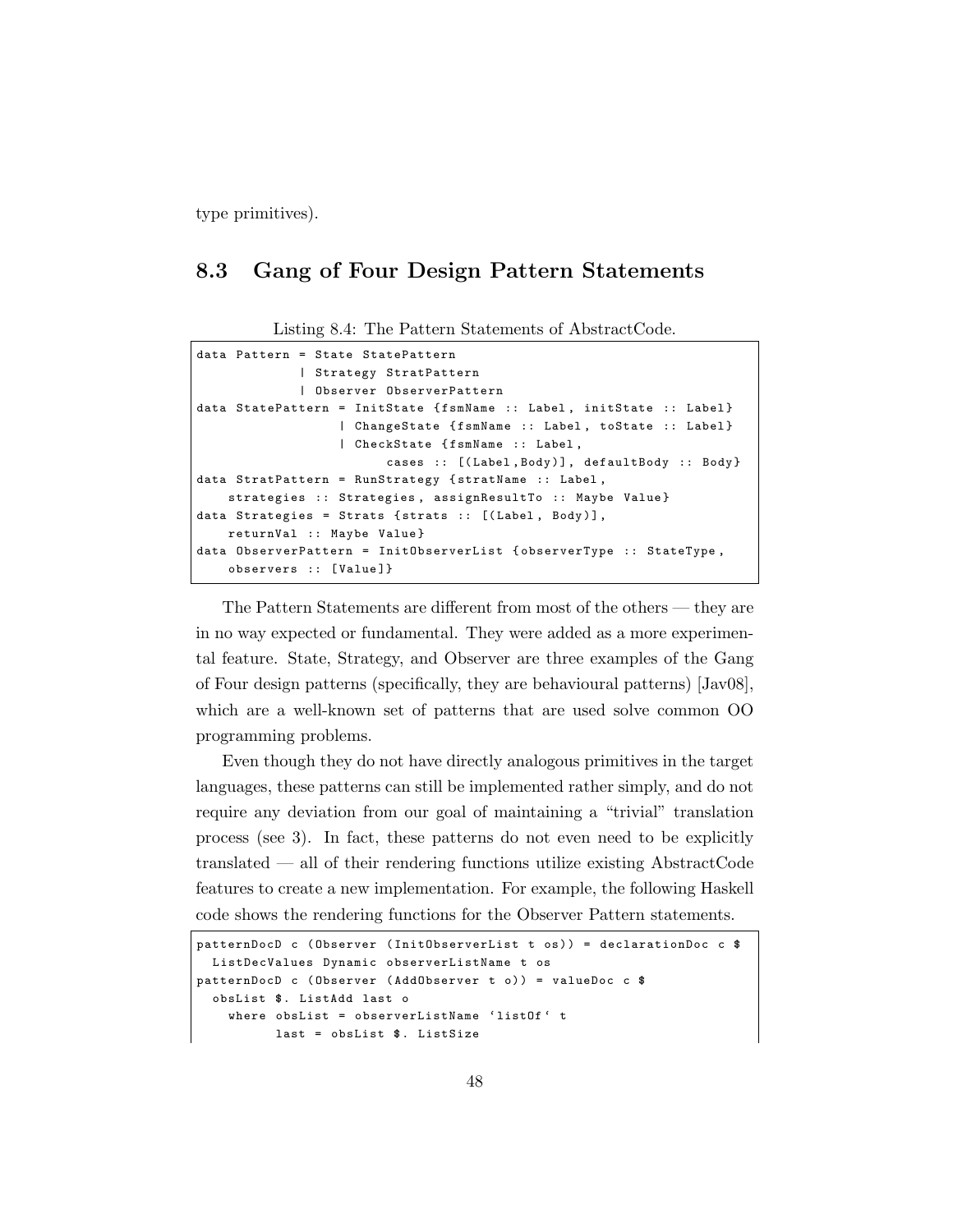type primitives).

## 8.3 Gang of Four Design Pattern Statements

Listing 8.4: The Pattern Statements of AbstractCode.

```
data Pattern = State StatePattern
             | Strategy StratPattern
             | Observer ObserverPattern
data StatePattern = InitState {fsmName :: Label, initState :: Label}
                  | ChangeState {fsmName :: Label, toState :: Label}
                  | CheckState {fsmName :: Label,
                        cases :: [(Label,Body)], defaultBody :: Body}
data StratPattern = RunStrategy {stratName :: Label,
    strategies :: Strategies, assignResultTo :: Maybe Value}
data Strategies = Strats {strats :: [(Label, Body)],
    returnVal :: Maybe Value}
data ObserverPattern = InitObserverList {observerType :: StateType,
    observers :: [Value]}
```

The Pattern Statements are different from most of the others — they are in no way expected or fundamental. They were added as a more experimental feature. State, Strategy, and Observer are three examples of the Gang of Four design patterns (specifically, they are behavioural patterns) [Jav08], which are a well-known set of patterns that are used solve common OO programming problems.

Even though they do not have directly analogous primitives in the target languages, these patterns can still be implemented rather simply, and do not require any deviation from our goal of maintaining a "trivial" translation process (see 3). In fact, these patterns do not even need to be explicitly translated — all of their rendering functions utilize existing AbstractCode features to create a new implementation. For example, the following Haskell code shows the rendering functions for the Observer Pattern statements.

```
patternDocD c (Observer (InitObserverList t os)) = declarationDoc c $
  ListDecValues Dynamic observerListName t os
patternDocD c (Observer (AddObserver t o)) = valueDoc c $
  obsList $. ListAdd last o
    where obsList = observerListName `listOf` t
          last = obsList $. ListSize
```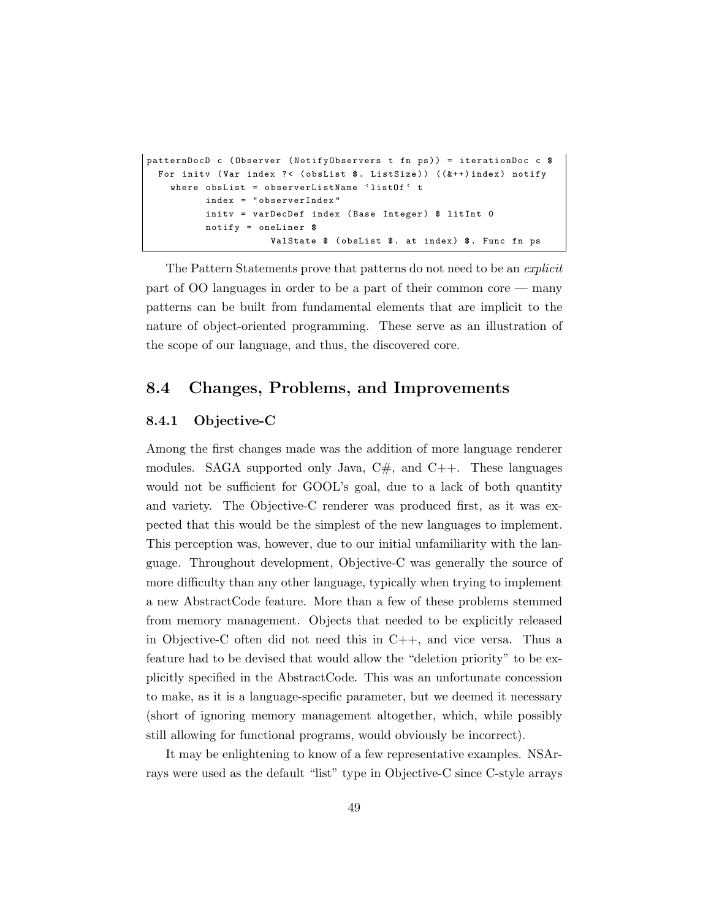```
patternDocD c (Observer (NotifyObservers t fn ps)) = iterationDoc c $
  For initv (Var index ?< (obsList $. ListSize)) ((&++)index) notify
    where obsList = observerListName `listOf` t
          index = "observerIndex"
          initv = varDecDef index (Base Integer) $ litInt 0
          notify = oneLiner $
                     ValState $ (obsList $. at index) $. Func fn ps
```

The Pattern Statements prove that patterns do not need to be an *explicit* part of OO languages in order to be a part of their common core — many patterns can be built from fundamental elements that are implicit to the nature of object-oriented programming. These serve as an illustration of the scope of our language, and thus, the discovered core.

## 8.4 Changes, Problems, and Improvements

### 8.4.1 Objective-C

Among the first changes made was the addition of more language renderer modules. SAGA supported only Java, C#, and C++. These languages would not be sufficient for GOOL's goal, due to a lack of both quantity and variety. The Objective-C renderer was produced first, as it was expected that this would be the simplest of the new languages to implement. This perception was, however, due to our initial unfamiliarity with the language. Throughout development, Objective-C was generally the source of more difficulty than any other language, typically when trying to implement a new AbstractCode feature. More than a few of these problems stemmed from memory management. Objects that needed to be explicitly released in Objective-C often did not need this in C++, and vice versa. Thus a feature had to be devised that would allow the "deletion priority" to be explicitly specified in the AbstractCode. This was an unfortunate concession to make, as it is a language-specific parameter, but we deemed it necessary (short of ignoring memory management altogether, which, while possibly still allowing for functional programs, would obviously be incorrect).

It may be enlightening to know of a few representative examples. NSArrays were used as the default "list" type in Objective-C since C-style arrays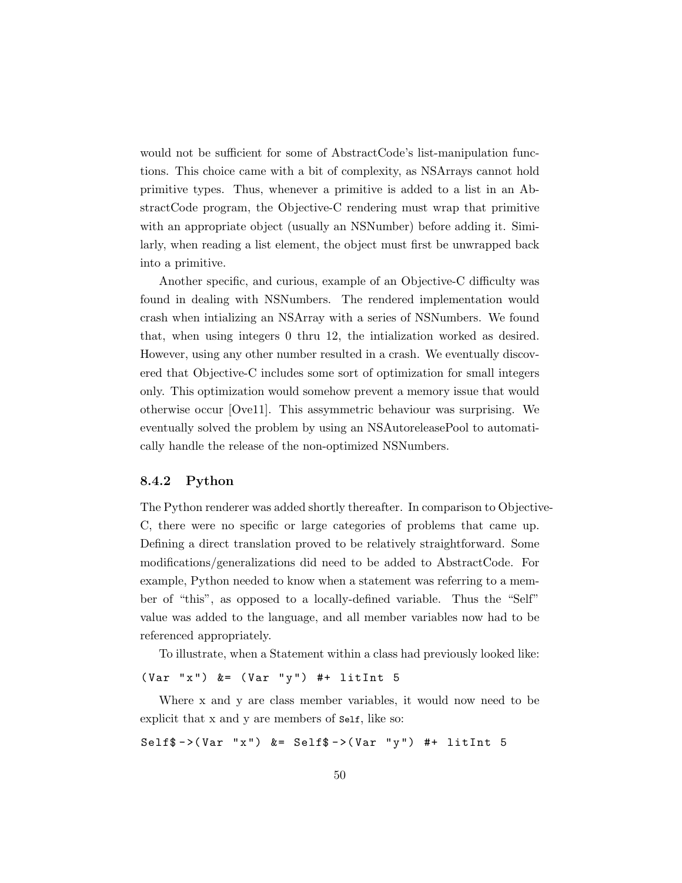would not be sufficient for some of AbstractCode's list-manipulation functions. This choice came with a bit of complexity, as NSArrays cannot hold primitive types. Thus, whenever a primitive is added to a list in an AbstractCode program, the Objective-C rendering must wrap that primitive with an appropriate object (usually an NSNumber) before adding it. Similarly, when reading a list element, the object must first be unwrapped back into a primitive.

Another specific, and curious, example of an Objective-C difficulty was found in dealing with NSNumbers. The rendered implementation would crash when intializing an NSArray with a series of NSNumbers. We found that, when using integers 0 thru 12, the intialization worked as desired. However, using any other number resulted in a crash. We eventually discovered that Objective-C includes some sort of optimization for small integers only. This optimization would somehow prevent a memory issue that would otherwise occur [Ove11]. This assymmetric behaviour was surprising. We eventually solved the problem by using an NSAutoreleasePool to automatically handle the release of the non-optimized NSNumbers.

### 8.4.2 Python

The Python renderer was added shortly thereafter. In comparison to Objective-C, there were no specific or large categories of problems that came up. Defining a direct translation proved to be relatively straightforward. Some modifications/generalizations did need to be added to AbstractCode. For example, Python needed to know when a statement was referring to a member of "this", as opposed to a locally-defined variable. Thus the "Self" value was added to the language, and all member variables now had to be referenced appropriately.

To illustrate, when a Statement within a class had previously looked like:

```
(Var "x") &= (Var "y") #+ litInt 5
```

Where x and y are class member variables, it would now need to be explicit that x and y are members of `Self`, like so:

```
Self$->(Var "x") &= Self$->(Var "y") #+ litInt 5
```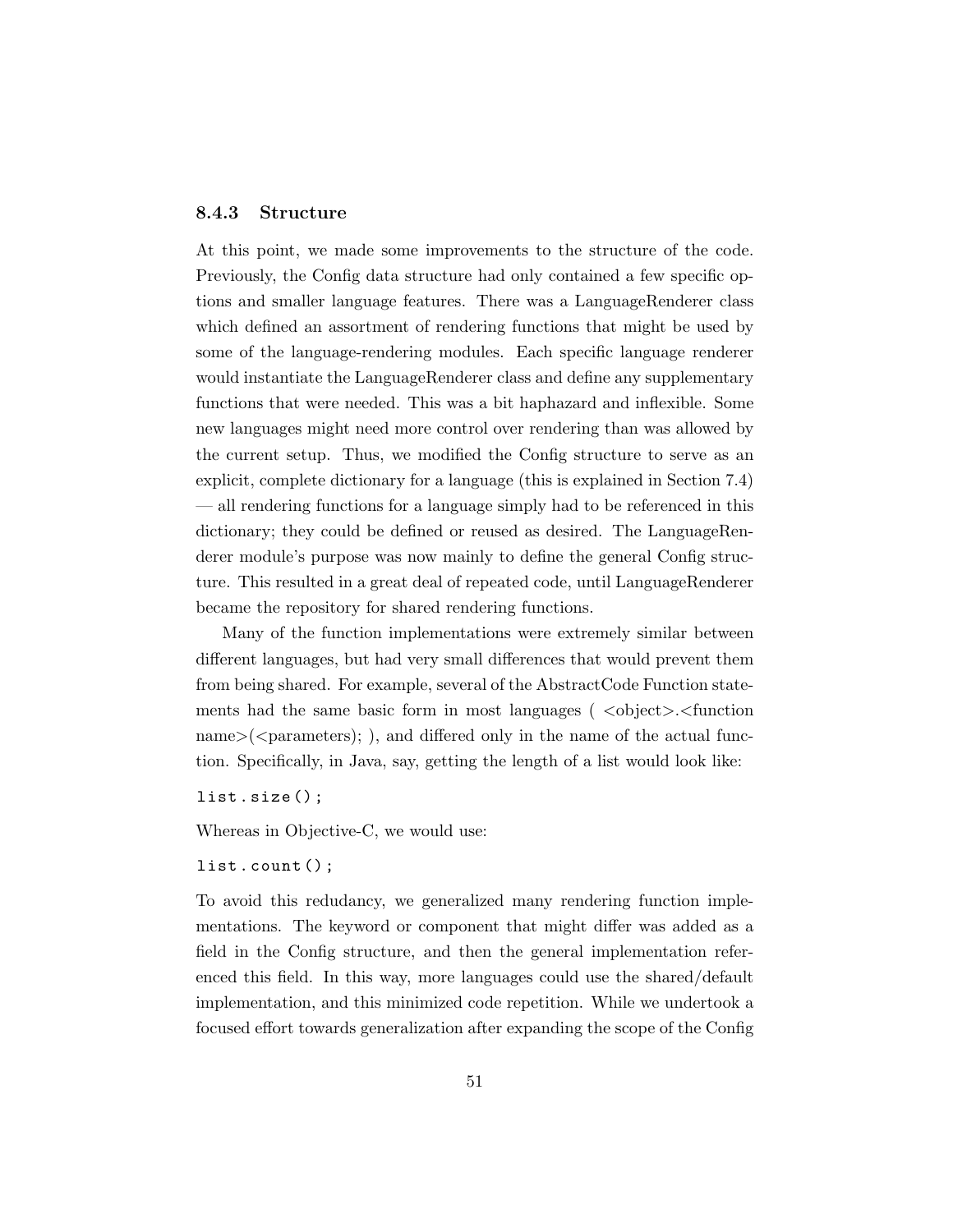### 8.4.3 Structure

At this point, we made some improvements to the structure of the code. Previously, the Config data structure had only contained a few specific options and smaller language features. There was a LanguageRenderer class which defined an assortment of rendering functions that might be used by some of the language-rendering modules. Each specific language renderer would instantiate the LanguageRenderer class and define any supplementary functions that were needed. This was a bit haphazard and inflexible. Some new languages might need more control over rendering than was allowed by the current setup. Thus, we modified the Config structure to serve as an explicit, complete dictionary for a language (this is explained in Section 7.4) — all rendering functions for a language simply had to be referenced in this dictionary; they could be defined or reused as desired. The LanguageRenderer module's purpose was now mainly to define the general Config structure. This resulted in a great deal of repeated code, until LanguageRenderer became the repository for shared rendering functions.

Many of the function implementations were extremely similar between different languages, but had very small differences that would prevent them from being shared. For example, several of the AbstractCode Function statements had the same basic form in most languages ( <object>.<function name>(<parameters>); ), and differed only in the name of the actual function. Specifically, in Java, say, getting the length of a list would look like:

```
list.size();
```

Whereas in Objective-C, we would use:

```
list.count();
```

To avoid this redudancy, we generalized many rendering function implementations. The keyword or component that might differ was added as a field in the Config structure, and then the general implementation referenced this field. In this way, more languages could use the shared/default implementation, and this minimized code repetition. While we undertook a focused effort towards generalization after expanding the scope of the Config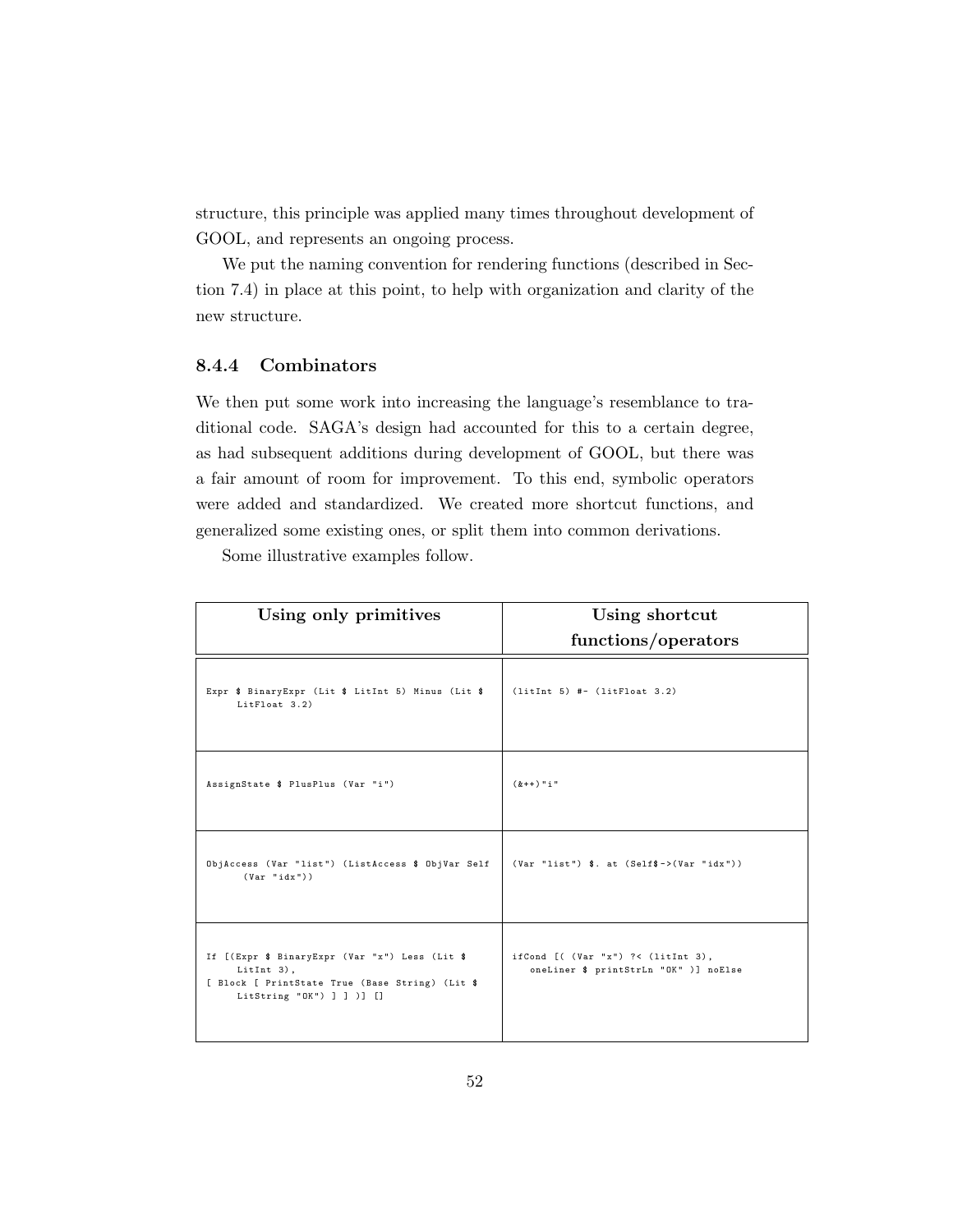structure, this principle was applied many times throughout development of GOOL, and represents an ongoing process.

We put the naming convention for rendering functions (described in Section 7.4) in place at this point, to help with organization and clarity of the new structure.

### 8.4.4 Combinators

We then put some work into increasing the language's resemblance to traditional code. SAGA's design had accounted for this to a certain degree, as had subsequent additions during development of GOOL, but there was a fair amount of room for improvement. To this end, symbolic operators were added and standardized. We created more shortcut functions, and generalized some existing ones, or split them into common derivations.

Some illustrative examples follow.

| Using only primitives | Using shortcut functions/operators |
|---|---|
| `Expr $ BinaryExpr (Lit $ LitInt 5) Minus (Lit $ LitFloat 3.2)` | `(litInt 5) #- (litFloat 3.2)` |
| `AssignState $ PlusPlus (Var "i")` | `(&++)"i"` |
| `ObjAccess (Var "list") (ListAccess $ ObjVar Self (Var "idx"))` | `(Var "list") $. at (Self$->(Var "idx"))` |
| `If [(Expr $ BinaryExpr (Var "x") Less (Lit $ LitInt 3), [ Block [ PrintState True (Base String) (Lit $ LitString "OK") ] ] )] []` | `ifCond [( (Var "x") ?< (litInt 3), oneLiner $ printStrLn "OK" )] noElse` |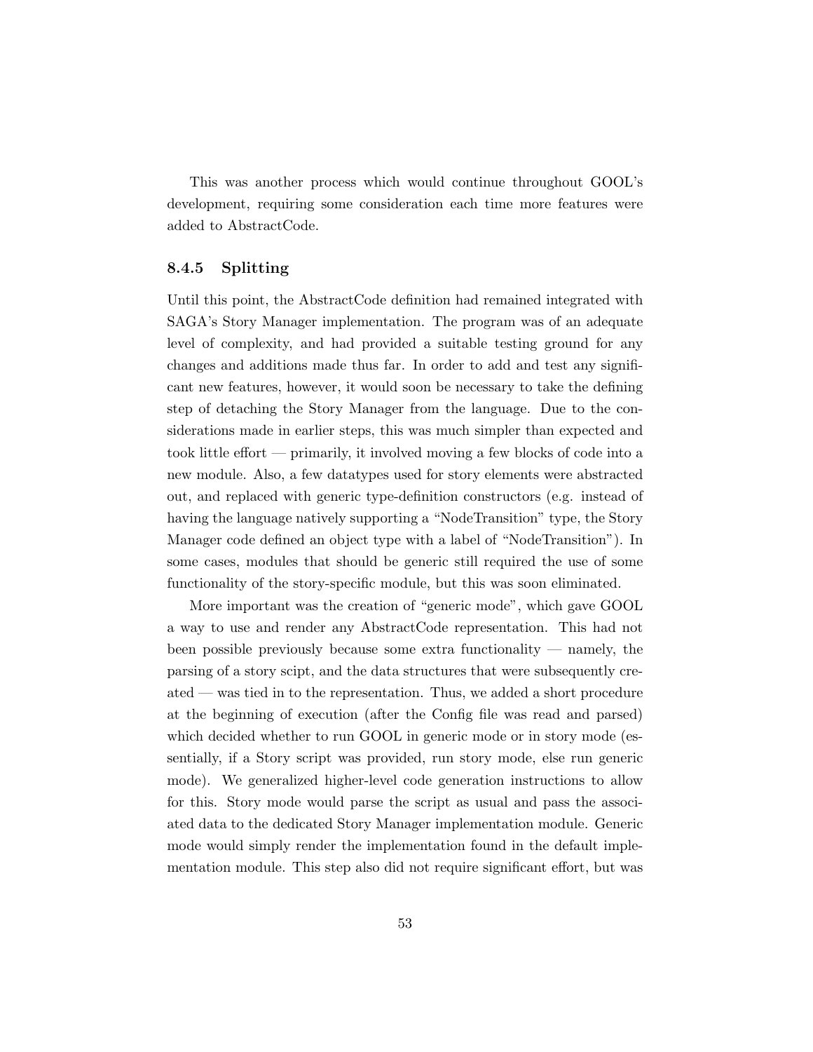This was another process which would continue throughout GOOL's development, requiring some consideration each time more features were added to AbstractCode.

### 8.4.5 Splitting

Until this point, the AbstractCode definition had remained integrated with SAGA's Story Manager implementation. The program was of an adequate level of complexity, and had provided a suitable testing ground for any changes and additions made thus far. In order to add and test any significant new features, however, it would soon be necessary to take the defining step of detaching the Story Manager from the language. Due to the considerations made in earlier steps, this was much simpler than expected and took little effort — primarily, it involved moving a few blocks of code into a new module. Also, a few datatypes used for story elements were abstracted out, and replaced with generic type-definition constructors (e.g. instead of having the language natively supporting a "NodeTransition" type, the Story Manager code defined an object type with a label of "NodeTransition"). In some cases, modules that should be generic still required the use of some functionality of the story-specific module, but this was soon eliminated.

More important was the creation of "generic mode", which gave GOOL a way to use and render any AbstractCode representation. This had not been possible previously because some extra functionality — namely, the parsing of a story scipt, and the data structures that were subsequently created — was tied in to the representation. Thus, we added a short procedure at the beginning of execution (after the Config file was read and parsed) which decided whether to run GOOL in generic mode or in story mode (essentially, if a Story script was provided, run story mode, else run generic mode). We generalized higher-level code generation instructions to allow for this. Story mode would parse the script as usual and pass the associated data to the dedicated Story Manager implementation module. Generic mode would simply render the implementation found in the default implementation module. This step also did not require significant effort, but was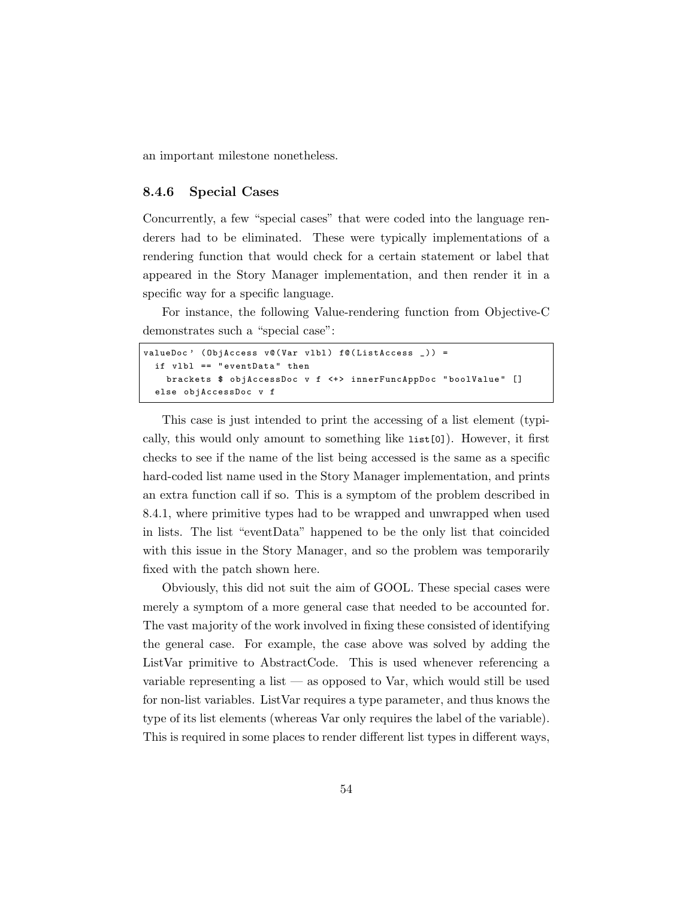an important milestone nonetheless.

### 8.4.6 Special Cases

Concurrently, a few "special cases" that were coded into the language renderers had to be eliminated. These were typically implementations of a rendering function that would check for a certain statement or label that appeared in the Story Manager implementation, and then render it in a specific way for a specific language.

For instance, the following Value-rendering function from Objective-C demonstrates such a "special case":

```
valueDoc' (ObjAccess v@(Var vlbl) f@(ListAccess _)) =
  if vlbl == "eventData" then
    brackets $ objAccessDoc v f <+> innerFuncAppDoc "boolValue" []
  else objAccessDoc v f
```

This case is just intended to print the accessing of a list element (typically, this would only amount to something like `list[0]`). However, it first checks to see if the name of the list being accessed is the same as a specific hard-coded list name used in the Story Manager implementation, and prints an extra function call if so. This is a symptom of the problem described in 8.4.1, where primitive types had to be wrapped and unwrapped when used in lists. The list "eventData" happened to be the only list that coincided with this issue in the Story Manager, and so the problem was temporarily fixed with the patch shown here.

Obviously, this did not suit the aim of GOOL. These special cases were merely a symptom of a more general case that needed to be accounted for. The vast majority of the work involved in fixing these consisted of identifying the general case. For example, the case above was solved by adding the ListVar primitive to AbstractCode. This is used whenever referencing a variable representing a list — as opposed to Var, which would still be used for non-list variables. ListVar requires a type parameter, and thus knows the type of its list elements (whereas Var only requires the label of the variable). This is required in some places to render different list types in different ways,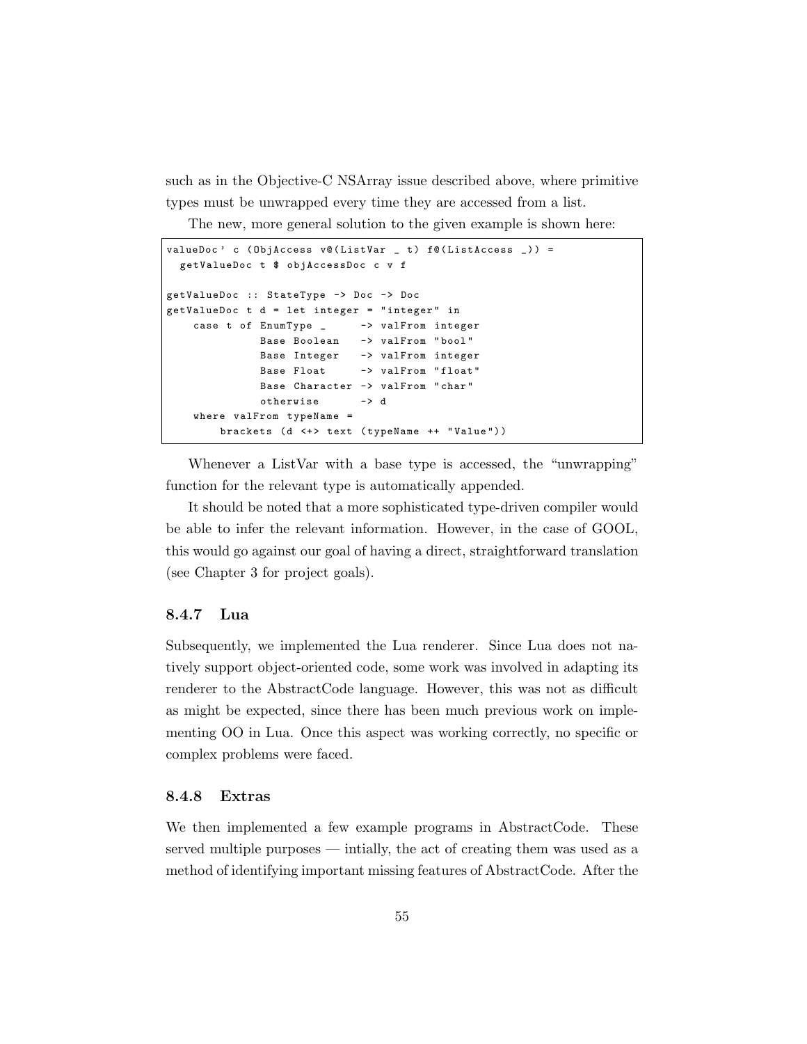such as in the Objective-C NSArray issue described above, where primitive types must be unwrapped every time they are accessed from a list.

The new, more general solution to the given example is shown here:

```
valueDoc' c (ObjAccess v@(ListVar _ t) f@(ListAccess _)) =
  getValueDoc t $ objAccessDoc c v f

getValueDoc :: StateType -> Doc -> Doc
getValueDoc t d = let integer = "integer" in
    case t of EnumType _      -> valFrom integer
              Base Boolean    -> valFrom "bool"
              Base Integer    -> valFrom integer
              Base Float      -> valFrom "float"
              Base Character  -> valFrom "char"
              otherwise       -> d
    where valFrom typeName =
        brackets (d <+> text (typeName ++ "Value"))
```

Whenever a ListVar with a base type is accessed, the "unwrapping" function for the relevant type is automatically appended.

It should be noted that a more sophisticated type-driven compiler would be able to infer the relevant information. However, in the case of GOOL, this would go against our goal of having a direct, straightforward translation (see Chapter 3 for project goals).

### 8.4.7 Lua

Subsequently, we implemented the Lua renderer. Since Lua does not natively support object-oriented code, some work was involved in adapting its renderer to the AbstractCode language. However, this was not as difficult as might be expected, since there has been much previous work on implementing OO in Lua. Once this aspect was working correctly, no specific or complex problems were faced.

### 8.4.8 Extras

We then implemented a few example programs in AbstractCode. These served multiple purposes — intially, the act of creating them was used as a method of identifying important missing features of AbstractCode. After the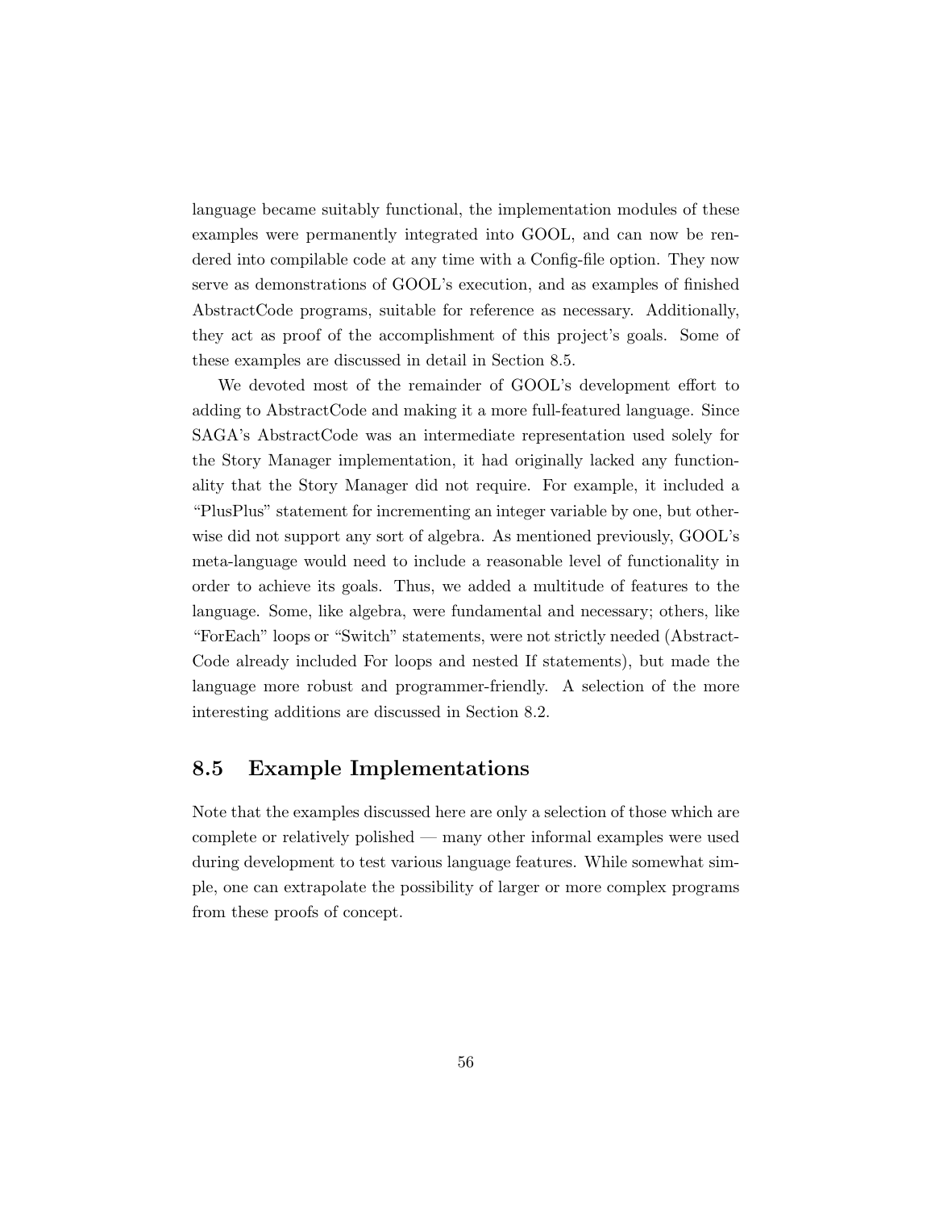language became suitably functional, the implementation modules of these examples were permanently integrated into GOOL, and can now be rendered into compilable code at any time with a Config-file option. They now serve as demonstrations of GOOL's execution, and as examples of finished AbstractCode programs, suitable for reference as necessary. Additionally, they act as proof of the accomplishment of this project's goals. Some of these examples are discussed in detail in Section 8.5.

We devoted most of the remainder of GOOL's development effort to adding to AbstractCode and making it a more full-featured language. Since SAGA's AbstractCode was an intermediate representation used solely for the Story Manager implementation, it had originally lacked any functionality that the Story Manager did not require. For example, it included a "PlusPlus" statement for incrementing an integer variable by one, but otherwise did not support any sort of algebra. As mentioned previously, GOOL's meta-language would need to include a reasonable level of functionality in order to achieve its goals. Thus, we added a multitude of features to the language. Some, like algebra, were fundamental and necessary; others, like "ForEach" loops or "Switch" statements, were not strictly needed (AbstractCode already included For loops and nested If statements), but made the language more robust and programmer-friendly. A selection of the more interesting additions are discussed in Section 8.2.

## 8.5 Example Implementations

Note that the examples discussed here are only a selection of those which are complete or relatively polished — many other informal examples were used during development to test various language features. While somewhat simple, one can extrapolate the possibility of larger or more complex programs from these proofs of concept.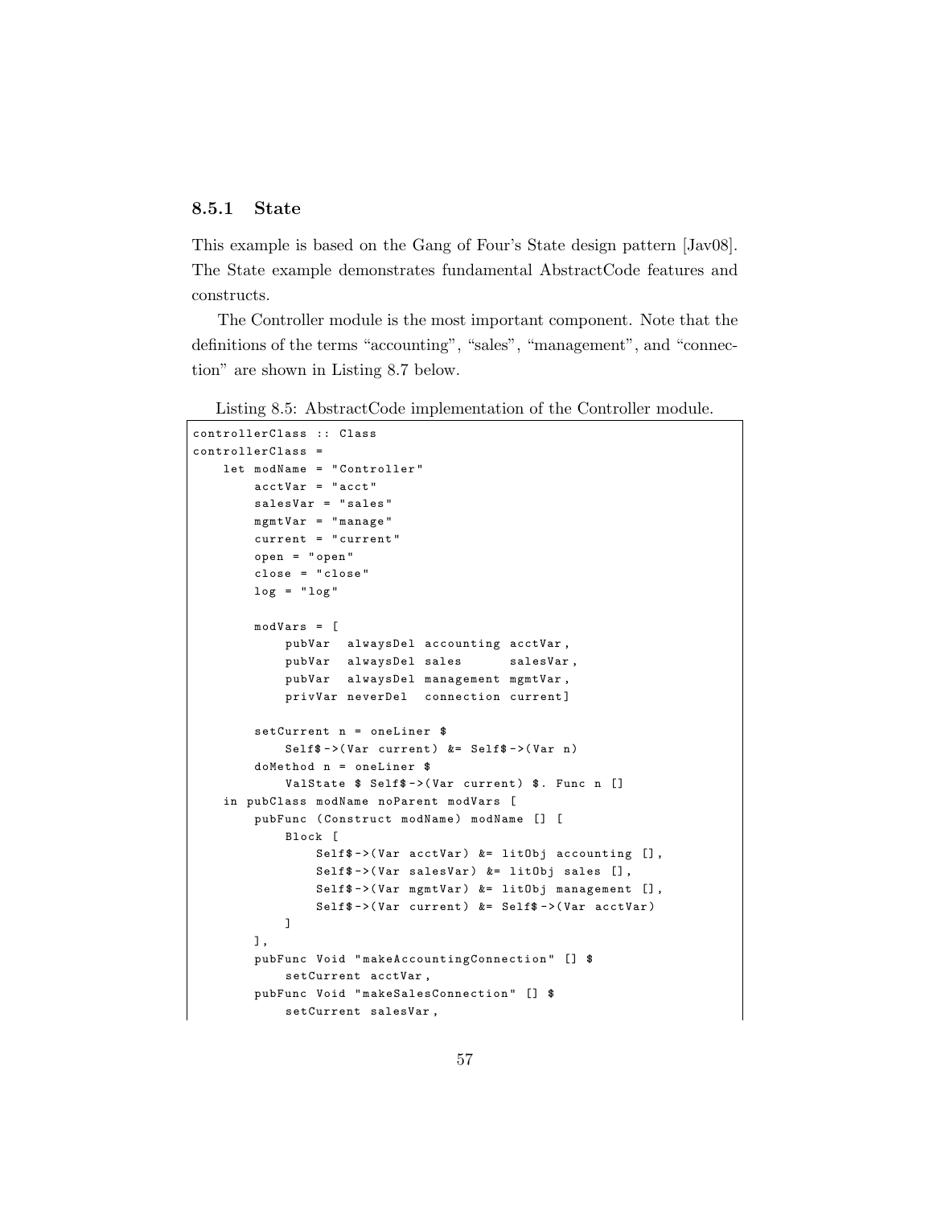### 8.5.1 State

This example is based on the Gang of Four's State design pattern [Jav08]. The State example demonstrates fundamental AbstractCode features and constructs.

The Controller module is the most important component. Note that the definitions of the terms "accounting", "sales", "management", and "connection" are shown in Listing 8.7 below.

Listing 8.5: AbstractCode implementation of the Controller module.

```
controllerClass :: Class
controllerClass =
    let modName = "Controller"
        acctVar = "acct"
        salesVar = "sales"
        mgmtVar = "manage"
        current = "current"
        open = "open"
        close = "close"
        log = "log"

        modVars = [
            pubVar  alwaysDel accounting acctVar,
            pubVar  alwaysDel sales      salesVar,
            pubVar  alwaysDel management mgmtVar,
            privVar neverDel  connection current]

        setCurrent n = oneLiner $
            Self$->(Var current) &= Self$->(Var n)
        doMethod n = oneLiner $
            ValState $ Self$->(Var current) $. Func n []
    in pubClass modName noParent modVars [
        pubFunc (Construct modName) modName [] [
            Block [
                Self$->(Var acctVar) &= litObj accounting [],
                Self$->(Var salesVar) &= litObj sales [],
                Self$->(Var mgmtVar) &= litObj management [],
                Self$->(Var current) &= Self$->(Var acctVar)
            ]
        ],
        pubFunc Void "makeAccountingConnection" [] $
            setCurrent acctVar,
        pubFunc Void "makeSalesConnection" [] $
            setCurrent salesVar,
```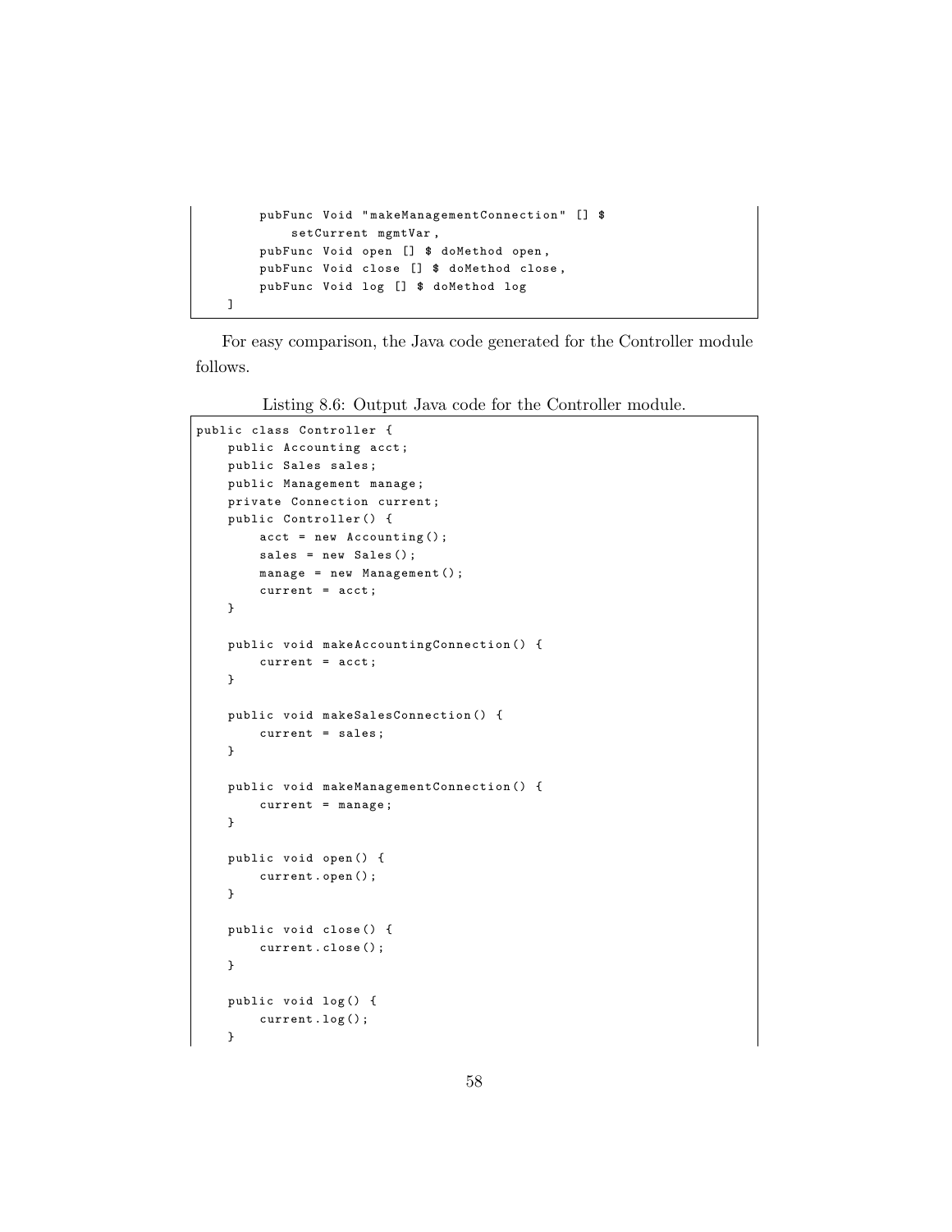```
        pubFunc Void "makeManagementConnection" [] $
            setCurrent mgmtVar,
        pubFunc Void open [] $ doMethod open,
        pubFunc Void close [] $ doMethod close,
        pubFunc Void log [] $ doMethod log
    ]
```

For easy comparison, the Java code generated for the Controller module follows.

Listing 8.6: Output Java code for the Controller module.

```java
public class Controller {
    public Accounting acct;
    public Sales sales;
    public Management manage;
    private Connection current;
    public Controller() {
        acct = new Accounting();
        sales = new Sales();
        manage = new Management();
        current = acct;
    }

    public void makeAccountingConnection() {
        current = acct;
    }

    public void makeSalesConnection() {
        current = sales;
    }

    public void makeManagementConnection() {
        current = manage;
    }

    public void open() {
        current.open();
    }

    public void close() {
        current.close();
    }

    public void log() {
        current.log();
    }
```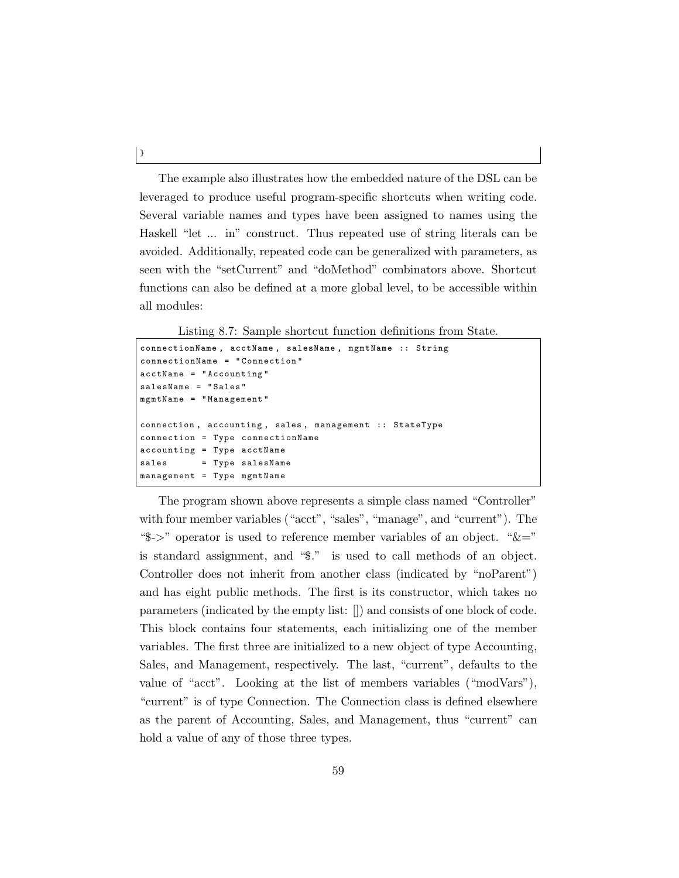```
}
```

The example also illustrates how the embedded nature of the DSL can be leveraged to produce useful program-specific shortcuts when writing code. Several variable names and types have been assigned to names using the Haskell "let ... in" construct. Thus repeated use of string literals can be avoided. Additionally, repeated code can be generalized with parameters, as seen with the "setCurrent" and "doMethod" combinators above. Shortcut functions can also be defined at a more global level, to be accessible within all modules:

Listing 8.7: Sample shortcut function definitions from State.

```
connectionName, acctName, salesName, mgmtName :: String
connectionName = "Connection"
acctName = "Accounting"
salesName = "Sales"
mgmtName = "Management"

connection, accounting, sales, management :: StateType
connection = Type connectionName
accounting = Type acctName
sales      = Type salesName
management = Type mgmtName
```

The program shown above represents a simple class named "Controller" with four member variables ("acct", "sales", "manage", and "current"). The "$->" operator is used to reference member variables of an object. "&=" is standard assignment, and "$." is used to call methods of an object. Controller does not inherit from another class (indicated by "noParent") and has eight public methods. The first is its constructor, which takes no parameters (indicated by the empty list: []) and consists of one block of code. This block contains four statements, each initializing one of the member variables. The first three are initialized to a new object of type Accounting, Sales, and Management, respectively. The last, "current", defaults to the value of "acct". Looking at the list of members variables ("modVars"), "current" is of type Connection. The Connection class is defined elsewhere as the parent of Accounting, Sales, and Management, thus "current" can hold a value of any of those three types.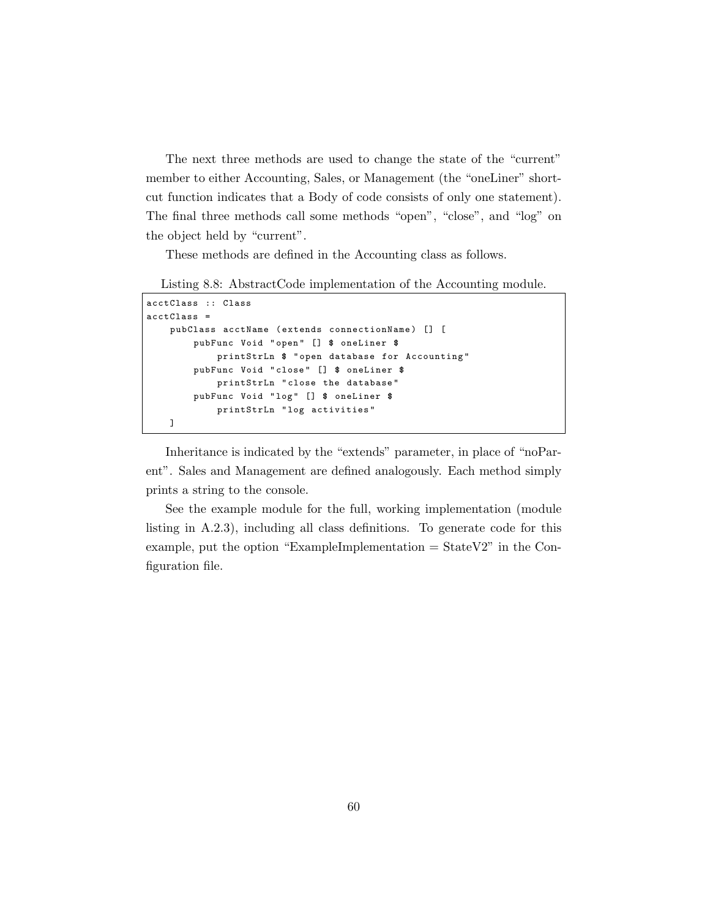The next three methods are used to change the state of the "current" member to either Accounting, Sales, or Management (the "oneLiner" shortcut function indicates that a Body of code consists of only one statement). The final three methods call some methods "open", "close", and "log" on the object held by "current".

These methods are defined in the Accounting class as follows.

Listing 8.8: AbstractCode implementation of the Accounting module.

```
acctClass :: Class
acctClass =
    pubClass acctName (extends connectionName) [] [
        pubFunc Void "open" [] $ oneLiner $
            printStrLn $ "open database for Accounting"
        pubFunc Void "close" [] $ oneLiner $
            printStrLn "close the database"
        pubFunc Void "log" [] $ oneLiner $
            printStrLn "log activities"
    ]
```

Inheritance is indicated by the "extends" parameter, in place of "noParent". Sales and Management are defined analogously. Each method simply prints a string to the console.

See the example module for the full, working implementation (module listing in A.2.3), including all class definitions. To generate code for this example, put the option "ExampleImplementation = StateV2" in the Configuration file.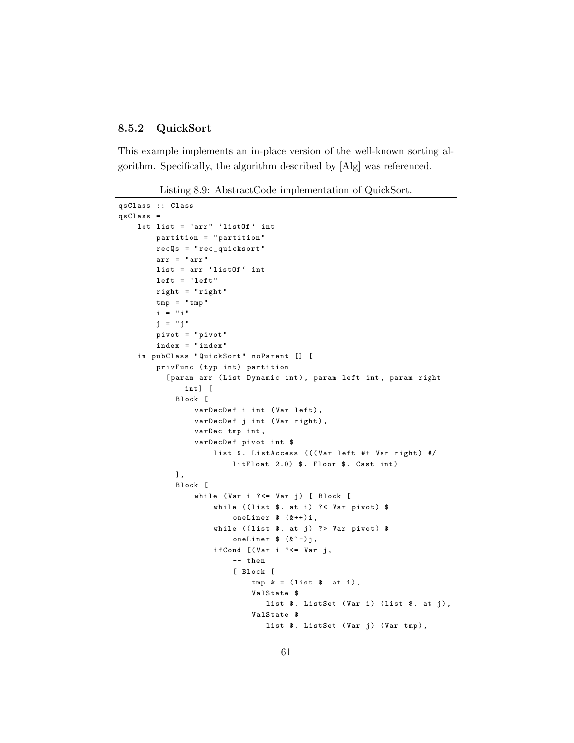### 8.5.2 QuickSort

This example implements an in-place version of the well-known sorting algorithm. Specifically, the algorithm described by [Alg] was referenced.

Listing 8.9: AbstractCode implementation of QuickSort.

```
qsClass :: Class
qsClass =
    let list = "arr" `listOf` int
        partition = "partition"
        recQs = "rec_quicksort"
        arr = "arr"
        list = arr `listOf` int
        left = "left"
        right = "right"
        tmp = "tmp"
        i = "i"
        j = "j"
        pivot = "pivot"
        index = "index"
    in pubClass "QuickSort" noParent [] [
        privFunc (typ int) partition
          [param arr (List Dynamic int), param left int, param right
              int] [
            Block [
                varDecDef i int (Var left),
                varDecDef j int (Var right),
                varDec tmp int,
                varDecDef pivot int $
                    list $. ListAccess (((Var left #+ Var right) #/
                        litFloat 2.0) $. Floor $. Cast int)
            ],
            Block [
                while (Var i ?<= Var j) [ Block [
                    while ((list $. at i) ?< Var pivot) $
                        oneLiner $ (&++)i,
                    while ((list $. at j) ?> Var pivot) $
                        oneLiner $ (&~-)j,
                    ifCond [(Var i ?<= Var j,
                        -- then
                        [ Block [
                            tmp &.= (list $. at i),
                            ValState $
                               list $. ListSet (Var i) (list $. at j),
                            ValState $
                               list $. ListSet (Var j) (Var tmp),
```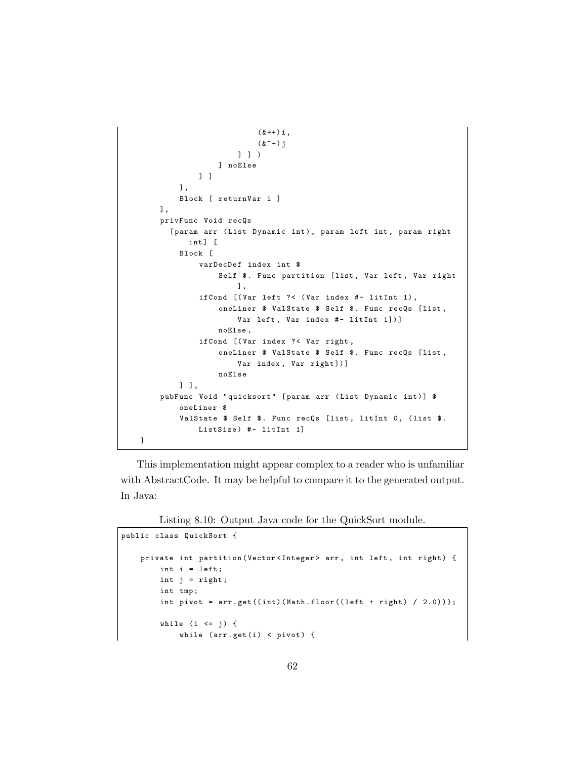```
                            (&++)i,
                            (&~-)j
                        ] ] )
                    ] noElse
                ] ]
            ],
            Block [ returnVar i ]
        ],
        privFunc Void recQs
          [param arr (List Dynamic int), param left int, param right
              int] [
            Block [
                varDecDef index int $
                    Self $. Func partition [list, Var left, Var right
                        ],
                ifCond [(Var left ?< (Var index #- litInt 1),
                    oneLiner $ ValState $ Self $. Func recQs [list,
                        Var left, Var index #- litInt 1])]
                    noElse,
                ifCond [(Var index ?< Var right,
                    oneLiner $ ValState $ Self $. Func recQs [list,
                        Var index, Var right])]
                    noElse
            ] ],
        pubFunc Void "quicksort" [param arr (List Dynamic int)] $
            oneLiner $
            ValState $ Self $. Func recQs [list, litInt 0, (list $.
                ListSize) #- litInt 1]
    ]
```

This implementation might appear complex to a reader who is unfamiliar with AbstractCode. It may be helpful to compare it to the generated output. In Java:

Listing 8.10: Output Java code for the QuickSort module.

```
public class QuickSort {

    private int partition(Vector<Integer> arr, int left, int right) {
        int i = left;
        int j = right;
        int tmp;
        int pivot = arr.get((int)(Math.floor((left + right) / 2.0)));

        while (i <= j) {
            while (arr.get(i) < pivot) {
```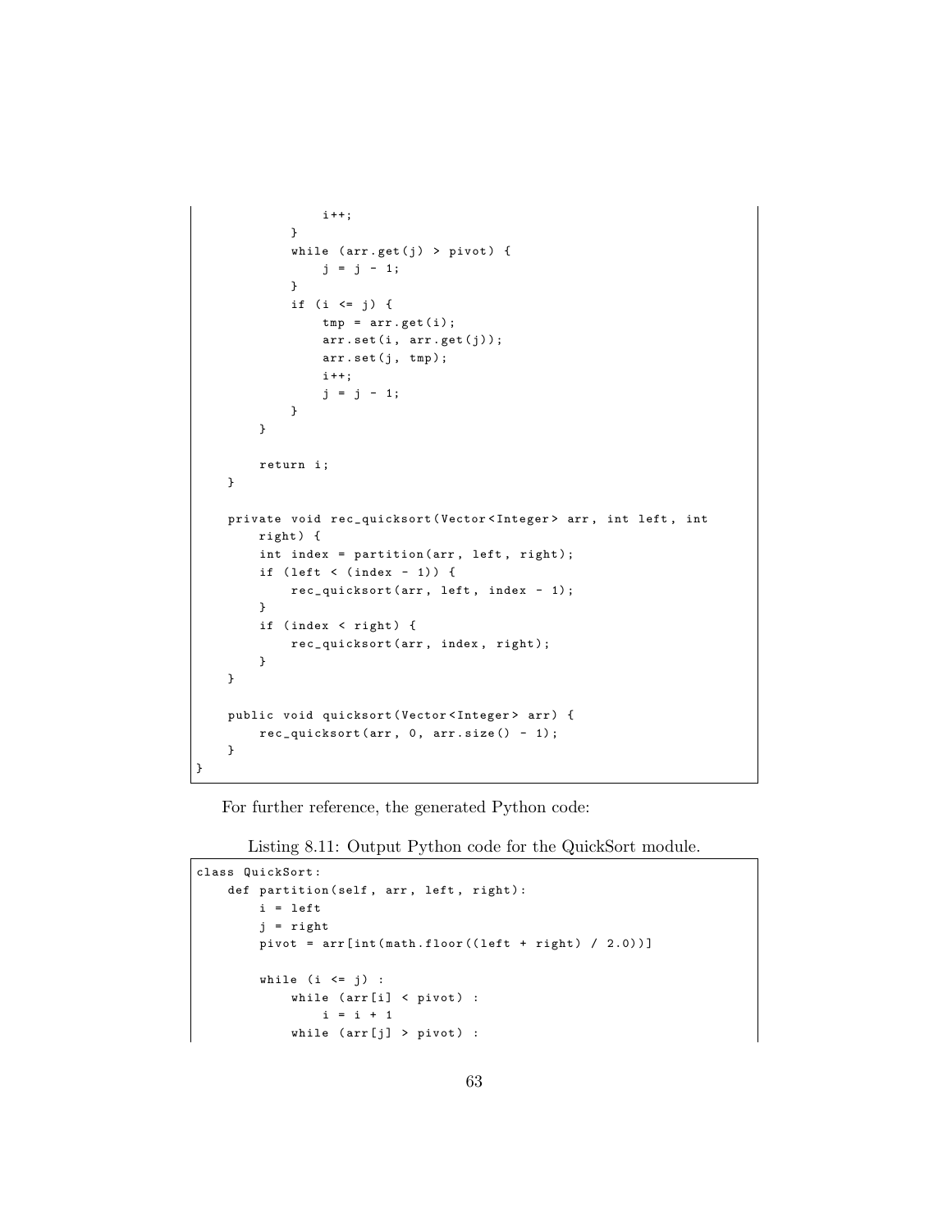```
                i++;
            }
            while (arr.get(j) > pivot) {
                j = j - 1;
            }
            if (i <= j) {
                tmp = arr.get(i);
                arr.set(i, arr.get(j));
                arr.set(j, tmp);
                i++;
                j = j - 1;
            }
        }

        return i;
    }

    private void rec_quicksort(Vector<Integer> arr, int left, int
        right) {
        int index = partition(arr, left, right);
        if (left < (index - 1)) {
            rec_quicksort(arr, left, index - 1);
        }
        if (index < right) {
            rec_quicksort(arr, index, right);
        }
    }

    public void quicksort(Vector<Integer> arr) {
        rec_quicksort(arr, 0, arr.size() - 1);
    }
}
```

For further reference, the generated Python code:

Listing 8.11: Output Python code for the QuickSort module.

```
class QuickSort:
    def partition(self, arr, left, right):
        i = left
        j = right
        pivot = arr[int(math.floor((left + right) / 2.0))]

        while (i <= j) :
            while (arr[i] < pivot) :
                i = i + 1
            while (arr[j] > pivot) :
```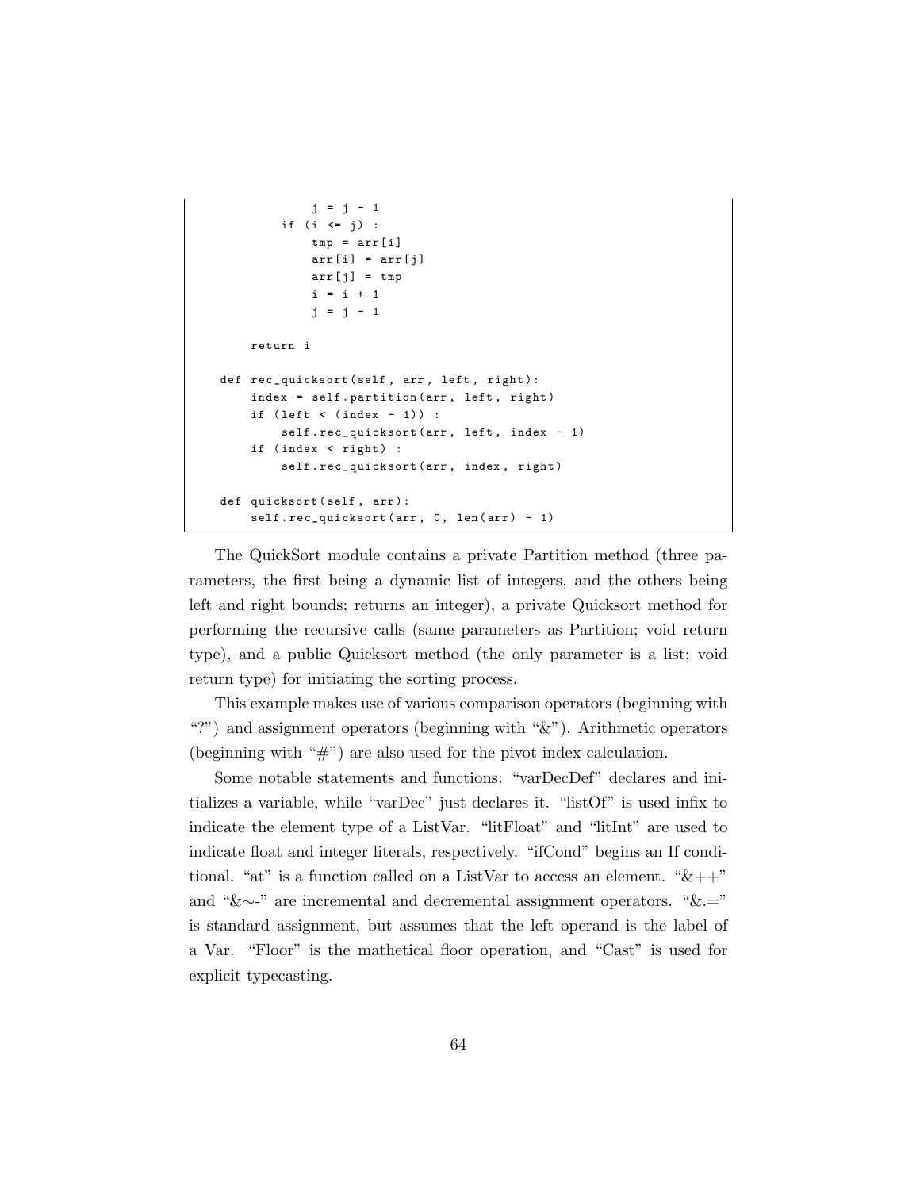```
                j = j - 1
            if (i <= j) :
                tmp = arr[i]
                arr[i] = arr[j]
                arr[j] = tmp
                i = i + 1
                j = j - 1

        return i

    def rec_quicksort(self, arr, left, right):
        index = self.partition(arr, left, right)
        if (left < (index - 1)) :
            self.rec_quicksort(arr, left, index - 1)
        if (index < right) :
            self.rec_quicksort(arr, index, right)

    def quicksort(self, arr):
        self.rec_quicksort(arr, 0, len(arr) - 1)
```

The QuickSort module contains a private Partition method (three parameters, the first being a dynamic list of integers, and the others being left and right bounds; returns an integer), a private Quicksort method for performing the recursive calls (same parameters as Partition; void return type), and a public Quicksort method (the only parameter is a list; void return type) for initiating the sorting process.

This example makes use of various comparison operators (beginning with "?") and assignment operators (beginning with "&"). Arithmetic operators (beginning with "#") are also used for the pivot index calculation.

Some notable statements and functions: "varDecDef" declares and initializes a variable, while "varDec" just declares it. "listOf" is used infix to indicate the element type of a ListVar. "litFloat" and "litInt" are used to indicate float and integer literals, respectively. "ifCond" begins an If conditional. "at" is a function called on a ListVar to access an element. "&++" and "&~-" are incremental and decremental assignment operators. "&.=" is standard assignment, but assumes that the left operand is the label of a Var. "Floor" is the mathetical floor operation, and "Cast" is used for explicit typecasting.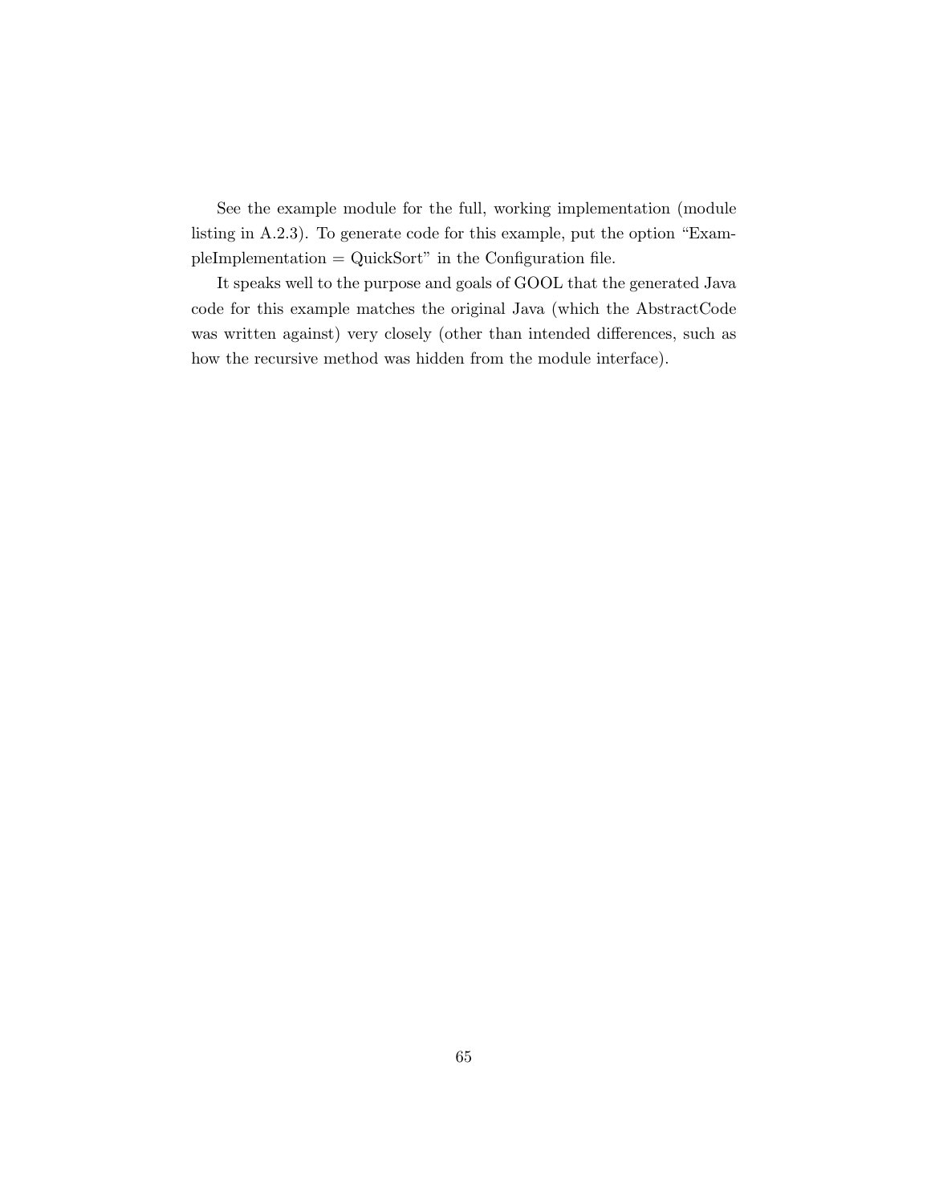See the example module for the full, working implementation (module listing in A.2.3). To generate code for this example, put the option "ExampleImplementation = QuickSort" in the Configuration file.

It speaks well to the purpose and goals of GOOL that the generated Java code for this example matches the original Java (which the AbstractCode was written against) very closely (other than intended differences, such as how the recursive method was hidden from the module interface).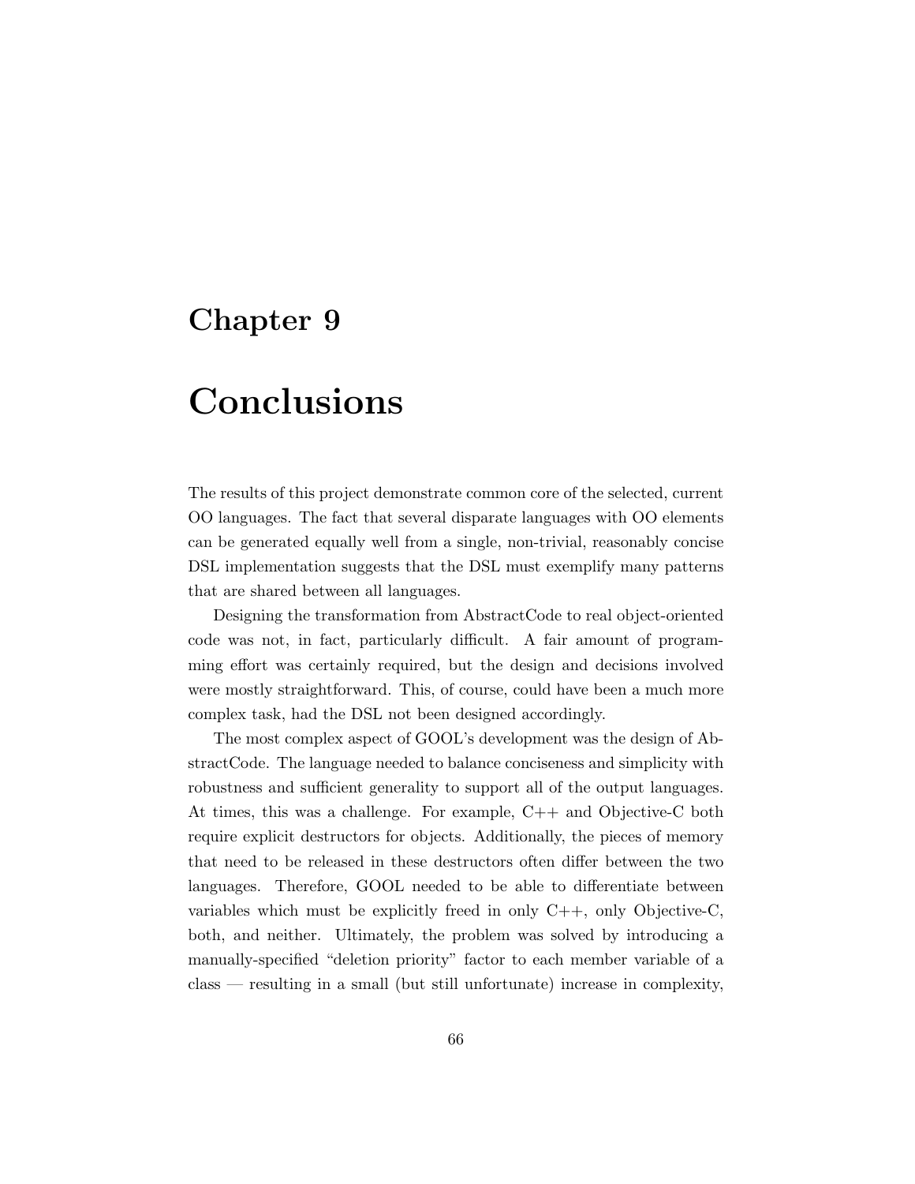# Chapter 9

# Conclusions

The results of this project demonstrate common core of the selected, current OO languages. The fact that several disparate languages with OO elements can be generated equally well from a single, non-trivial, reasonably concise DSL implementation suggests that the DSL must exemplify many patterns that are shared between all languages.

Designing the transformation from AbstractCode to real object-oriented code was not, in fact, particularly difficult. A fair amount of programming effort was certainly required, but the design and decisions involved were mostly straightforward. This, of course, could have been a much more complex task, had the DSL not been designed accordingly.

The most complex aspect of GOOL's development was the design of AbstractCode. The language needed to balance conciseness and simplicity with robustness and sufficient generality to support all of the output languages. At times, this was a challenge. For example, C++ and Objective-C both require explicit destructors for objects. Additionally, the pieces of memory that need to be released in these destructors often differ between the two languages. Therefore, GOOL needed to be able to differentiate between variables which must be explicitly freed in only C++, only Objective-C, both, and neither. Ultimately, the problem was solved by introducing a manually-specified "deletion priority" factor to each member variable of a class — resulting in a small (but still unfortunate) increase in complexity,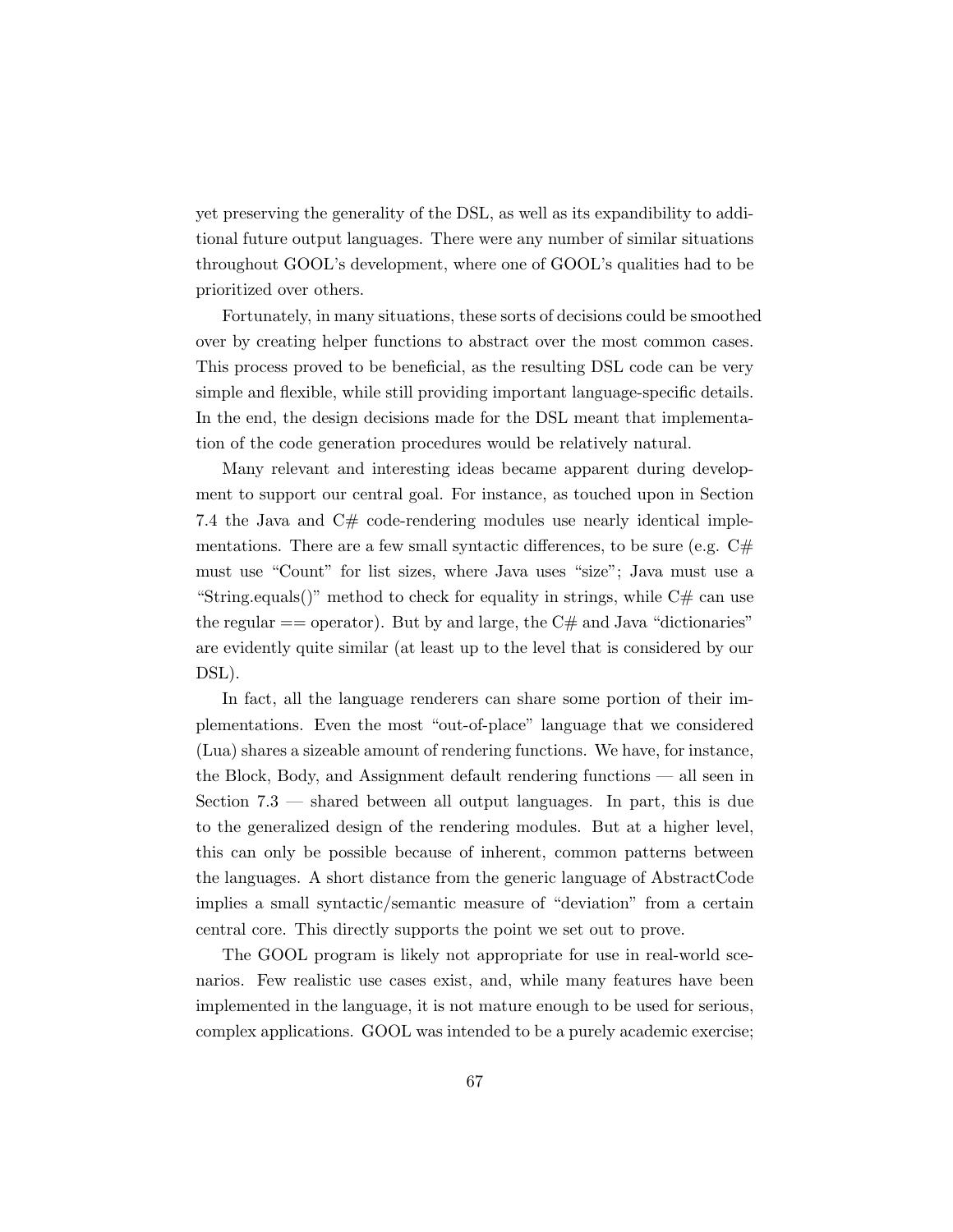yet preserving the generality of the DSL, as well as its expandibility to additional future output languages. There were any number of similar situations throughout GOOL's development, where one of GOOL's qualities had to be prioritized over others.

Fortunately, in many situations, these sorts of decisions could be smoothed over by creating helper functions to abstract over the most common cases. This process proved to be beneficial, as the resulting DSL code can be very simple and flexible, while still providing important language-specific details. In the end, the design decisions made for the DSL meant that implementation of the code generation procedures would be relatively natural.

Many relevant and interesting ideas became apparent during development to support our central goal. For instance, as touched upon in Section 7.4 the Java and C# code-rendering modules use nearly identical implementations. There are a few small syntactic differences, to be sure (e.g. C# must use "Count" for list sizes, where Java uses "size"; Java must use a "String.equals()" method to check for equality in strings, while C# can use the regular == operator). But by and large, the C# and Java "dictionaries" are evidently quite similar (at least up to the level that is considered by our DSL).

In fact, all the language renderers can share some portion of their implementations. Even the most "out-of-place" language that we considered (Lua) shares a sizeable amount of rendering functions. We have, for instance, the Block, Body, and Assignment default rendering functions — all seen in Section 7.3 — shared between all output languages. In part, this is due to the generalized design of the rendering modules. But at a higher level, this can only be possible because of inherent, common patterns between the languages. A short distance from the generic language of AbstractCode implies a small syntactic/semantic measure of "deviation" from a certain central core. This directly supports the point we set out to prove.

The GOOL program is likely not appropriate for use in real-world scenarios. Few realistic use cases exist, and, while many features have been implemented in the language, it is not mature enough to be used for serious, complex applications. GOOL was intended to be a purely academic exercise;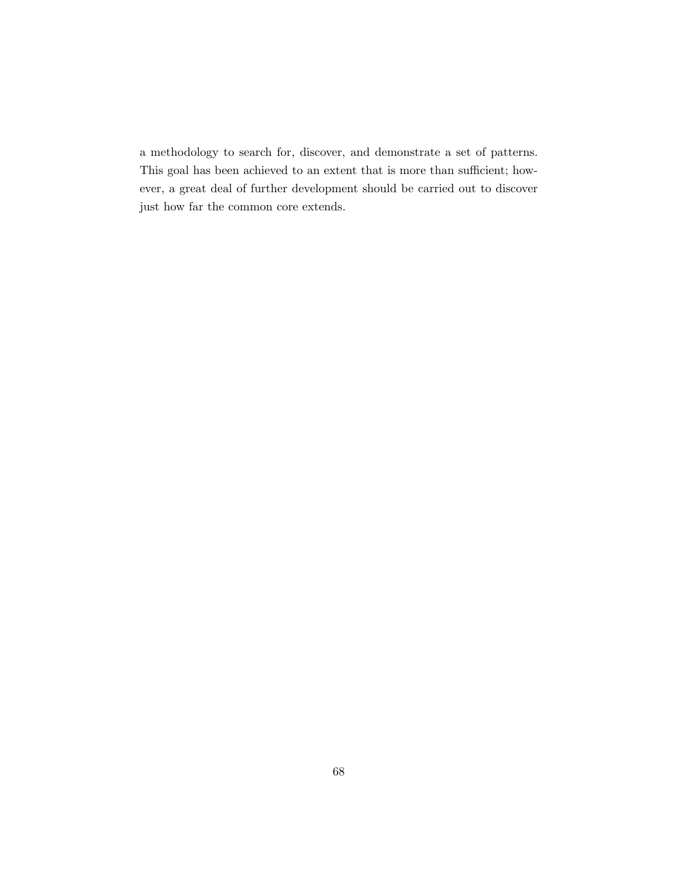a methodology to search for, discover, and demonstrate a set of patterns. This goal has been achieved to an extent that is more than sufficient; however, a great deal of further development should be carried out to discover just how far the common core extends.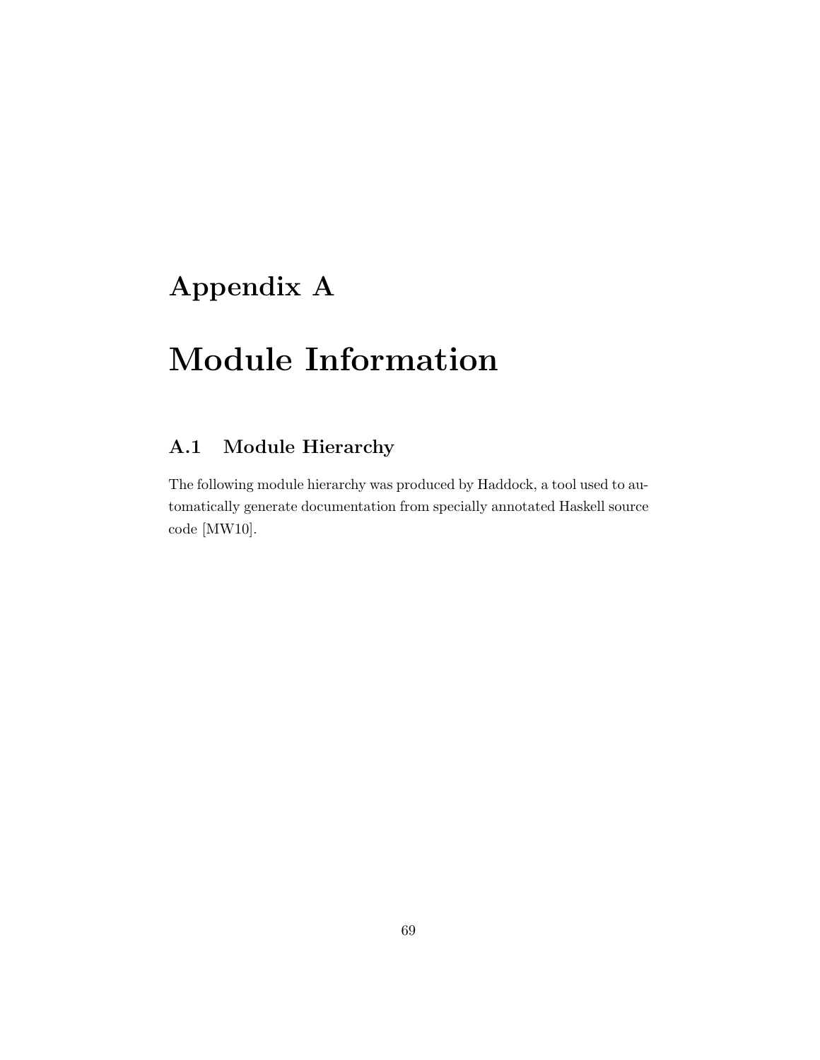# Appendix A

# Module Information

## A.1 Module Hierarchy

The following module hierarchy was produced by Haddock, a tool used to automatically generate documentation from specially annotated Haskell source code [MW10].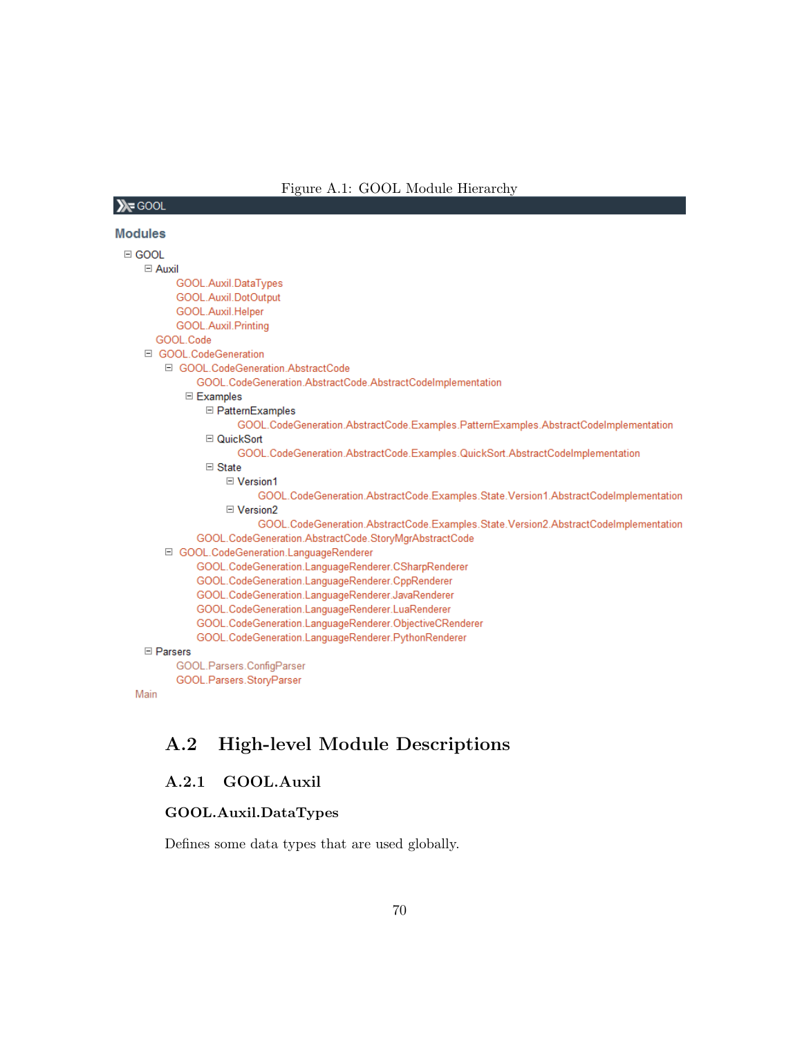Figure A.1: GOOL Module Hierarchy

GOOL

**Modules**

- GOOL
  - Auxil
    - GOOL.Auxil.DataTypes
    - GOOL.Auxil.DotOutput
    - GOOL.Auxil.Helper
    - GOOL.Auxil.Printing
  - GOOL.Code
  - GOOL.CodeGeneration
    - GOOL.CodeGeneration.AbstractCode
      - GOOL.CodeGeneration.AbstractCode.AbstractCodeImplementation
      - Examples
        - PatternExamples
          - GOOL.CodeGeneration.AbstractCode.Examples.PatternExamples.AbstractCodeImplementation
        - QuickSort
          - GOOL.CodeGeneration.AbstractCode.Examples.QuickSort.AbstractCodeImplementation
        - State
          - Version1
            - GOOL.CodeGeneration.AbstractCode.Examples.State.Version1.AbstractCodeImplementation
          - Version2
            - GOOL.CodeGeneration.AbstractCode.Examples.State.Version2.AbstractCodeImplementation
      - GOOL.CodeGeneration.AbstractCode.StoryMgrAbstractCode
    - GOOL.CodeGeneration.LanguageRenderer
      - GOOL.CodeGeneration.LanguageRenderer.CSharpRenderer
      - GOOL.CodeGeneration.LanguageRenderer.CppRenderer
      - GOOL.CodeGeneration.LanguageRenderer.JavaRenderer
      - GOOL.CodeGeneration.LanguageRenderer.LuaRenderer
      - GOOL.CodeGeneration.LanguageRenderer.ObjectiveCRenderer
      - GOOL.CodeGeneration.LanguageRenderer.PythonRenderer
  - Parsers
    - GOOL.Parsers.ConfigParser
    - GOOL.Parsers.StoryParser
- Main

## A.2 High-level Module Descriptions

### A.2.1 GOOL.Auxil

#### GOOL.Auxil.DataTypes

Defines some data types that are used globally.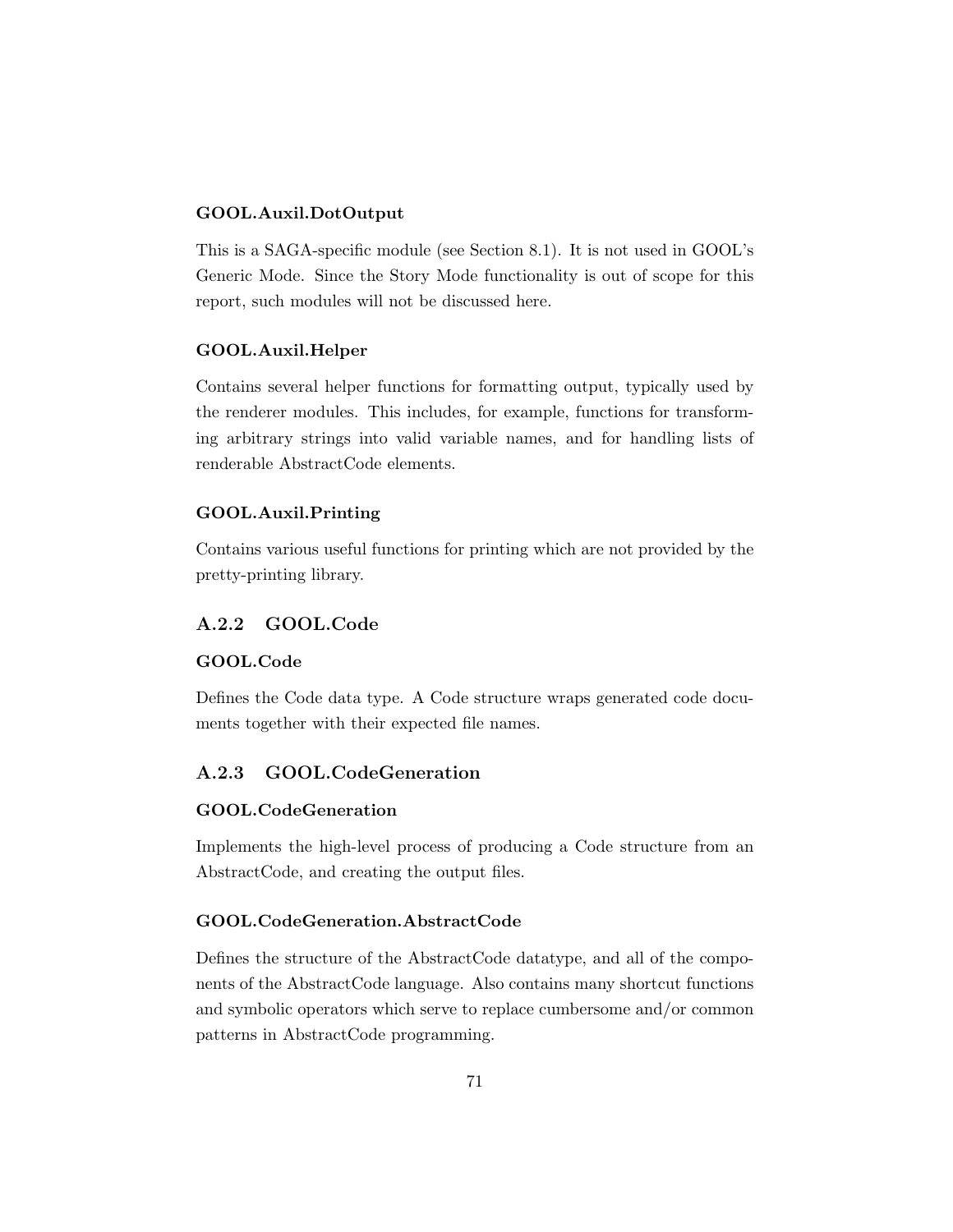#### GOOL.Auxil.DotOutput

This is a SAGA-specific module (see Section 8.1). It is not used in GOOL's Generic Mode. Since the Story Mode functionality is out of scope for this report, such modules will not be discussed here.

#### GOOL.Auxil.Helper

Contains several helper functions for formatting output, typically used by the renderer modules. This includes, for example, functions for transforming arbitrary strings into valid variable names, and for handling lists of renderable AbstractCode elements.

#### GOOL.Auxil.Printing

Contains various useful functions for printing which are not provided by the pretty-printing library.

### A.2.2 GOOL.Code

#### GOOL.Code

Defines the Code data type. A Code structure wraps generated code documents together with their expected file names.

### A.2.3 GOOL.CodeGeneration

#### GOOL.CodeGeneration

Implements the high-level process of producing a Code structure from an AbstractCode, and creating the output files.

#### GOOL.CodeGeneration.AbstractCode

Defines the structure of the AbstractCode datatype, and all of the components of the AbstractCode language. Also contains many shortcut functions and symbolic operators which serve to replace cumbersome and/or common patterns in AbstractCode programming.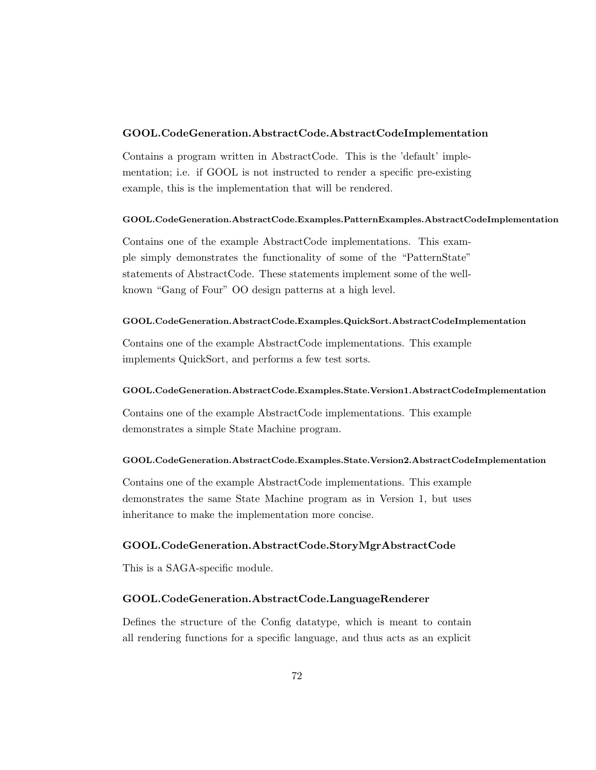#### GOOL.CodeGeneration.AbstractCode.AbstractCodeImplementation

Contains a program written in AbstractCode. This is the 'default' implementation; i.e. if GOOL is not instructed to render a specific pre-existing example, this is the implementation that will be rendered.

##### GOOL.CodeGeneration.AbstractCode.Examples.PatternExamples.AbstractCodeImplementation

Contains one of the example AbstractCode implementations. This example simply demonstrates the functionality of some of the "PatternState" statements of AbstractCode. These statements implement some of the well-known "Gang of Four" OO design patterns at a high level.

##### GOOL.CodeGeneration.AbstractCode.Examples.QuickSort.AbstractCodeImplementation

Contains one of the example AbstractCode implementations. This example implements QuickSort, and performs a few test sorts.

##### GOOL.CodeGeneration.AbstractCode.Examples.State.Version1.AbstractCodeImplementation

Contains one of the example AbstractCode implementations. This example demonstrates a simple State Machine program.

##### GOOL.CodeGeneration.AbstractCode.Examples.State.Version2.AbstractCodeImplementation

Contains one of the example AbstractCode implementations. This example demonstrates the same State Machine program as in Version 1, but uses inheritance to make the implementation more concise.

#### GOOL.CodeGeneration.AbstractCode.StoryMgrAbstractCode

This is a SAGA-specific module.

#### GOOL.CodeGeneration.AbstractCode.LanguageRenderer

Defines the structure of the Config datatype, which is meant to contain all rendering functions for a specific language, and thus acts as an explicit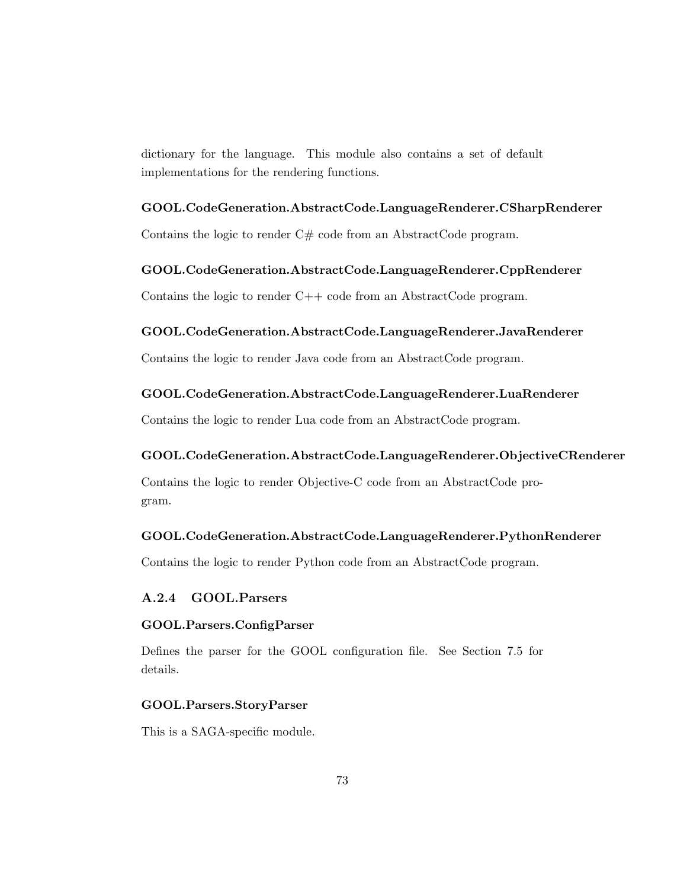dictionary for the language. This module also contains a set of default implementations for the rendering functions.

#### GOOL.CodeGeneration.AbstractCode.LanguageRenderer.CSharpRenderer

Contains the logic to render C# code from an AbstractCode program.

#### GOOL.CodeGeneration.AbstractCode.LanguageRenderer.CppRenderer

Contains the logic to render C++ code from an AbstractCode program.

#### GOOL.CodeGeneration.AbstractCode.LanguageRenderer.JavaRenderer

Contains the logic to render Java code from an AbstractCode program.

#### GOOL.CodeGeneration.AbstractCode.LanguageRenderer.LuaRenderer

Contains the logic to render Lua code from an AbstractCode program.

#### GOOL.CodeGeneration.AbstractCode.LanguageRenderer.ObjectiveCRenderer

Contains the logic to render Objective-C code from an AbstractCode program.

#### GOOL.CodeGeneration.AbstractCode.LanguageRenderer.PythonRenderer

Contains the logic to render Python code from an AbstractCode program.

### A.2.4 GOOL.Parsers

#### GOOL.Parsers.ConfigParser

Defines the parser for the GOOL configuration file. See Section 7.5 for details.

#### GOOL.Parsers.StoryParser

This is a SAGA-specific module.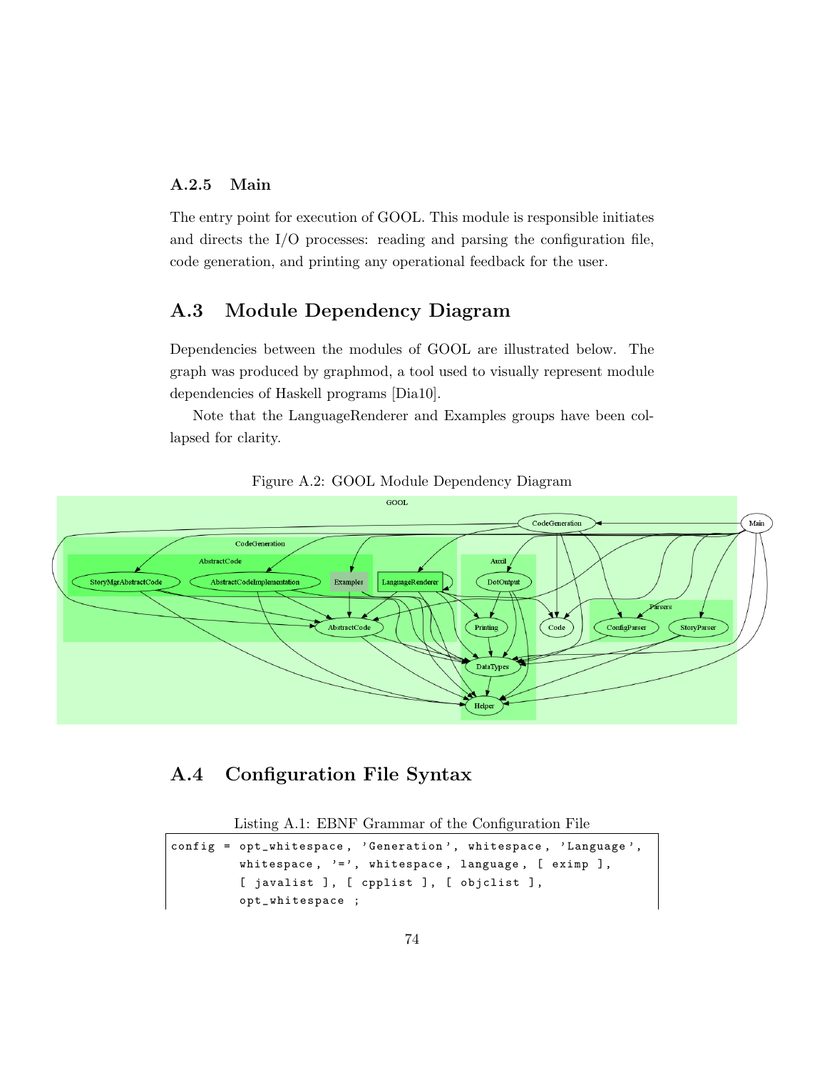### A.2.5 Main

The entry point for execution of GOOL. This module is responsible initiates and directs the I/O processes: reading and parsing the configuration file, code generation, and printing any operational feedback for the user.

## A.3 Module Dependency Diagram

Dependencies between the modules of GOOL are illustrated below. The graph was produced by graphmod, a tool used to visually represent module dependencies of Haskell programs [Dia10].

Note that the LanguageRenderer and Examples groups have been collapsed for clarity.

Figure A.2: GOOL Module Dependency Diagram

## A.4 Configuration File Syntax

Listing A.1: EBNF Grammar of the Configuration File

```
config = opt_whitespace, 'Generation', whitespace, 'Language',
         whitespace, '=', whitespace, language, [ eximp ],
         [ javalist ], [ cpplist ], [ objclist ],
         opt_whitespace ;
```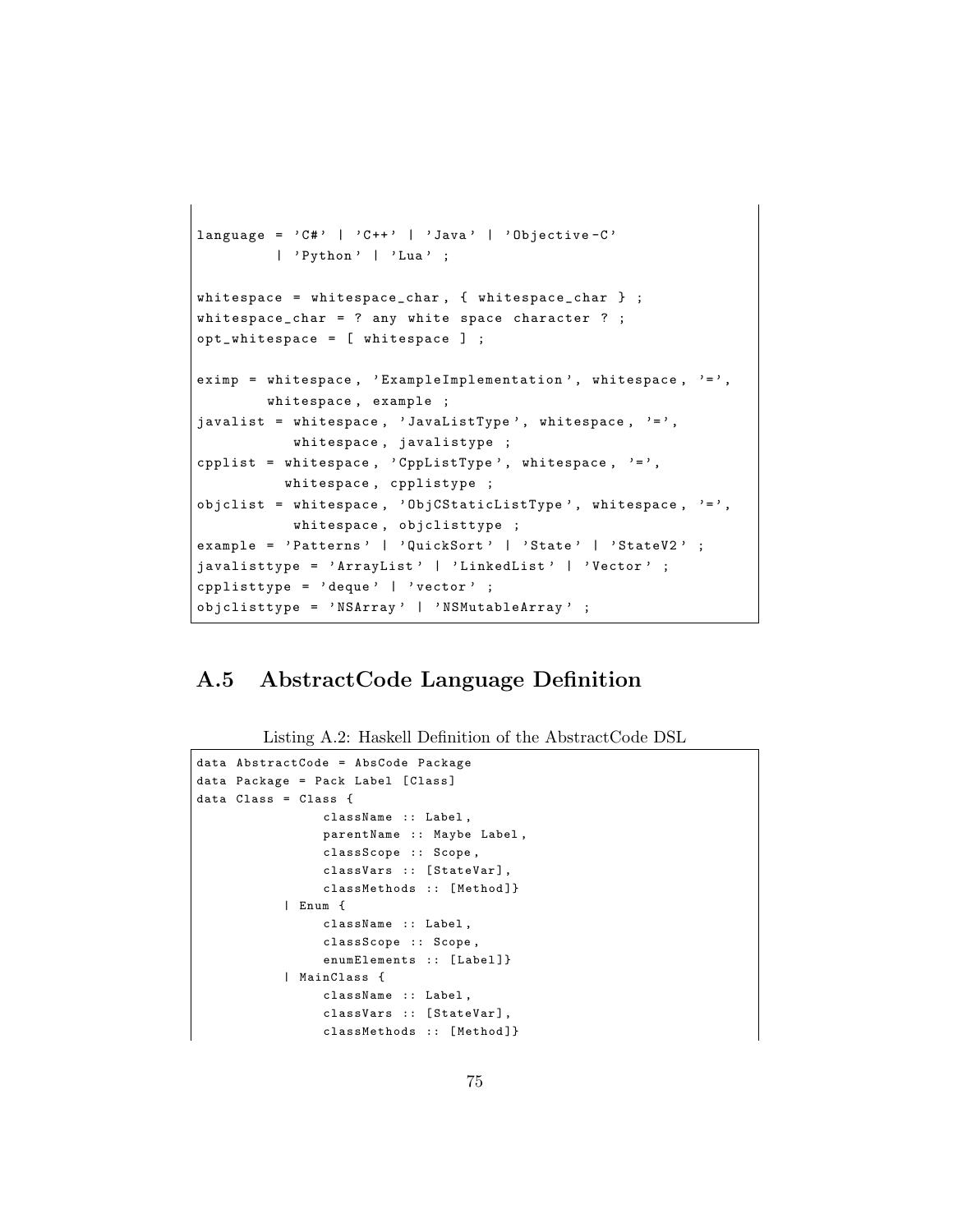```
language = 'C#' | 'C++' | 'Java' | 'Objective-C'
         | 'Python' | 'Lua' ;

whitespace = whitespace_char, { whitespace_char } ;
whitespace_char = ? any white space character ? ;
opt_whitespace = [ whitespace ] ;

eximp = whitespace, 'ExampleImplementation', whitespace, '=',
        whitespace, example ;
javalist = whitespace, 'JavaListType', whitespace, '=',
           whitespace, javalisttype ;
cpplist = whitespace, 'CppListType', whitespace, '=',
          whitespace, cpplisttype ;
objclist = whitespace, 'ObjCStaticListType', whitespace, '=',
           whitespace, objclisttype ;
example = 'Patterns' | 'QuickSort' | 'State' | 'StateV2' ;
javalisttype = 'ArrayList' | 'LinkedList' | 'Vector' ;
cpplisttype = 'deque' | 'vector' ;
objclisttype = 'NSArray' | 'NSMutableArray' ;
```

## A.5 AbstractCode Language Definition

Listing A.2: Haskell Definition of the AbstractCode DSL

```
data AbstractCode = AbsCode Package
data Package = Pack Label [Class]
data Class = Class {
               className :: Label,
               parentName :: Maybe Label,
               classScope :: Scope,
               classVars :: [StateVar],
               classMethods :: [Method]}
           | Enum {
               className :: Label,
               classScope :: Scope,
               enumElements :: [Label]}
           | MainClass {
               className :: Label,
               classVars :: [StateVar],
               classMethods :: [Method]}
```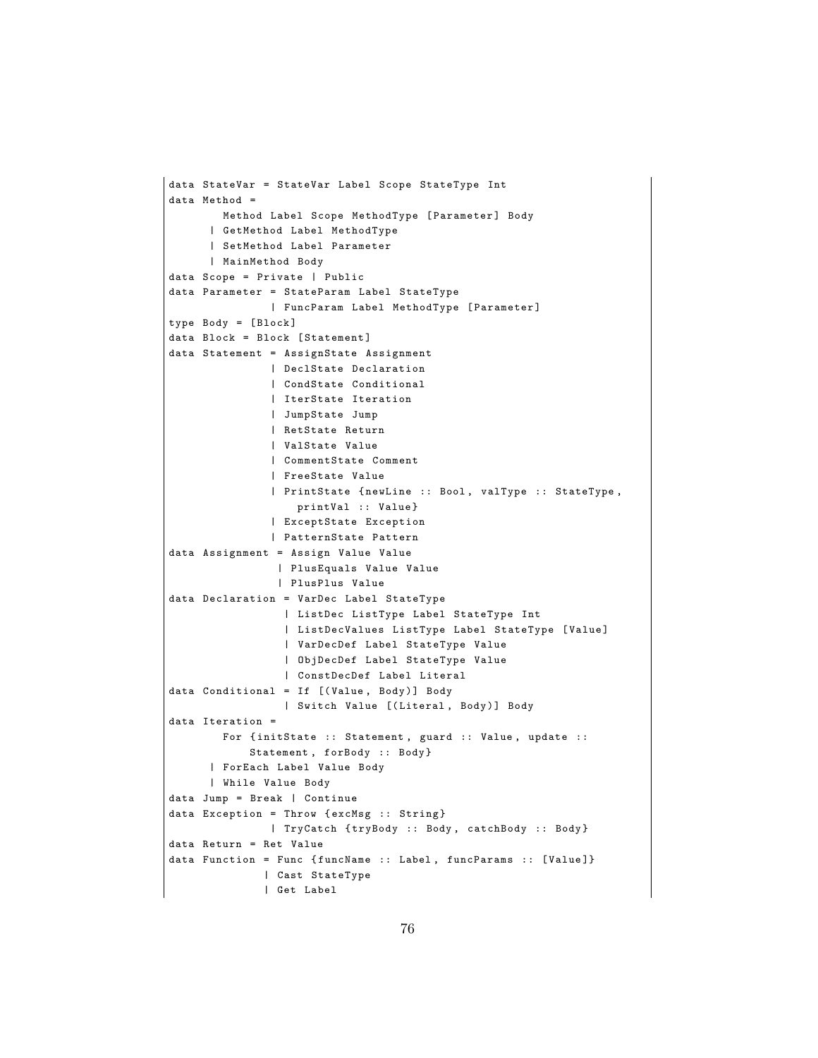```
data StateVar = StateVar Label Scope StateType Int
data Method =
        Method Label Scope MethodType [Parameter] Body
      | GetMethod Label MethodType
      | SetMethod Label Parameter
      | MainMethod Body
data Scope = Private | Public
data Parameter = StateParam Label StateType
               | FuncParam Label MethodType [Parameter]
type Body = [Block]
data Block = Block [Statement]
data Statement = AssignState Assignment
               | DeclState Declaration
               | CondState Conditional
               | IterState Iteration
               | JumpState Jump
               | RetState Return
               | ValState Value
               | CommentState Comment
               | FreeState Value
               | PrintState {newLine :: Bool, valType :: StateType,
                   printVal :: Value}
               | ExceptState Exception
               | PatternState Pattern
data Assignment = Assign Value Value
                | PlusEquals Value Value
                | PlusPlus Value
data Declaration = VarDec Label StateType
                 | ListDec ListType Label StateType Int
                 | ListDecValues ListType Label StateType [Value]
                 | VarDecDef Label StateType Value
                 | ObjDecDef Label StateType Value
                 | ConstDecDef Label Literal
data Conditional = If [(Value, Body)] Body
                 | Switch Value [(Literal, Body)] Body
data Iteration =
        For {initState :: Statement, guard :: Value, update ::
            Statement, forBody :: Body}
      | ForEach Label Value Body
      | While Value Body
data Jump = Break | Continue
data Exception = Throw {excMsg :: String}
               | TryCatch {tryBody :: Body, catchBody :: Body}
data Return = Ret Value
data Function = Func {funcName :: Label, funcParams :: [Value]}
              | Cast StateType
              | Get Label
```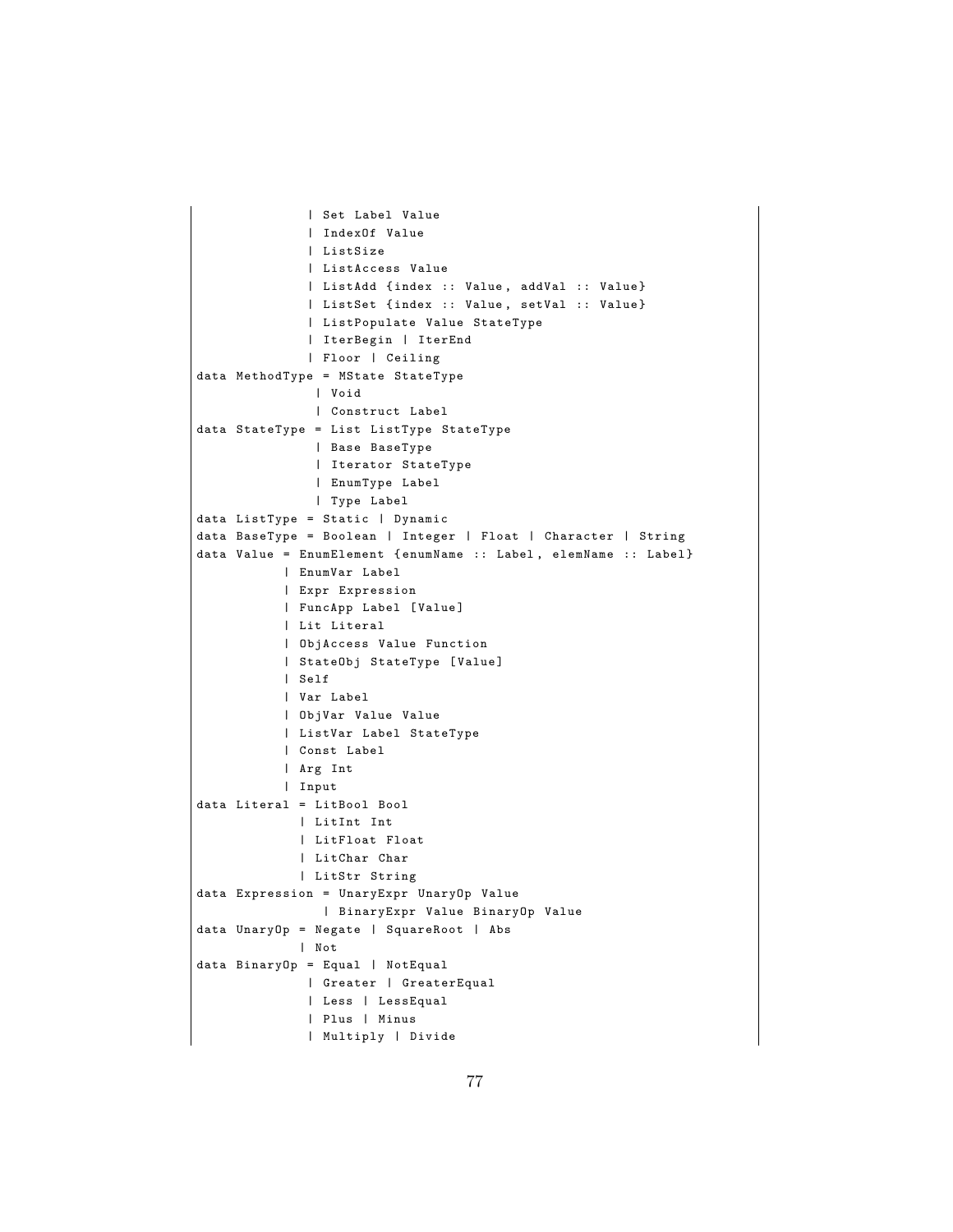```
             | Set Label Value
             | IndexOf Value
             | ListSize
             | ListAccess Value
             | ListAdd {index :: Value, addVal :: Value}
             | ListSet {index :: Value, setVal :: Value}
             | ListPopulate Value StateType
             | IterBegin | IterEnd
             | Floor | Ceiling
data MethodType = MState StateType
              | Void
              | Construct Label
data StateType = List ListType StateType
              | Base BaseType
              | Iterator StateType
              | EnumType Label
              | Type Label
data ListType = Static | Dynamic
data BaseType = Boolean | Integer | Float | Character | String
data Value = EnumElement {enumName :: Label, elemName :: Label}
          | EnumVar Label
          | Expr Expression
          | FuncApp Label [Value]
          | Lit Literal
          | ObjAccess Value Function
          | StateObj StateType [Value]
          | Self
          | Var Label
          | ObjVar Value Value
          | ListVar Label StateType
          | Const Label
          | Arg Int
          | Input
data Literal = LitBool Bool
            | LitInt Int
            | LitFloat Float
            | LitChar Char
            | LitStr String
data Expression = UnaryExpr UnaryOp Value
               | BinaryExpr Value BinaryOp Value
data UnaryOp = Negate | SquareRoot | Abs
            | Not
data BinaryOp = Equal | NotEqual
             | Greater | GreaterEqual
             | Less | LessEqual
             | Plus | Minus
             | Multiply | Divide
```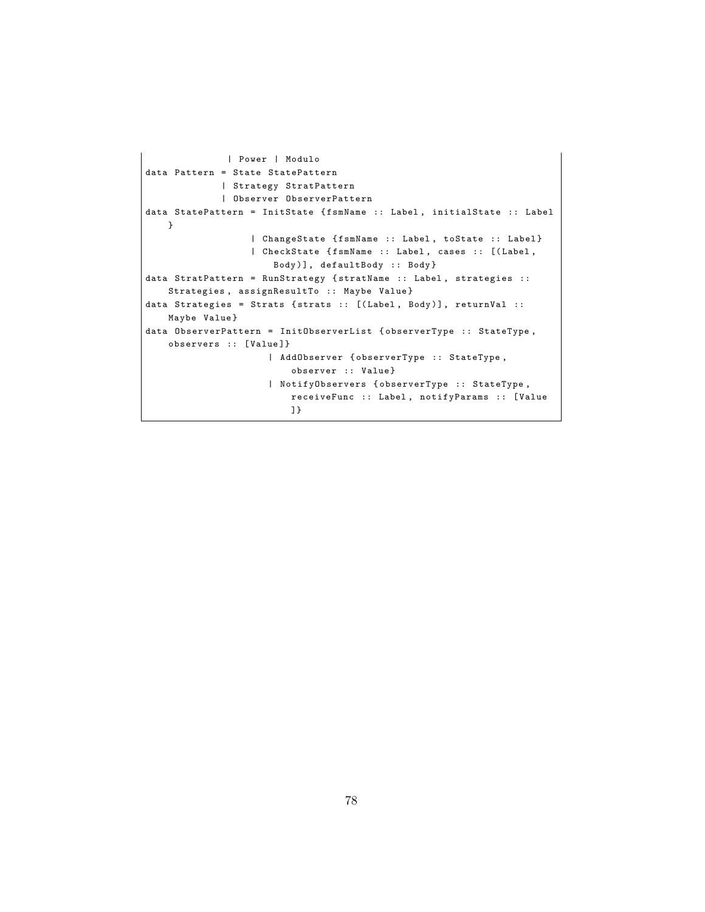```
              | Power | Modulo
data Pattern = State StatePattern
             | Strategy StratPattern
             | Observer ObserverPattern
data StatePattern = InitState {fsmName :: Label, initialState :: Label
    }
                  | ChangeState {fsmName :: Label, toState :: Label}
                  | CheckState {fsmName :: Label, cases :: [(Label,
                      Body)], defaultBody :: Body}
data StratPattern = RunStrategy {stratName :: Label, strategies ::
    Strategies, assignResultTo :: Maybe Value}
data Strategies = Strats {strats :: [(Label, Body)], returnVal ::
    Maybe Value}
data ObserverPattern = InitObserverList {observerType :: StateType,
    observers :: [Value]}
                     | AddObserver {observerType :: StateType,
                         observer :: Value}
                     | NotifyObservers {observerType :: StateType,
                         receiveFunc :: Label, notifyParams :: [Value
                         ]}
```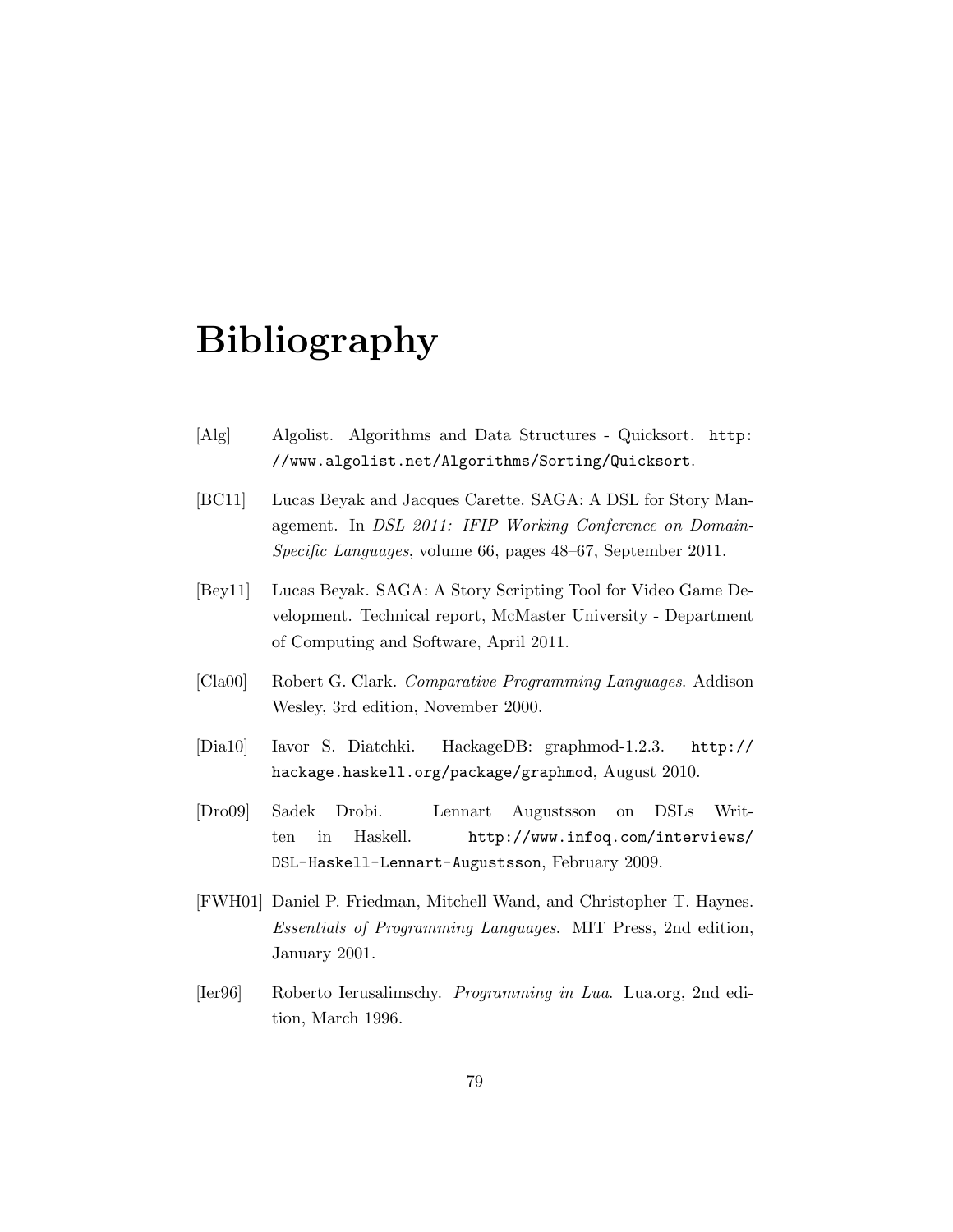# Bibliography

[Alg] Algolist. Algorithms and Data Structures - Quicksort. http://www.algolist.net/Algorithms/Sorting/Quicksort.

[BC11] Lucas Beyak and Jacques Carette. SAGA: A DSL for Story Management. In *DSL 2011: IFIP Working Conference on Domain-Specific Languages*, volume 66, pages 48–67, September 2011.

[Bey11] Lucas Beyak. SAGA: A Story Scripting Tool for Video Game Development. Technical report, McMaster University - Department of Computing and Software, April 2011.

[Cla00] Robert G. Clark. *Comparative Programming Languages*. Addison Wesley, 3rd edition, November 2000.

[Dia10] Iavor S. Diatchki. HackageDB: graphmod-1.2.3. http://hackage.haskell.org/package/graphmod, August 2010.

[Dro09] Sadek Drobi. Lennart Augustsson on DSLs Written in Haskell. http://www.infoq.com/interviews/DSL-Haskell-Lennart-Augustsson, February 2009.

[FWH01] Daniel P. Friedman, Mitchell Wand, and Christopher T. Haynes. *Essentials of Programming Languages*. MIT Press, 2nd edition, January 2001.

[Ier96] Roberto Ierusalimschy. *Programming in Lua*. Lua.org, 2nd edition, March 1996.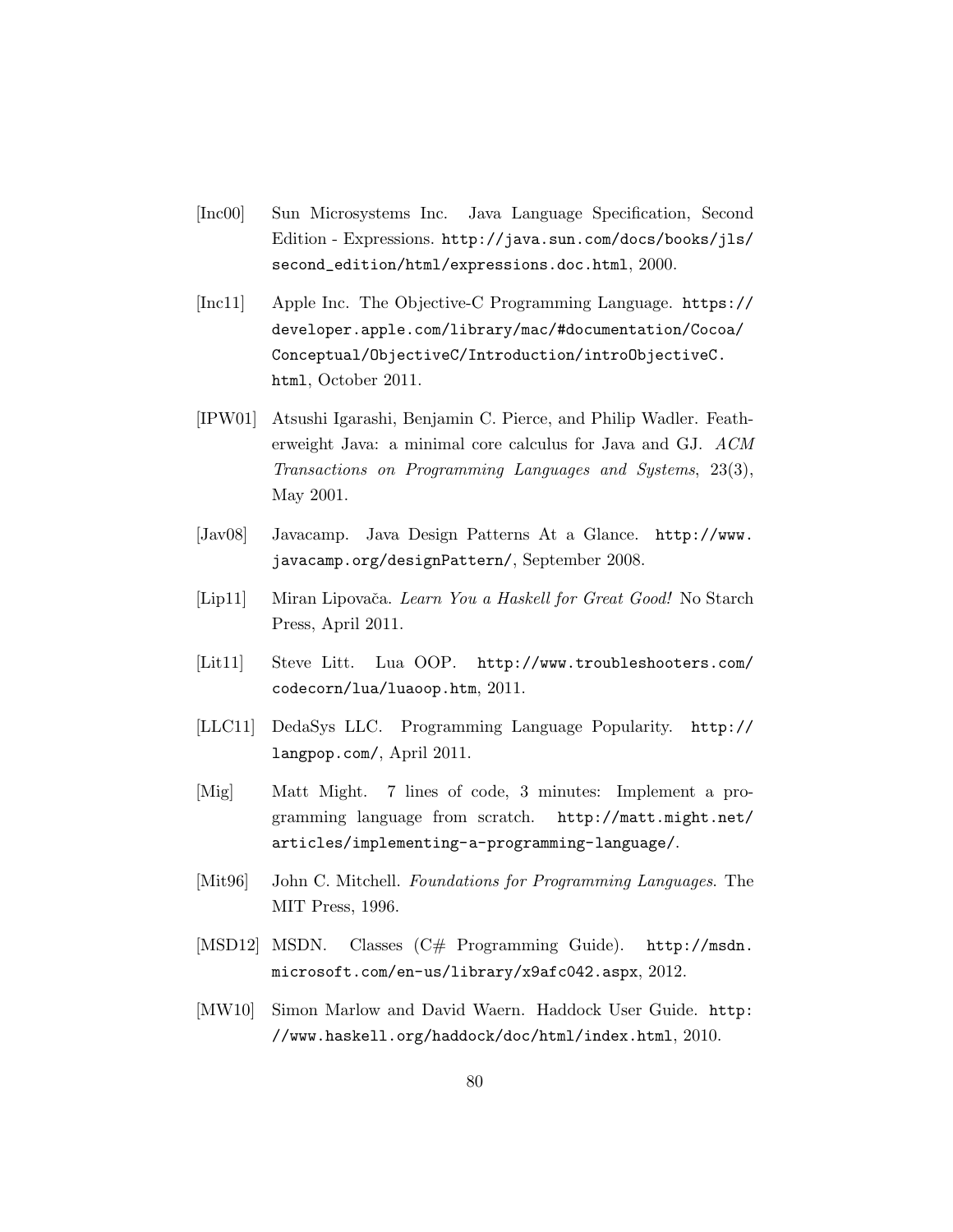[Inc00] Sun Microsystems Inc. Java Language Specification, Second Edition - Expressions. http://java.sun.com/docs/books/jls/second_edition/html/expressions.doc.html, 2000.

[Inc11] Apple Inc. The Objective-C Programming Language. https://developer.apple.com/library/mac/#documentation/Cocoa/Conceptual/ObjectiveC/Introduction/introObjectiveC.html, October 2011.

[IPW01] Atsushi Igarashi, Benjamin C. Pierce, and Philip Wadler. Featherweight Java: a minimal core calculus for Java and GJ. *ACM Transactions on Programming Languages and Systems*, 23(3), May 2001.

[Jav08] Javacamp. Java Design Patterns At a Glance. http://www.javacamp.org/designPattern/, September 2008.

[Lip11] Miran Lipovača. *Learn You a Haskell for Great Good!* No Starch Press, April 2011.

[Lit11] Steve Litt. Lua OOP. http://www.troubleshooters.com/codecorn/lua/luaoop.htm, 2011.

[LLC11] DedaSys LLC. Programming Language Popularity. http://langpop.com/, April 2011.

[Mig] Matt Might. 7 lines of code, 3 minutes: Implement a programming language from scratch. http://matt.might.net/articles/implementing-a-programming-language/.

[Mit96] John C. Mitchell. *Foundations for Programming Languages*. The MIT Press, 1996.

[MSD12] MSDN. Classes (C# Programming Guide). http://msdn.microsoft.com/en-us/library/x9afc042.aspx, 2012.

[MW10] Simon Marlow and David Waern. Haddock User Guide. http://www.haskell.org/haddock/doc/html/index.html, 2010.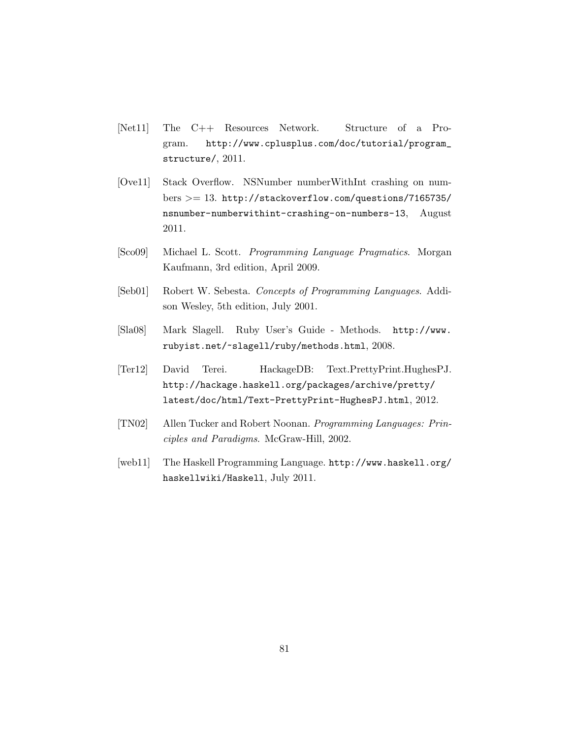[Net11] The C++ Resources Network. Structure of a Program. http://www.cplusplus.com/doc/tutorial/program_structure/, 2011.

[Ove11] Stack Overflow. NSNumber numberWithInt crashing on numbers >= 13. http://stackoverflow.com/questions/7165735/nsnumber-numberwithint-crashing-on-numbers-13, August 2011.

[Sco09] Michael L. Scott. *Programming Language Pragmatics*. Morgan Kaufmann, 3rd edition, April 2009.

[Seb01] Robert W. Sebesta. *Concepts of Programming Languages*. Addison Wesley, 5th edition, July 2001.

[Sla08] Mark Slagell. Ruby User's Guide - Methods. http://www.rubyist.net/~slagell/ruby/methods.html, 2008.

[Ter12] David Terei. HackageDB: Text.PrettyPrint.HughesPJ. http://hackage.haskell.org/packages/archive/pretty/latest/doc/html/Text-PrettyPrint-HughesPJ.html, 2012.

[TN02] Allen Tucker and Robert Noonan. *Programming Languages: Principles and Paradigms*. McGraw-Hill, 2002.

[web11] The Haskell Programming Language. http://www.haskell.org/haskellwiki/Haskell, July 2011.